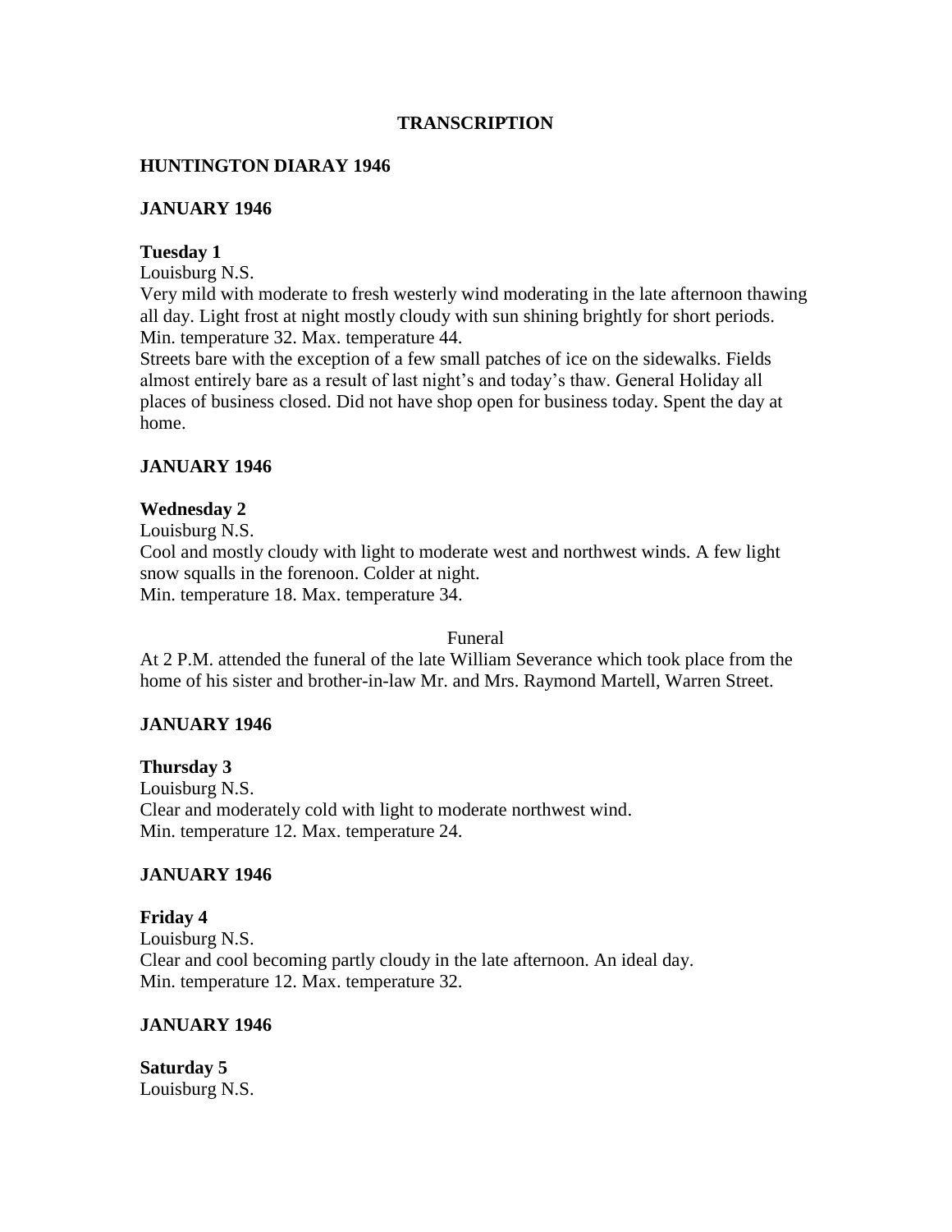**TRANSCRIPTION**

**HUNTINGTON DIARAY 1946**

**JANUARY 1946**

**Tuesday 1**
Louisburg N.S.
Very mild with moderate to fresh westerly wind moderating in the late afternoon thawing all day. Light frost at night mostly cloudy with sun shining brightly for short periods.
Min. temperature 32. Max. temperature 44.
Streets bare with the exception of a few small patches of ice on the sidewalks. Fields almost entirely bare as a result of last night's and today's thaw. General Holiday all places of business closed. Did not have shop open for business today. Spent the day at home.

**JANUARY 1946**

**Wednesday 2**
Louisburg N.S.
Cool and mostly cloudy with light to moderate west and northwest winds. A few light snow squalls in the forenoon. Colder at night.
Min. temperature 18. Max. temperature 34.

Funeral

At 2 P.M. attended the funeral of the late William Severance which took place from the home of his sister and brother-in-law Mr. and Mrs. Raymond Martell, Warren Street.

**JANUARY 1946**

**Thursday 3**
Louisburg N.S.
Clear and moderately cold with light to moderate northwest wind.
Min. temperature 12. Max. temperature 24.

**JANUARY 1946**

**Friday 4**
Louisburg N.S.
Clear and cool becoming partly cloudy in the late afternoon. An ideal day.
Min. temperature 12. Max. temperature 32.

**JANUARY 1946**

**Saturday 5**
Louisburg N.S.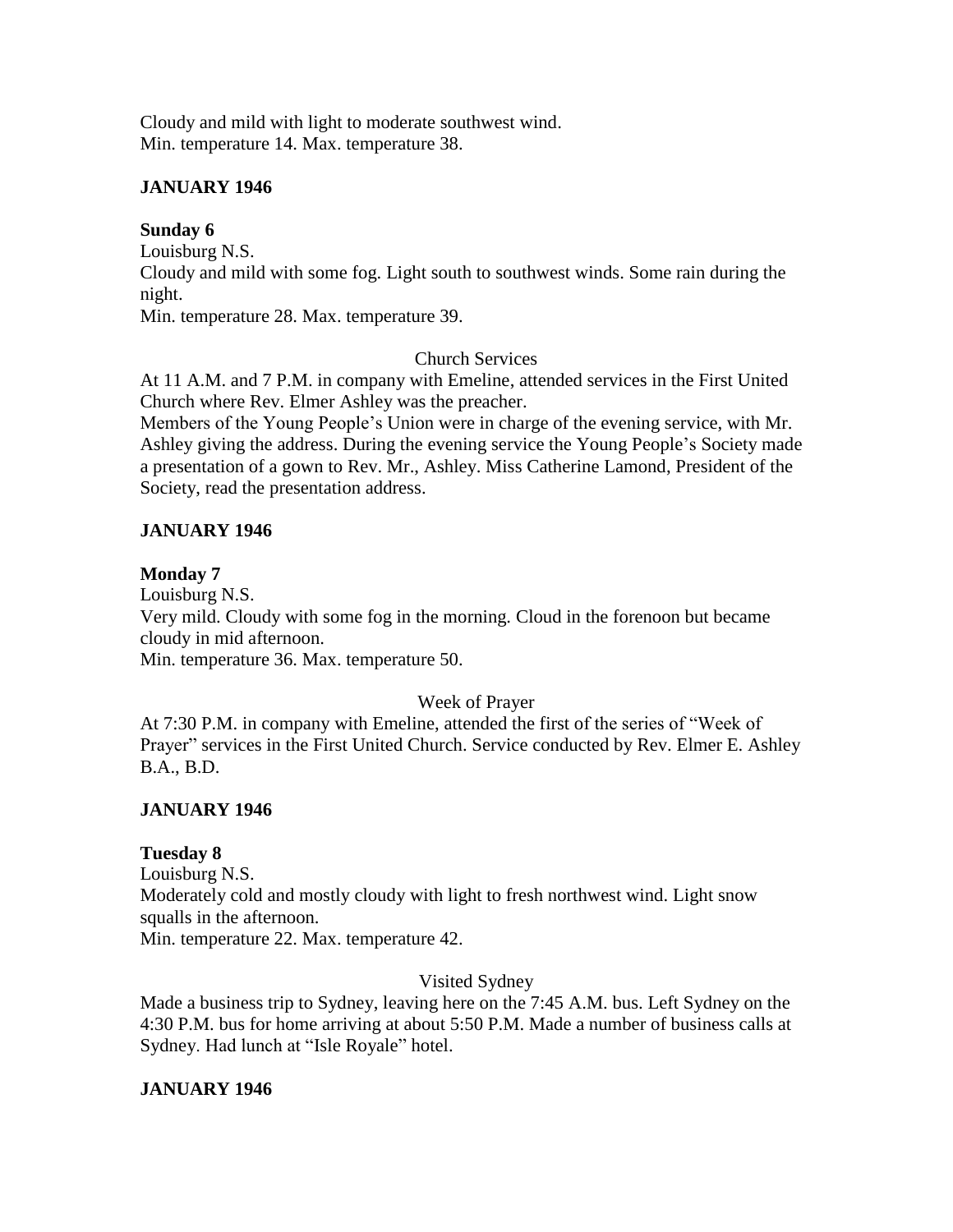Cloudy and mild with light to moderate southwest wind.
Min. temperature 14. Max. temperature 38.

**JANUARY 1946**

**Sunday 6**
Louisburg N.S.
Cloudy and mild with some fog. Light south to southwest winds. Some rain during the night.
Min. temperature 28. Max. temperature 39.

Church Services

At 11 A.M. and 7 P.M. in company with Emeline, attended services in the First United Church where Rev. Elmer Ashley was the preacher.
Members of the Young People's Union were in charge of the evening service, with Mr. Ashley giving the address. During the evening service the Young People's Society made a presentation of a gown to Rev. Mr., Ashley. Miss Catherine Lamond, President of the Society, read the presentation address.

**JANUARY 1946**

**Monday 7**
Louisburg N.S.
Very mild. Cloudy with some fog in the morning. Cloud in the forenoon but became cloudy in mid afternoon.
Min. temperature 36. Max. temperature 50.

Week of Prayer

At 7:30 P.M. in company with Emeline, attended the first of the series of "Week of Prayer" services in the First United Church. Service conducted by Rev. Elmer E. Ashley B.A., B.D.

**JANUARY 1946**

**Tuesday 8**
Louisburg N.S.
Moderately cold and mostly cloudy with light to fresh northwest wind. Light snow squalls in the afternoon.
Min. temperature 22. Max. temperature 42.

Visited Sydney

Made a business trip to Sydney, leaving here on the 7:45 A.M. bus. Left Sydney on the 4:30 P.M. bus for home arriving at about 5:50 P.M. Made a number of business calls at Sydney. Had lunch at "Isle Royale" hotel.

**JANUARY 1946**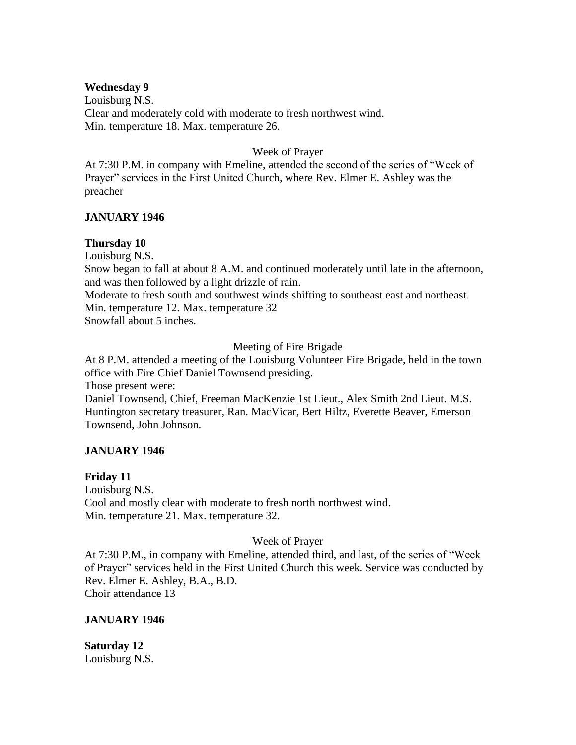**Wednesday 9**
Louisburg N.S.
Clear and moderately cold with moderate to fresh northwest wind.
Min. temperature 18. Max. temperature 26.

Week of Prayer

At 7:30 P.M. in company with Emeline, attended the second of the series of "Week of Prayer" services in the First United Church, where Rev. Elmer E. Ashley was the preacher

**JANUARY 1946**

**Thursday 10**
Louisburg N.S.
Snow began to fall at about 8 A.M. and continued moderately until late in the afternoon, and was then followed by a light drizzle of rain.
Moderate to fresh south and southwest winds shifting to southeast east and northeast.
Min. temperature 12. Max. temperature 32
Snowfall about 5 inches.

Meeting of Fire Brigade

At 8 P.M. attended a meeting of the Louisburg Volunteer Fire Brigade, held in the town office with Fire Chief Daniel Townsend presiding.
Those present were:
Daniel Townsend, Chief, Freeman MacKenzie 1st Lieut., Alex Smith 2nd Lieut. M.S. Huntington secretary treasurer, Ran. MacVicar, Bert Hiltz, Everette Beaver, Emerson Townsend, John Johnson.

**JANUARY 1946**

**Friday 11**
Louisburg N.S.
Cool and mostly clear with moderate to fresh north northwest wind.
Min. temperature 21. Max. temperature 32.

Week of Prayer

At 7:30 P.M., in company with Emeline, attended third, and last, of the series of "Week of Prayer" services held in the First United Church this week. Service was conducted by Rev. Elmer E. Ashley, B.A., B.D.
Choir attendance 13

**JANUARY 1946**

**Saturday 12**
Louisburg N.S.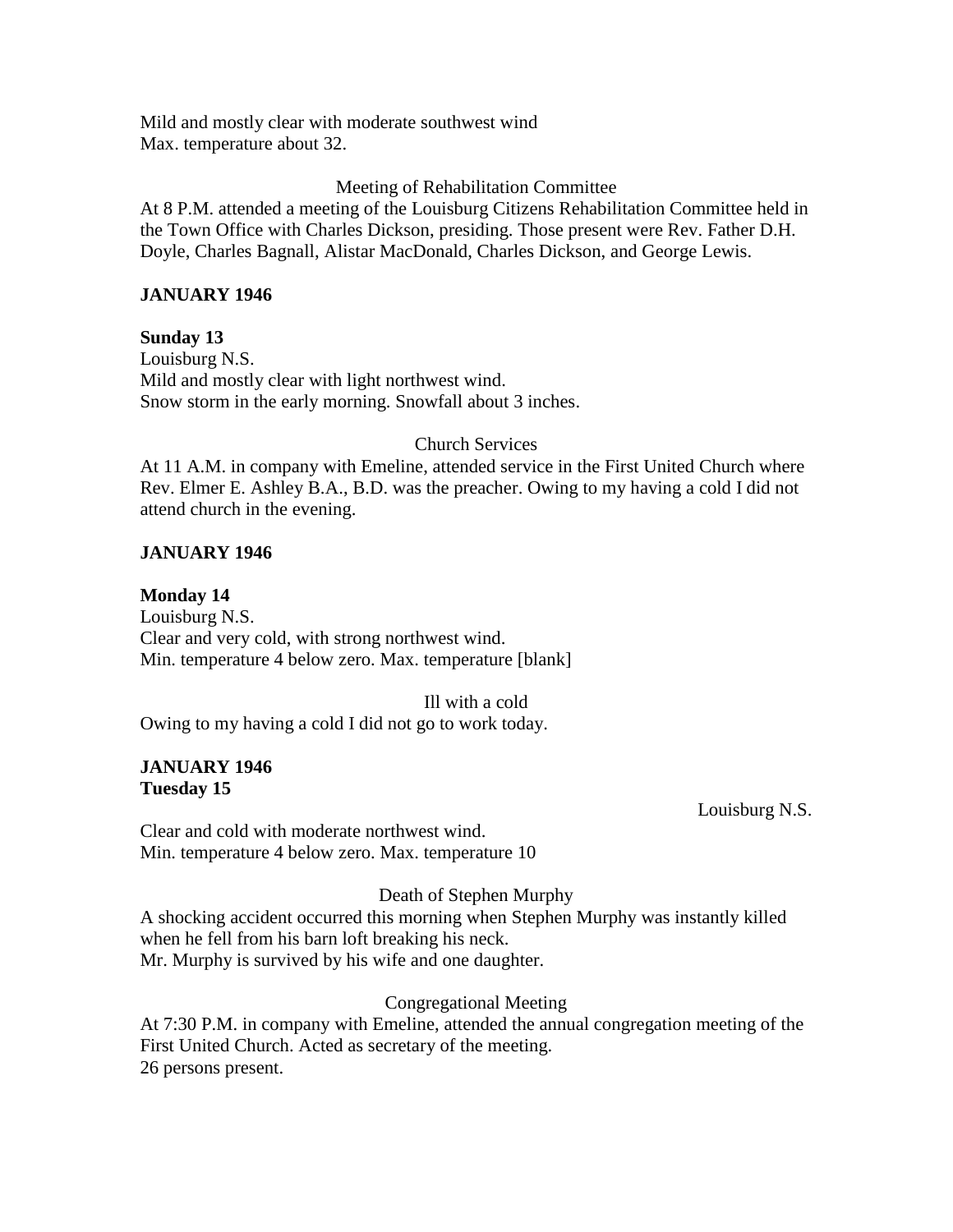Mild and mostly clear with moderate southwest wind
Max. temperature about 32.

Meeting of Rehabilitation Committee

At 8 P.M. attended a meeting of the Louisburg Citizens Rehabilitation Committee held in the Town Office with Charles Dickson, presiding. Those present were Rev. Father D.H. Doyle, Charles Bagnall, Alistar MacDonald, Charles Dickson, and George Lewis.

**JANUARY 1946**

**Sunday 13**
Louisburg N.S.
Mild and mostly clear with light northwest wind.
Snow storm in the early morning. Snowfall about 3 inches.

Church Services

At 11 A.M. in company with Emeline, attended service in the First United Church where Rev. Elmer E. Ashley B.A., B.D. was the preacher. Owing to my having a cold I did not attend church in the evening.

**JANUARY 1946**

**Monday 14**
Louisburg N.S.
Clear and very cold, with strong northwest wind.
Min. temperature 4 below zero. Max. temperature [blank]

Ill with a cold

Owing to my having a cold I did not go to work today.

**JANUARY 1946**
**Tuesday 15**

Louisburg N.S.

Clear and cold with moderate northwest wind.
Min. temperature 4 below zero. Max. temperature 10

Death of Stephen Murphy

A shocking accident occurred this morning when Stephen Murphy was instantly killed when he fell from his barn loft breaking his neck.
Mr. Murphy is survived by his wife and one daughter.

Congregational Meeting

At 7:30 P.M. in company with Emeline, attended the annual congregation meeting of the First United Church. Acted as secretary of the meeting.
26 persons present.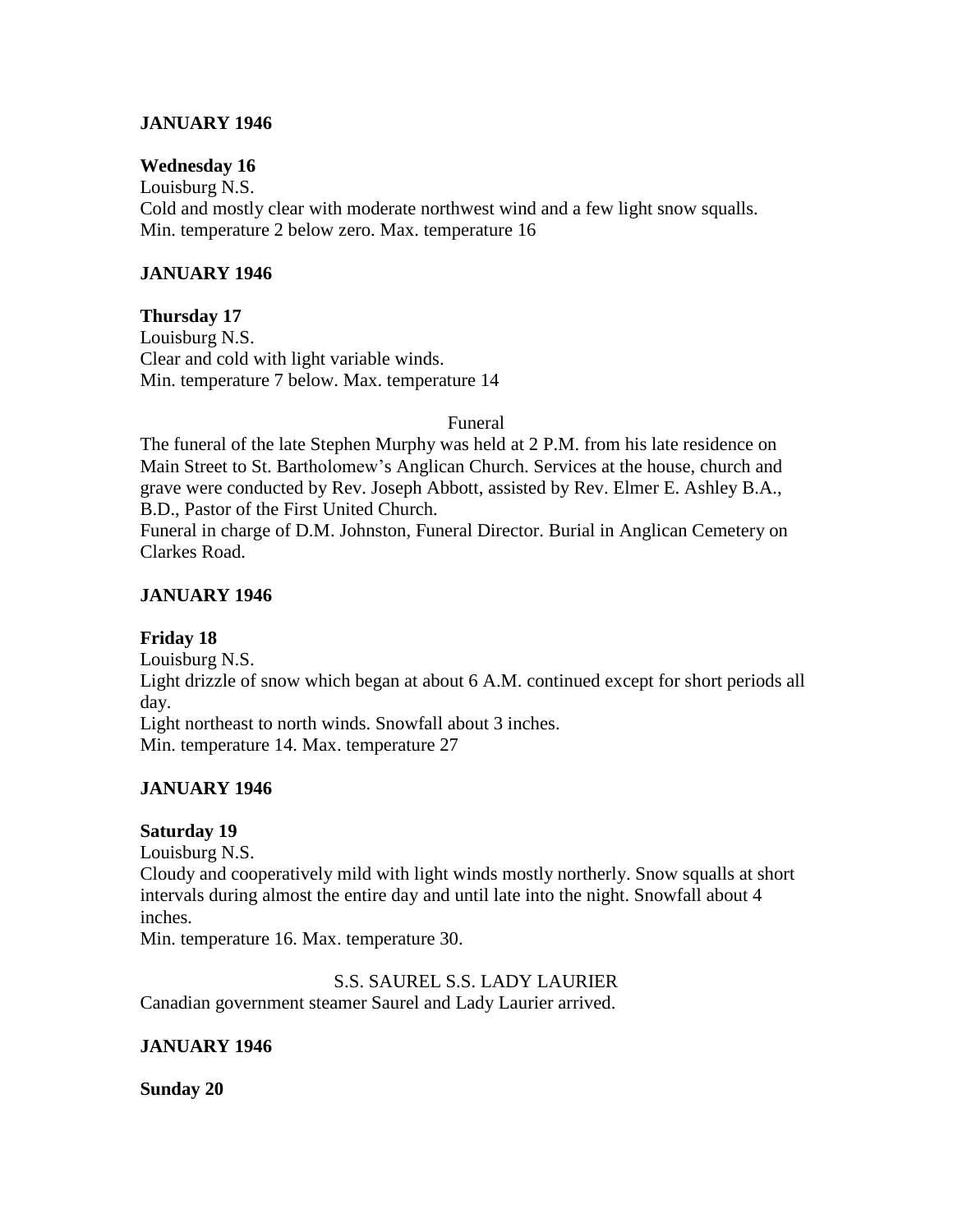**JANUARY 1946**

**Wednesday 16**

Louisburg N.S.

Cold and mostly clear with moderate northwest wind and a few light snow squalls.

Min. temperature 2 below zero. Max. temperature 16

**JANUARY 1946**

**Thursday 17**

Louisburg N.S.

Clear and cold with light variable winds.

Min. temperature 7 below. Max. temperature 14

Funeral

The funeral of the late Stephen Murphy was held at 2 P.M. from his late residence on Main Street to St. Bartholomew's Anglican Church. Services at the house, church and grave were conducted by Rev. Joseph Abbott, assisted by Rev. Elmer E. Ashley B.A., B.D., Pastor of the First United Church.

Funeral in charge of D.M. Johnston, Funeral Director. Burial in Anglican Cemetery on Clarkes Road.

**JANUARY 1946**

**Friday 18**

Louisburg N.S.

Light drizzle of snow which began at about 6 A.M. continued except for short periods all day.

Light northeast to north winds. Snowfall about 3 inches.

Min. temperature 14. Max. temperature 27

**JANUARY 1946**

**Saturday 19**

Louisburg N.S.

Cloudy and cooperatively mild with light winds mostly northerly. Snow squalls at short intervals during almost the entire day and until late into the night. Snowfall about 4 inches.

Min. temperature 16. Max. temperature 30.

S.S. SAUREL S.S. LADY LAURIER

Canadian government steamer Saurel and Lady Laurier arrived.

**JANUARY 1946**

**Sunday 20**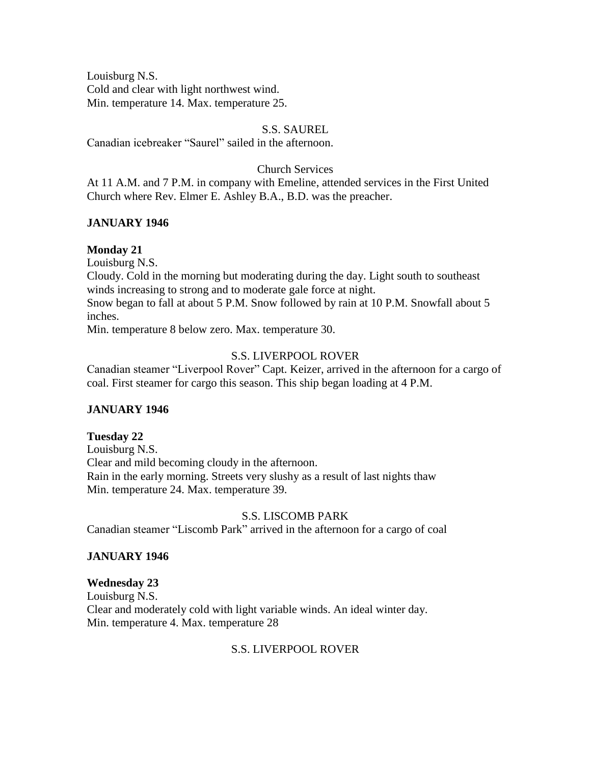Louisburg N.S.
Cold and clear with light northwest wind.
Min. temperature 14. Max. temperature 25.

S.S. SAUREL

Canadian icebreaker "Saurel" sailed in the afternoon.

Church Services

At 11 A.M. and 7 P.M. in company with Emeline, attended services in the First United Church where Rev. Elmer E. Ashley B.A., B.D. was the preacher.

**JANUARY 1946**

**Monday 21**

Louisburg N.S.
Cloudy. Cold in the morning but moderating during the day. Light south to southeast winds increasing to strong and to moderate gale force at night.
Snow began to fall at about 5 P.M. Snow followed by rain at 10 P.M. Snowfall about 5 inches.
Min. temperature 8 below zero. Max. temperature 30.

S.S. LIVERPOOL ROVER

Canadian steamer "Liverpool Rover" Capt. Keizer, arrived in the afternoon for a cargo of coal. First steamer for cargo this season. This ship began loading at 4 P.M.

**JANUARY 1946**

**Tuesday 22**

Louisburg N.S.
Clear and mild becoming cloudy in the afternoon.
Rain in the early morning. Streets very slushy as a result of last nights thaw
Min. temperature 24. Max. temperature 39.

S.S. LISCOMB PARK

Canadian steamer "Liscomb Park" arrived in the afternoon for a cargo of coal

**JANUARY 1946**

**Wednesday 23**

Louisburg N.S.
Clear and moderately cold with light variable winds. An ideal winter day.
Min. temperature 4. Max. temperature 28

S.S. LIVERPOOL ROVER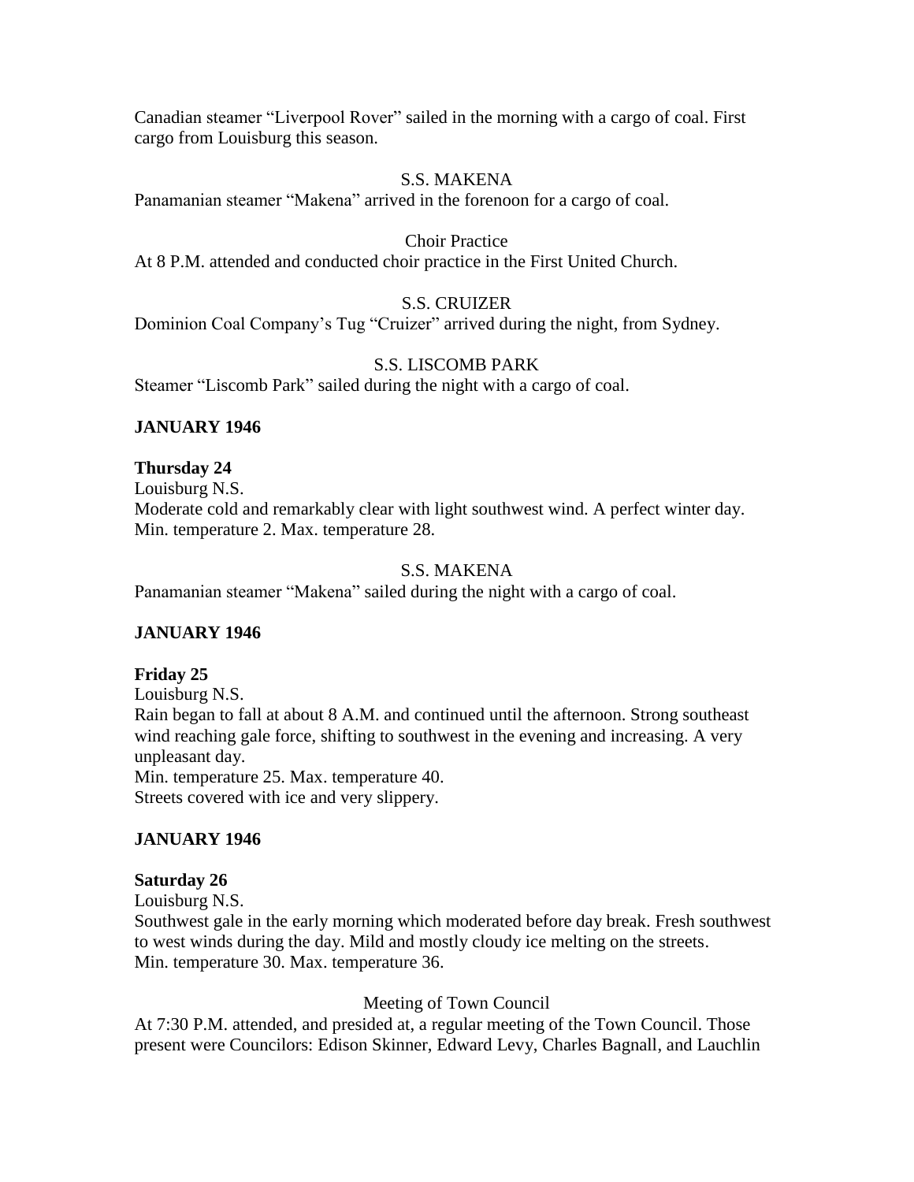Canadian steamer "Liverpool Rover" sailed in the morning with a cargo of coal. First cargo from Louisburg this season.

S.S. MAKENA

Panamanian steamer "Makena" arrived in the forenoon for a cargo of coal.

Choir Practice

At 8 P.M. attended and conducted choir practice in the First United Church.

S.S. CRUIZER

Dominion Coal Company's Tug "Cruizer" arrived during the night, from Sydney.

S.S. LISCOMB PARK

Steamer "Liscomb Park" sailed during the night with a cargo of coal.

**JANUARY 1946**

**Thursday 24**

Louisburg N.S.

Moderate cold and remarkably clear with light southwest wind. A perfect winter day. Min. temperature 2. Max. temperature 28.

S.S. MAKENA

Panamanian steamer "Makena" sailed during the night with a cargo of coal.

**JANUARY 1946**

**Friday 25**

Louisburg N.S.

Rain began to fall at about 8 A.M. and continued until the afternoon. Strong southeast wind reaching gale force, shifting to southwest in the evening and increasing. A very unpleasant day.

Min. temperature 25. Max. temperature 40.

Streets covered with ice and very slippery.

**JANUARY 1946**

**Saturday 26**

Louisburg N.S.

Southwest gale in the early morning which moderated before day break. Fresh southwest to west winds during the day. Mild and mostly cloudy ice melting on the streets.

Min. temperature 30. Max. temperature 36.

Meeting of Town Council

At 7:30 P.M. attended, and presided at, a regular meeting of the Town Council. Those present were Councilors: Edison Skinner, Edward Levy, Charles Bagnall, and Lauchlin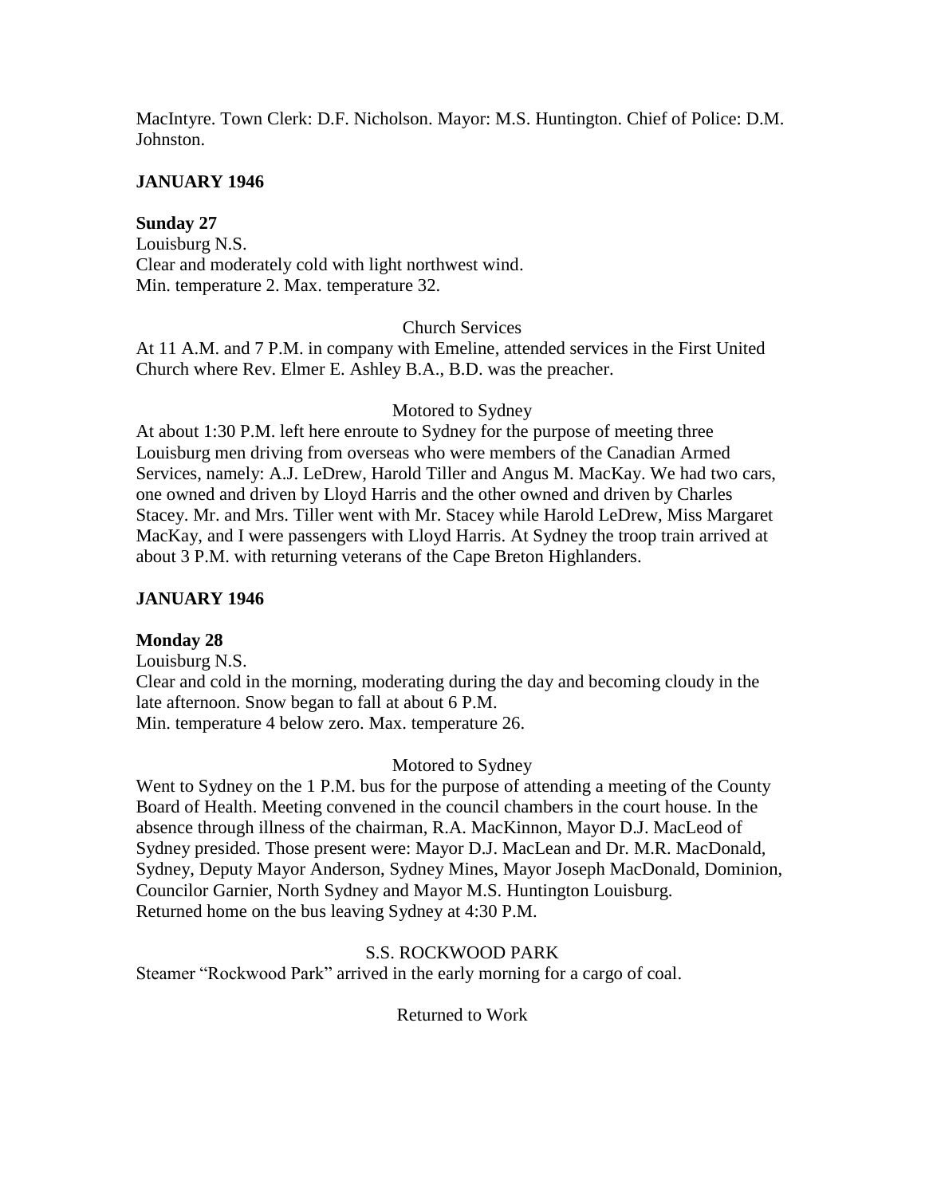MacIntyre. Town Clerk: D.F. Nicholson. Mayor: M.S. Huntington. Chief of Police: D.M. Johnston.

## JANUARY 1946

**Sunday 27**
Louisburg N.S.
Clear and moderately cold with light northwest wind.
Min. temperature 2. Max. temperature 32.

Church Services

At 11 A.M. and 7 P.M. in company with Emeline, attended services in the First United Church where Rev. Elmer E. Ashley B.A., B.D. was the preacher.

Motored to Sydney

At about 1:30 P.M. left here enroute to Sydney for the purpose of meeting three Louisburg men driving from overseas who were members of the Canadian Armed Services, namely: A.J. LeDrew, Harold Tiller and Angus M. MacKay. We had two cars, one owned and driven by Lloyd Harris and the other owned and driven by Charles Stacey. Mr. and Mrs. Tiller went with Mr. Stacey while Harold LeDrew, Miss Margaret MacKay, and I were passengers with Lloyd Harris. At Sydney the troop train arrived at about 3 P.M. with returning veterans of the Cape Breton Highlanders.

## JANUARY 1946

**Monday 28**
Louisburg N.S.
Clear and cold in the morning, moderating during the day and becoming cloudy in the late afternoon. Snow began to fall at about 6 P.M.
Min. temperature 4 below zero. Max. temperature 26.

Motored to Sydney

Went to Sydney on the 1 P.M. bus for the purpose of attending a meeting of the County Board of Health. Meeting convened in the council chambers in the court house. In the absence through illness of the chairman, R.A. MacKinnon, Mayor D.J. MacLeod of Sydney presided. Those present were: Mayor D.J. MacLean and Dr. M.R. MacDonald, Sydney, Deputy Mayor Anderson, Sydney Mines, Mayor Joseph MacDonald, Dominion, Councilor Garnier, North Sydney and Mayor M.S. Huntington Louisburg.
Returned home on the bus leaving Sydney at 4:30 P.M.

S.S. ROCKWOOD PARK

Steamer "Rockwood Park" arrived in the early morning for a cargo of coal.

Returned to Work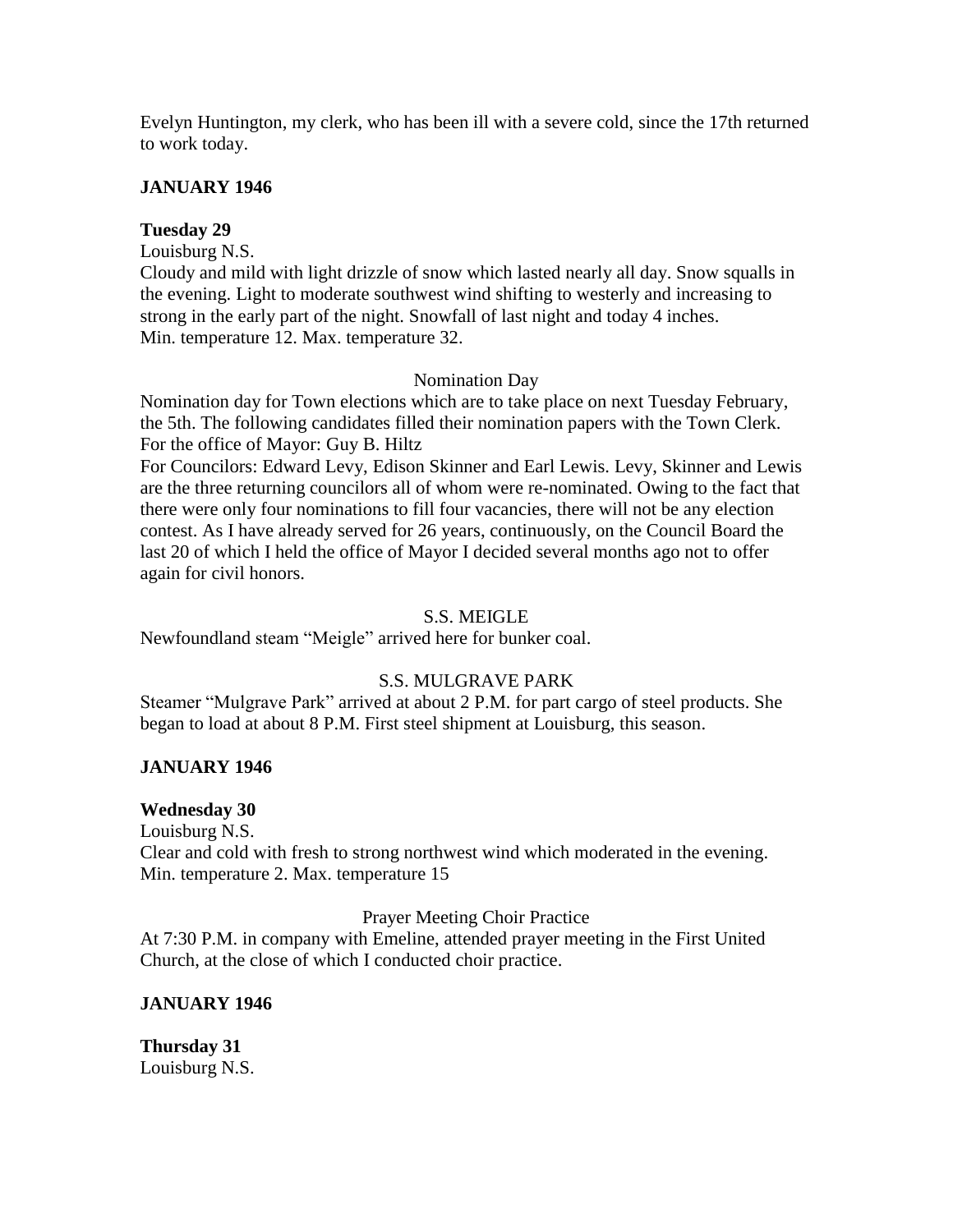Evelyn Huntington, my clerk, who has been ill with a severe cold, since the 17th returned to work today.

**JANUARY 1946**

**Tuesday 29**

Louisburg N.S.

Cloudy and mild with light drizzle of snow which lasted nearly all day. Snow squalls in the evening. Light to moderate southwest wind shifting to westerly and increasing to strong in the early part of the night. Snowfall of last night and today 4 inches.
Min. temperature 12. Max. temperature 32.

Nomination Day

Nomination day for Town elections which are to take place on next Tuesday February, the 5th. The following candidates filled their nomination papers with the Town Clerk.
For the office of Mayor: Guy B. Hiltz
For Councilors: Edward Levy, Edison Skinner and Earl Lewis. Levy, Skinner and Lewis are the three returning councilors all of whom were re-nominated. Owing to the fact that there were only four nominations to fill four vacancies, there will not be any election contest. As I have already served for 26 years, continuously, on the Council Board the last 20 of which I held the office of Mayor I decided several months ago not to offer again for civil honors.

S.S. MEIGLE

Newfoundland steam "Meigle" arrived here for bunker coal.

S.S. MULGRAVE PARK

Steamer "Mulgrave Park" arrived at about 2 P.M. for part cargo of steel products. She began to load at about 8 P.M. First steel shipment at Louisburg, this season.

**JANUARY 1946**

**Wednesday 30**

Louisburg N.S.

Clear and cold with fresh to strong northwest wind which moderated in the evening.
Min. temperature 2. Max. temperature 15

Prayer Meeting Choir Practice

At 7:30 P.M. in company with Emeline, attended prayer meeting in the First United Church, at the close of which I conducted choir practice.

**JANUARY 1946**

**Thursday 31**

Louisburg N.S.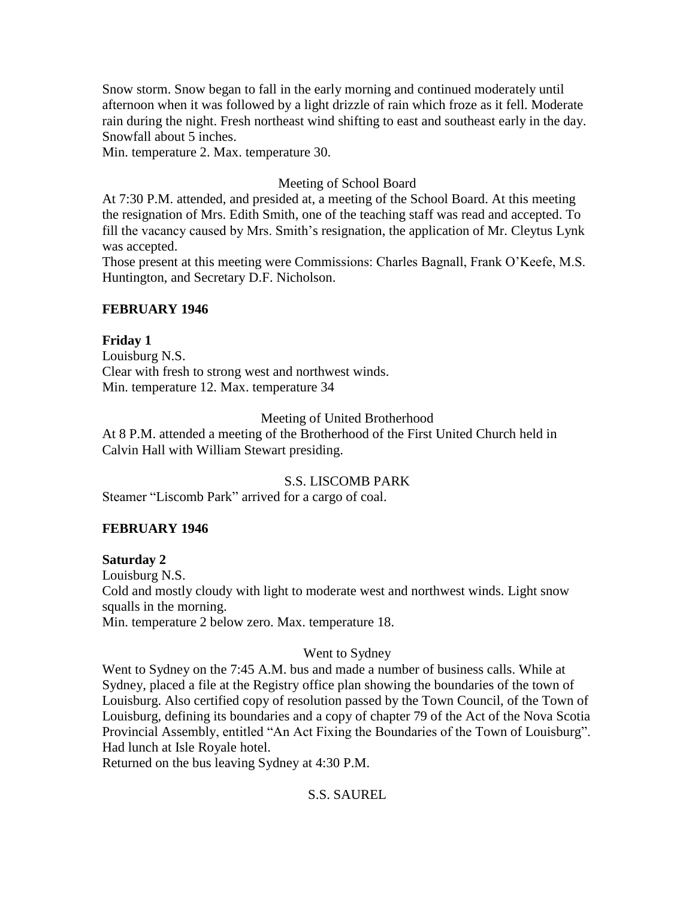Snow storm. Snow began to fall in the early morning and continued moderately until afternoon when it was followed by a light drizzle of rain which froze as it fell. Moderate rain during the night. Fresh northeast wind shifting to east and southeast early in the day. Snowfall about 5 inches.
Min. temperature 2. Max. temperature 30.

Meeting of School Board

At 7:30 P.M. attended, and presided at, a meeting of the School Board. At this meeting the resignation of Mrs. Edith Smith, one of the teaching staff was read and accepted. To fill the vacancy caused by Mrs. Smith's resignation, the application of Mr. Cleytus Lynk was accepted.
Those present at this meeting were Commissions: Charles Bagnall, Frank O'Keefe, M.S. Huntington, and Secretary D.F. Nicholson.

**FEBRUARY 1946**

**Friday 1**
Louisburg N.S.
Clear with fresh to strong west and northwest winds.
Min. temperature 12. Max. temperature 34

Meeting of United Brotherhood

At 8 P.M. attended a meeting of the Brotherhood of the First United Church held in Calvin Hall with William Stewart presiding.

S.S. LISCOMB PARK

Steamer "Liscomb Park" arrived for a cargo of coal.

**FEBRUARY 1946**

**Saturday 2**
Louisburg N.S.
Cold and mostly cloudy with light to moderate west and northwest winds. Light snow squalls in the morning.
Min. temperature 2 below zero. Max. temperature 18.

Went to Sydney

Went to Sydney on the 7:45 A.M. bus and made a number of business calls. While at Sydney, placed a file at the Registry office plan showing the boundaries of the town of Louisburg. Also certified copy of resolution passed by the Town Council, of the Town of Louisburg, defining its boundaries and a copy of chapter 79 of the Act of the Nova Scotia Provincial Assembly, entitled "An Act Fixing the Boundaries of the Town of Louisburg". Had lunch at Isle Royale hotel.
Returned on the bus leaving Sydney at 4:30 P.M.

S.S. SAUREL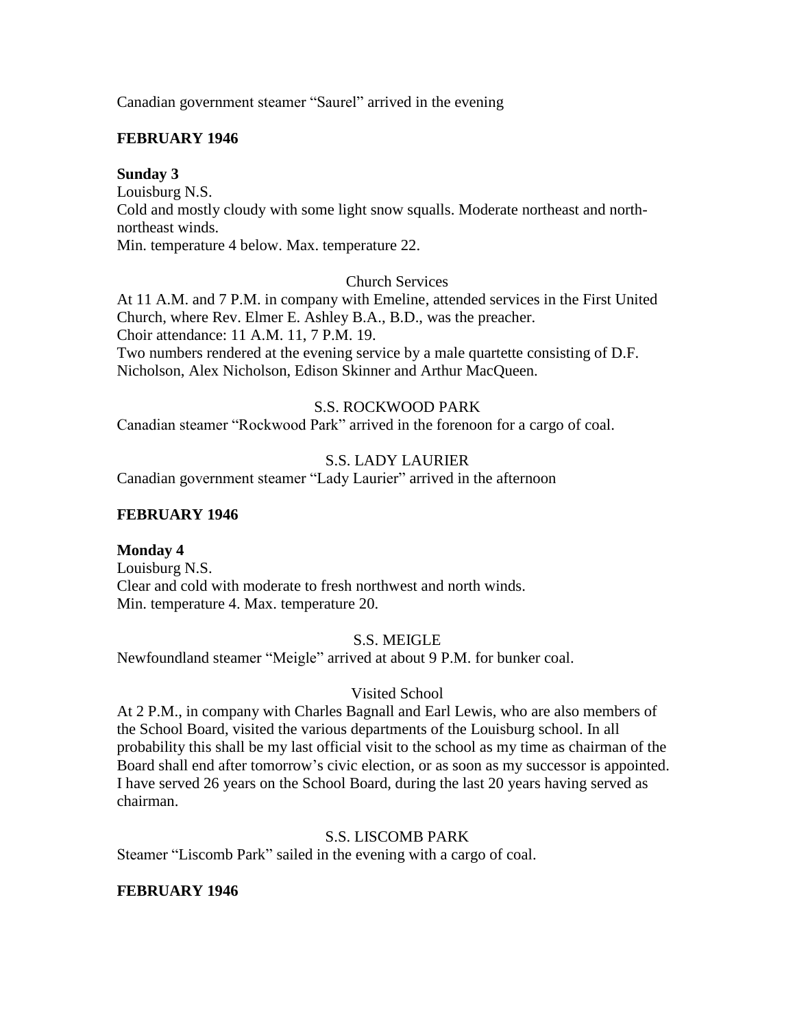Canadian government steamer "Saurel" arrived in the evening

**FEBRUARY 1946**

**Sunday 3**
Louisburg N.S.
Cold and mostly cloudy with some light snow squalls. Moderate northeast and north-northeast winds.
Min. temperature 4 below. Max. temperature 22.

Church Services

At 11 A.M. and 7 P.M. in company with Emeline, attended services in the First United Church, where Rev. Elmer E. Ashley B.A., B.D., was the preacher.
Choir attendance: 11 A.M. 11, 7 P.M. 19.
Two numbers rendered at the evening service by a male quartette consisting of D.F. Nicholson, Alex Nicholson, Edison Skinner and Arthur MacQueen.

S.S. ROCKWOOD PARK

Canadian steamer "Rockwood Park" arrived in the forenoon for a cargo of coal.

S.S. LADY LAURIER

Canadian government steamer "Lady Laurier" arrived in the afternoon

**FEBRUARY 1946**

**Monday 4**
Louisburg N.S.
Clear and cold with moderate to fresh northwest and north winds.
Min. temperature 4. Max. temperature 20.

S.S. MEIGLE

Newfoundland steamer "Meigle" arrived at about 9 P.M. for bunker coal.

Visited School

At 2 P.M., in company with Charles Bagnall and Earl Lewis, who are also members of the School Board, visited the various departments of the Louisburg school. In all probability this shall be my last official visit to the school as my time as chairman of the Board shall end after tomorrow's civic election, or as soon as my successor is appointed. I have served 26 years on the School Board, during the last 20 years having served as chairman.

S.S. LISCOMB PARK

Steamer "Liscomb Park" sailed in the evening with a cargo of coal.

**FEBRUARY 1946**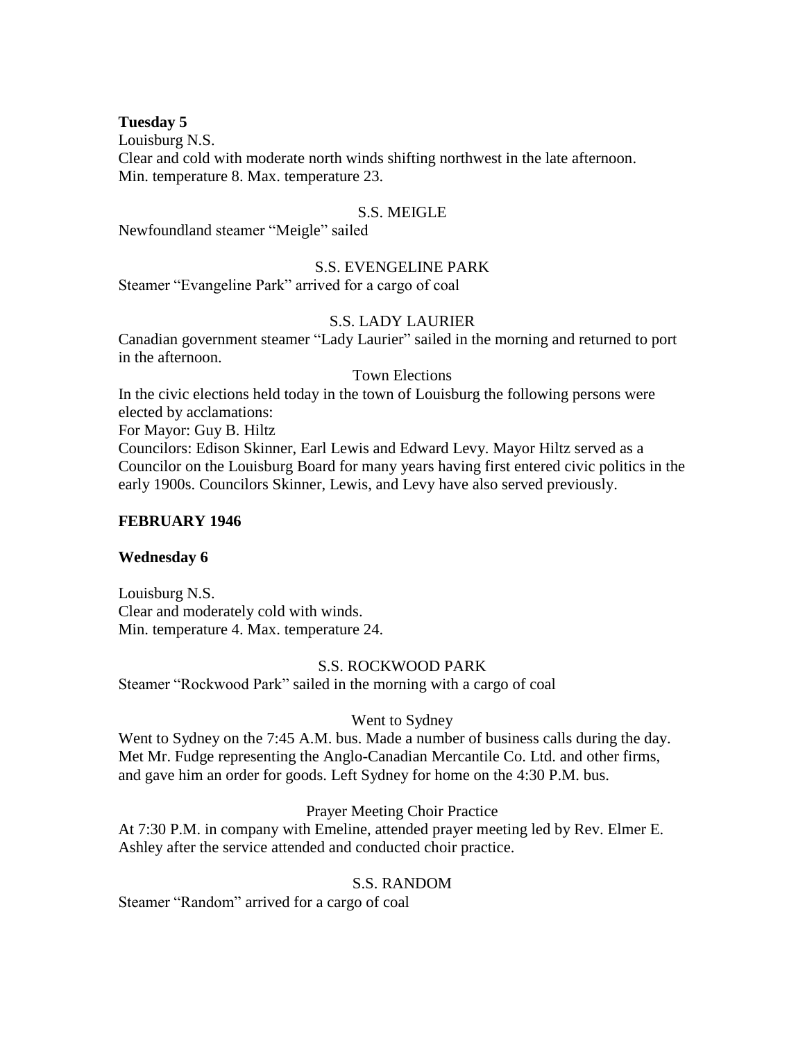**Tuesday 5**

Louisburg N.S.

Clear and cold with moderate north winds shifting northwest in the late afternoon.

Min. temperature 8. Max. temperature 23.

S.S. MEIGLE

Newfoundland steamer "Meigle" sailed

S.S. EVENGELINE PARK

Steamer "Evangeline Park" arrived for a cargo of coal

S.S. LADY LAURIER

Canadian government steamer "Lady Laurier" sailed in the morning and returned to port in the afternoon.

Town Elections

In the civic elections held today in the town of Louisburg the following persons were elected by acclamations:

For Mayor: Guy B. Hiltz

Councilors: Edison Skinner, Earl Lewis and Edward Levy. Mayor Hiltz served as a Councilor on the Louisburg Board for many years having first entered civic politics in the early 1900s. Councilors Skinner, Lewis, and Levy have also served previously.

**FEBRUARY 1946**

**Wednesday 6**

Louisburg N.S.

Clear and moderately cold with winds.

Min. temperature 4. Max. temperature 24.

S.S. ROCKWOOD PARK

Steamer "Rockwood Park" sailed in the morning with a cargo of coal

Went to Sydney

Went to Sydney on the 7:45 A.M. bus. Made a number of business calls during the day. Met Mr. Fudge representing the Anglo-Canadian Mercantile Co. Ltd. and other firms, and gave him an order for goods. Left Sydney for home on the 4:30 P.M. bus.

Prayer Meeting Choir Practice

At 7:30 P.M. in company with Emeline, attended prayer meeting led by Rev. Elmer E. Ashley after the service attended and conducted choir practice.

S.S. RANDOM

Steamer "Random" arrived for a cargo of coal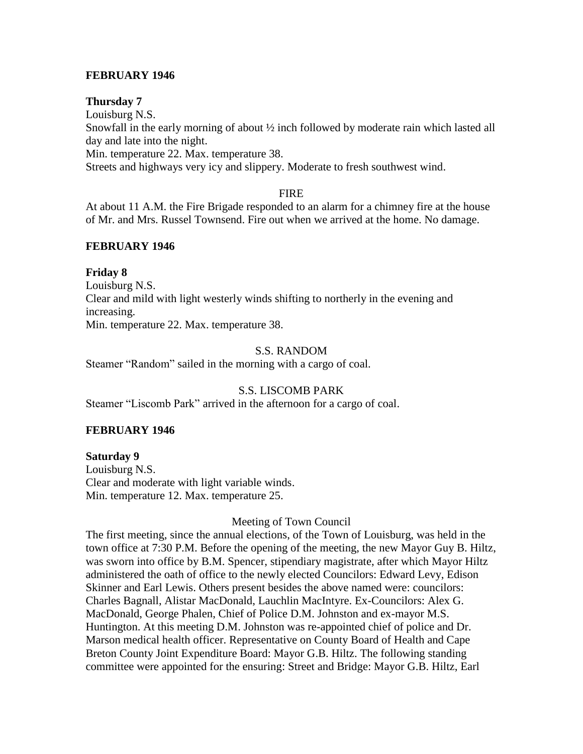**FEBRUARY 1946**

**Thursday 7**

Louisburg N.S.

Snowfall in the early morning of about ½ inch followed by moderate rain which lasted all day and late into the night.

Min. temperature 22. Max. temperature 38.

Streets and highways very icy and slippery. Moderate to fresh southwest wind.

FIRE

At about 11 A.M. the Fire Brigade responded to an alarm for a chimney fire at the house of Mr. and Mrs. Russel Townsend. Fire out when we arrived at the home. No damage.

**FEBRUARY 1946**

**Friday 8**

Louisburg N.S.

Clear and mild with light westerly winds shifting to northerly in the evening and increasing.

Min. temperature 22. Max. temperature 38.

S.S. RANDOM

Steamer "Random" sailed in the morning with a cargo of coal.

S.S. LISCOMB PARK

Steamer "Liscomb Park" arrived in the afternoon for a cargo of coal.

**FEBRUARY 1946**

**Saturday 9**

Louisburg N.S.

Clear and moderate with light variable winds.

Min. temperature 12. Max. temperature 25.

Meeting of Town Council

The first meeting, since the annual elections, of the Town of Louisburg, was held in the town office at 7:30 P.M. Before the opening of the meeting, the new Mayor Guy B. Hiltz, was sworn into office by B.M. Spencer, stipendiary magistrate, after which Mayor Hiltz administered the oath of office to the newly elected Councilors: Edward Levy, Edison Skinner and Earl Lewis. Others present besides the above named were: councilors: Charles Bagnall, Alistar MacDonald, Lauchlin MacIntyre. Ex-Councilors: Alex G. MacDonald, George Phalen, Chief of Police D.M. Johnston and ex-mayor M.S. Huntington. At this meeting D.M. Johnston was re-appointed chief of police and Dr. Marson medical health officer. Representative on County Board of Health and Cape Breton County Joint Expenditure Board: Mayor G.B. Hiltz. The following standing committee were appointed for the ensuring: Street and Bridge: Mayor G.B. Hiltz, Earl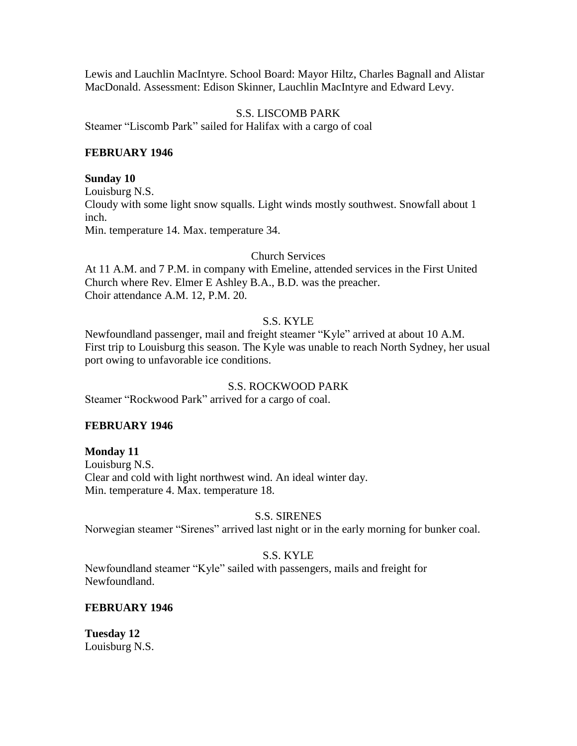Lewis and Lauchlin MacIntyre. School Board: Mayor Hiltz, Charles Bagnall and Alistar MacDonald. Assessment: Edison Skinner, Lauchlin MacIntyre and Edward Levy.

S.S. LISCOMB PARK

Steamer "Liscomb Park" sailed for Halifax with a cargo of coal

**FEBRUARY 1946**

**Sunday 10**

Louisburg N.S.

Cloudy with some light snow squalls. Light winds mostly southwest. Snowfall about 1 inch.

Min. temperature 14. Max. temperature 34.

Church Services

At 11 A.M. and 7 P.M. in company with Emeline, attended services in the First United Church where Rev. Elmer E Ashley B.A., B.D. was the preacher.

Choir attendance A.M. 12, P.M. 20.

S.S. KYLE

Newfoundland passenger, mail and freight steamer "Kyle" arrived at about 10 A.M. First trip to Louisburg this season. The Kyle was unable to reach North Sydney, her usual port owing to unfavorable ice conditions.

S.S. ROCKWOOD PARK

Steamer "Rockwood Park" arrived for a cargo of coal.

**FEBRUARY 1946**

**Monday 11**

Louisburg N.S.

Clear and cold with light northwest wind. An ideal winter day.

Min. temperature 4. Max. temperature 18.

S.S. SIRENES

Norwegian steamer "Sirenes" arrived last night or in the early morning for bunker coal.

S.S. KYLE

Newfoundland steamer "Kyle" sailed with passengers, mails and freight for Newfoundland.

**FEBRUARY 1946**

**Tuesday 12**

Louisburg N.S.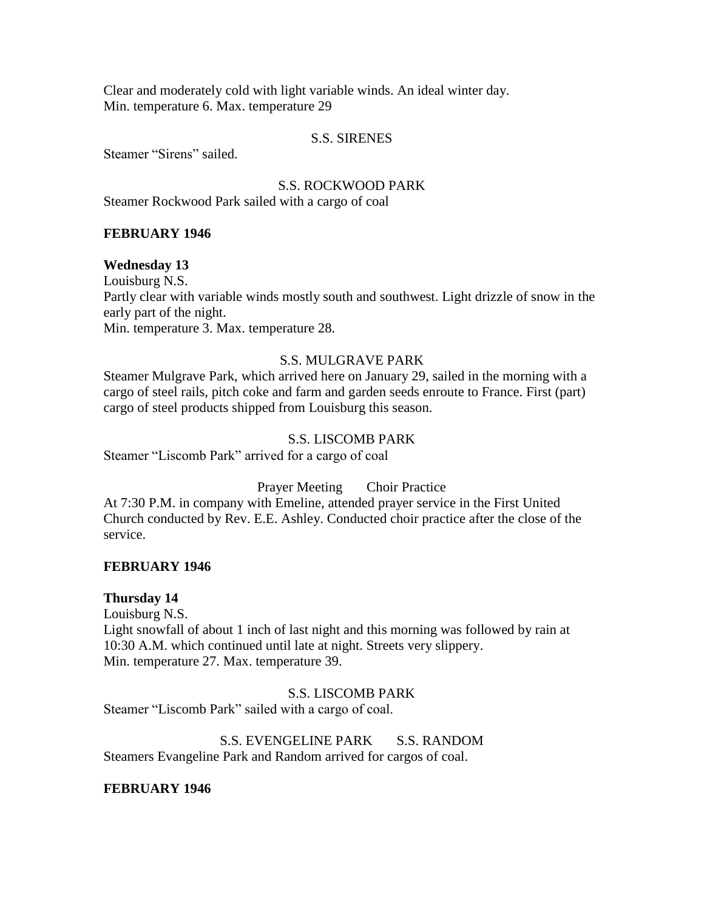Clear and moderately cold with light variable winds. An ideal winter day.
Min. temperature 6. Max. temperature 29

S.S. SIRENES

Steamer "Sirens" sailed.

S.S. ROCKWOOD PARK

Steamer Rockwood Park sailed with a cargo of coal

**FEBRUARY 1946**

**Wednesday 13**

Louisburg N.S.
Partly clear with variable winds mostly south and southwest. Light drizzle of snow in the early part of the night.
Min. temperature 3. Max. temperature 28.

S.S. MULGRAVE PARK

Steamer Mulgrave Park, which arrived here on January 29, sailed in the morning with a cargo of steel rails, pitch coke and farm and garden seeds enroute to France. First (part) cargo of steel products shipped from Louisburg this season.

S.S. LISCOMB PARK

Steamer "Liscomb Park" arrived for a cargo of coal

Prayer Meeting Choir Practice

At 7:30 P.M. in company with Emeline, attended prayer service in the First United Church conducted by Rev. E.E. Ashley. Conducted choir practice after the close of the service.

**FEBRUARY 1946**

**Thursday 14**

Louisburg N.S.
Light snowfall of about 1 inch of last night and this morning was followed by rain at 10:30 A.M. which continued until late at night. Streets very slippery.
Min. temperature 27. Max. temperature 39.

S.S. LISCOMB PARK

Steamer "Liscomb Park" sailed with a cargo of coal.

S.S. EVENGELINE PARK S.S. RANDOM

Steamers Evangeline Park and Random arrived for cargos of coal.

**FEBRUARY 1946**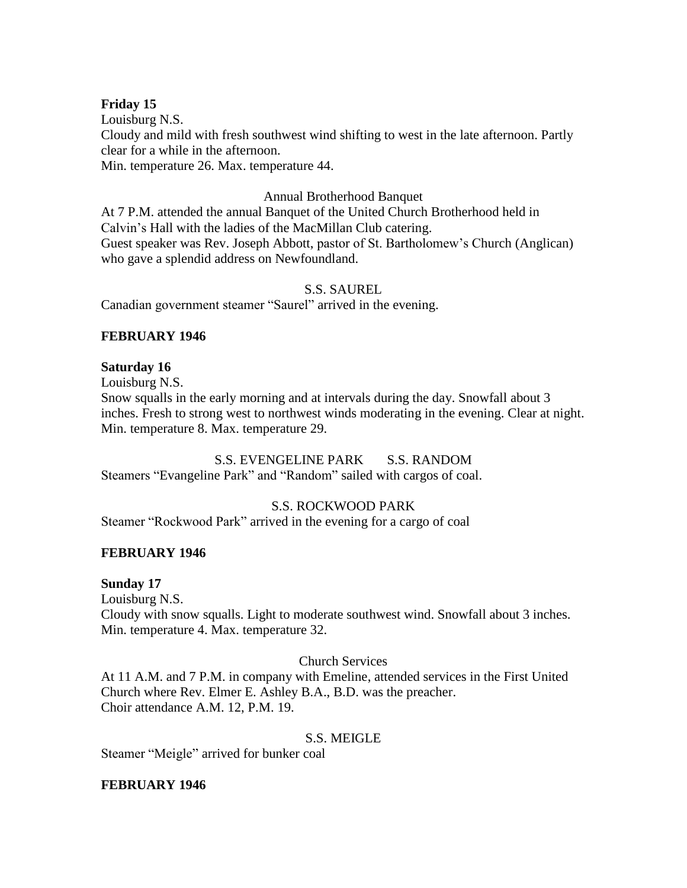**Friday 15**

Louisburg N.S.

Cloudy and mild with fresh southwest wind shifting to west in the late afternoon. Partly clear for a while in the afternoon.

Min. temperature 26. Max. temperature 44.

Annual Brotherhood Banquet

At 7 P.M. attended the annual Banquet of the United Church Brotherhood held in Calvin's Hall with the ladies of the MacMillan Club catering.

Guest speaker was Rev. Joseph Abbott, pastor of St. Bartholomew's Church (Anglican) who gave a splendid address on Newfoundland.

S.S. SAUREL

Canadian government steamer "Saurel" arrived in the evening.

**FEBRUARY 1946**

**Saturday 16**

Louisburg N.S.

Snow squalls in the early morning and at intervals during the day. Snowfall about 3 inches. Fresh to strong west to northwest winds moderating in the evening. Clear at night.

Min. temperature 8. Max. temperature 29.

S.S. EVENGELINE PARK S.S. RANDOM

Steamers "Evangeline Park" and "Random" sailed with cargos of coal.

S.S. ROCKWOOD PARK

Steamer "Rockwood Park" arrived in the evening for a cargo of coal

**FEBRUARY 1946**

**Sunday 17**

Louisburg N.S.

Cloudy with snow squalls. Light to moderate southwest wind. Snowfall about 3 inches.

Min. temperature 4. Max. temperature 32.

Church Services

At 11 A.M. and 7 P.M. in company with Emeline, attended services in the First United Church where Rev. Elmer E. Ashley B.A., B.D. was the preacher.

Choir attendance A.M. 12, P.M. 19.

S.S. MEIGLE

Steamer "Meigle" arrived for bunker coal

**FEBRUARY 1946**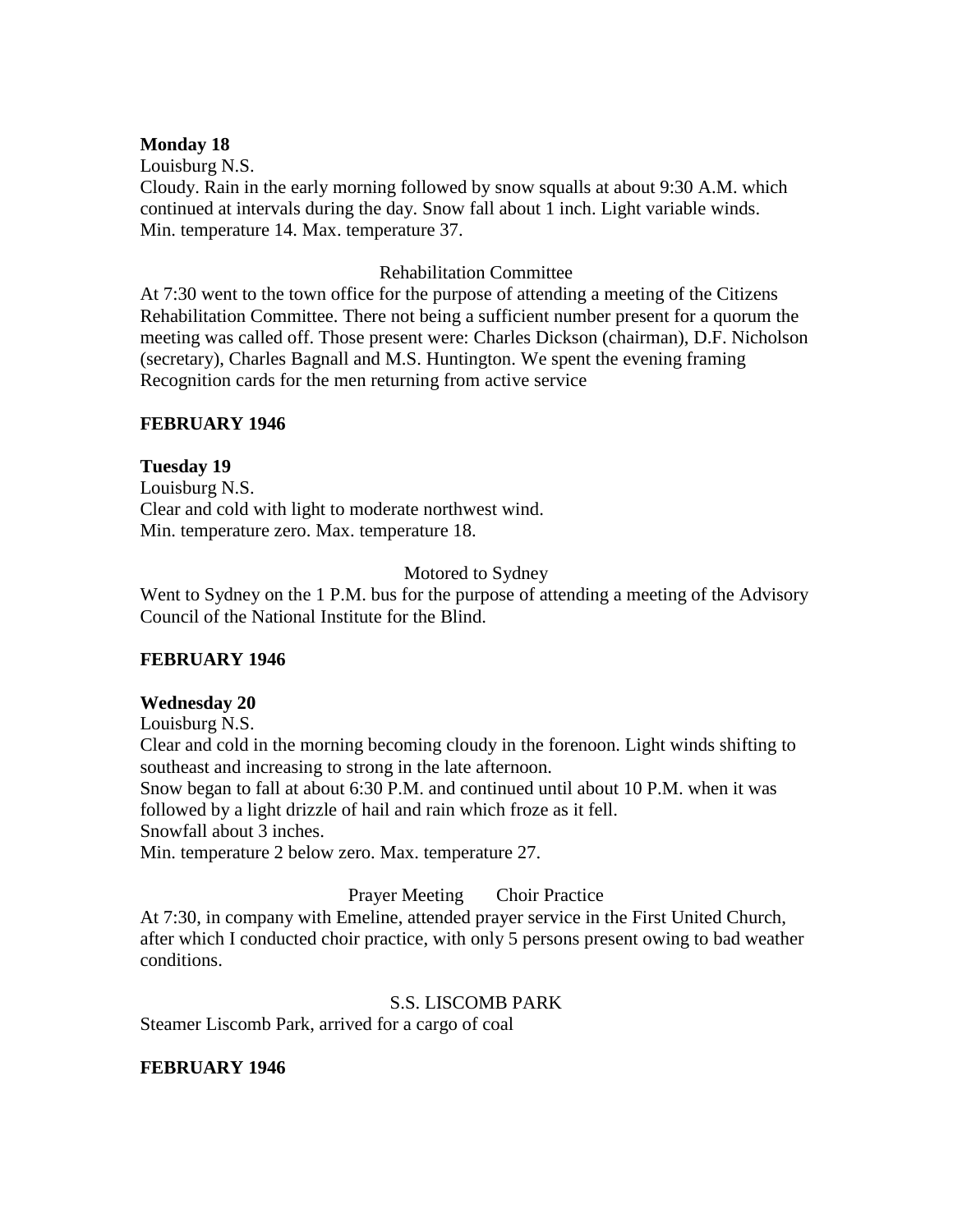**Monday 18**

Louisburg N.S.

Cloudy. Rain in the early morning followed by snow squalls at about 9:30 A.M. which continued at intervals during the day. Snow fall about 1 inch. Light variable winds. Min. temperature 14. Max. temperature 37.

Rehabilitation Committee

At 7:30 went to the town office for the purpose of attending a meeting of the Citizens Rehabilitation Committee. There not being a sufficient number present for a quorum the meeting was called off. Those present were: Charles Dickson (chairman), D.F. Nicholson (secretary), Charles Bagnall and M.S. Huntington. We spent the evening framing Recognition cards for the men returning from active service

**FEBRUARY 1946**

**Tuesday 19**

Louisburg N.S.

Clear and cold with light to moderate northwest wind.
Min. temperature zero. Max. temperature 18.

Motored to Sydney

Went to Sydney on the 1 P.M. bus for the purpose of attending a meeting of the Advisory Council of the National Institute for the Blind.

**FEBRUARY 1946**

**Wednesday 20**

Louisburg N.S.

Clear and cold in the morning becoming cloudy in the forenoon. Light winds shifting to southeast and increasing to strong in the late afternoon.
Snow began to fall at about 6:30 P.M. and continued until about 10 P.M. when it was followed by a light drizzle of hail and rain which froze as it fell.
Snowfall about 3 inches.
Min. temperature 2 below zero. Max. temperature 27.

Prayer Meeting Choir Practice

At 7:30, in company with Emeline, attended prayer service in the First United Church, after which I conducted choir practice, with only 5 persons present owing to bad weather conditions.

S.S. LISCOMB PARK

Steamer Liscomb Park, arrived for a cargo of coal

**FEBRUARY 1946**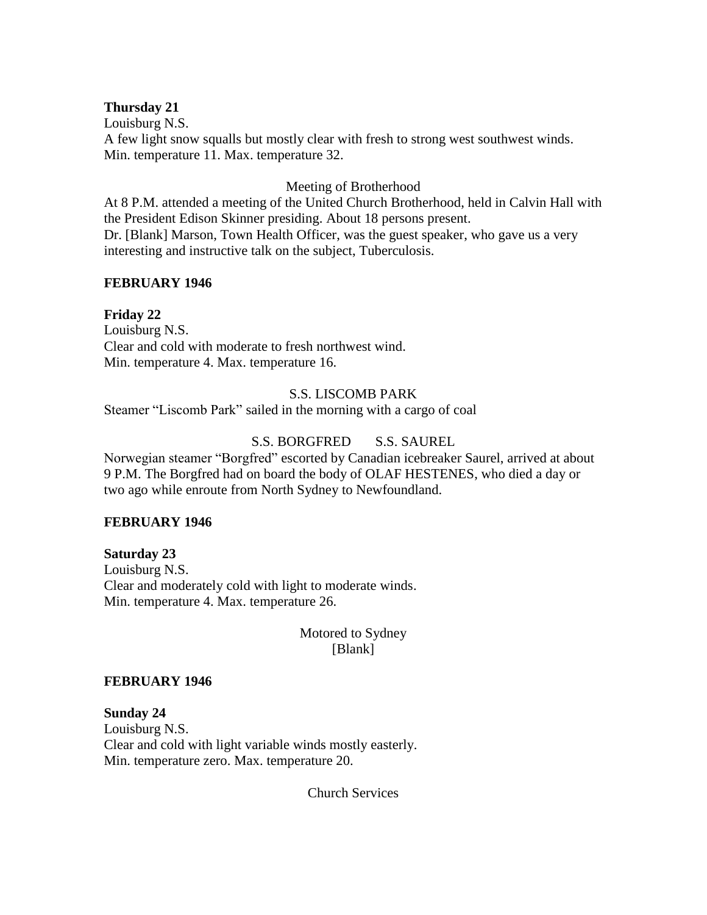**Thursday 21**
Louisburg N.S.
A few light snow squalls but mostly clear with fresh to strong west southwest winds.
Min. temperature 11. Max. temperature 32.

Meeting of Brotherhood

At 8 P.M. attended a meeting of the United Church Brotherhood, held in Calvin Hall with the President Edison Skinner presiding. About 18 persons present.
Dr. [Blank] Marson, Town Health Officer, was the guest speaker, who gave us a very interesting and instructive talk on the subject, Tuberculosis.

**FEBRUARY 1946**

**Friday 22**
Louisburg N.S.
Clear and cold with moderate to fresh northwest wind.
Min. temperature 4. Max. temperature 16.

S.S. LISCOMB PARK

Steamer "Liscomb Park" sailed in the morning with a cargo of coal

S.S. BORGFRED S.S. SAUREL

Norwegian steamer "Borgfred" escorted by Canadian icebreaker Saurel, arrived at about 9 P.M. The Borgfred had on board the body of OLAF HESTENES, who died a day or two ago while enroute from North Sydney to Newfoundland.

**FEBRUARY 1946**

**Saturday 23**
Louisburg N.S.
Clear and moderately cold with light to moderate winds.
Min. temperature 4. Max. temperature 26.

Motored to Sydney
[Blank]

**FEBRUARY 1946**

**Sunday 24**
Louisburg N.S.
Clear and cold with light variable winds mostly easterly.
Min. temperature zero. Max. temperature 20.

Church Services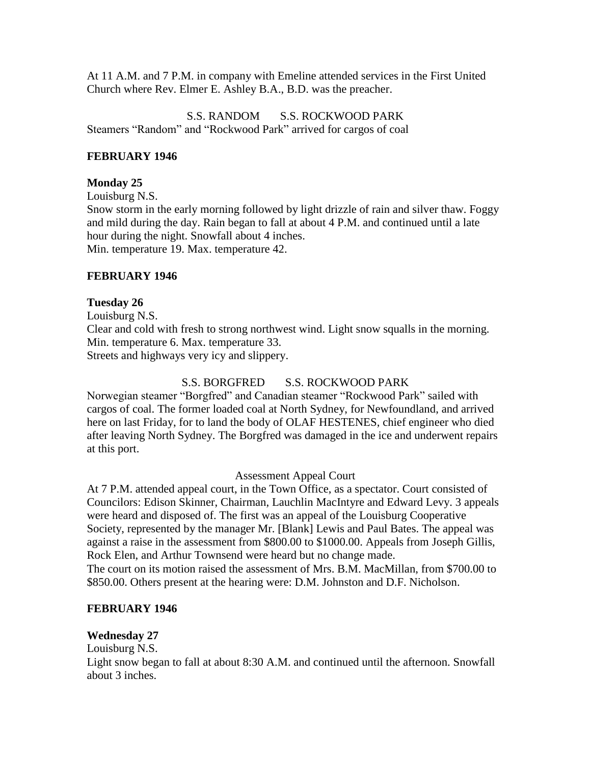At 11 A.M. and 7 P.M. in company with Emeline attended services in the First United Church where Rev. Elmer E. Ashley B.A., B.D. was the preacher.

S.S. RANDOM S.S. ROCKWOOD PARK

Steamers "Random" and "Rockwood Park" arrived for cargos of coal

**FEBRUARY 1946**

**Monday 25**

Louisburg N.S.

Snow storm in the early morning followed by light drizzle of rain and silver thaw. Foggy and mild during the day. Rain began to fall at about 4 P.M. and continued until a late hour during the night. Snowfall about 4 inches.

Min. temperature 19. Max. temperature 42.

**FEBRUARY 1946**

**Tuesday 26**

Louisburg N.S.

Clear and cold with fresh to strong northwest wind. Light snow squalls in the morning.

Min. temperature 6. Max. temperature 33.

Streets and highways very icy and slippery.

S.S. BORGFRED S.S. ROCKWOOD PARK

Norwegian steamer "Borgfred" and Canadian steamer "Rockwood Park" sailed with cargos of coal. The former loaded coal at North Sydney, for Newfoundland, and arrived here on last Friday, for to land the body of OLAF HESTENES, chief engineer who died after leaving North Sydney. The Borgfred was damaged in the ice and underwent repairs at this port.

Assessment Appeal Court

At 7 P.M. attended appeal court, in the Town Office, as a spectator. Court consisted of Councilors: Edison Skinner, Chairman, Lauchlin MacIntyre and Edward Levy. 3 appeals were heard and disposed of. The first was an appeal of the Louisburg Cooperative Society, represented by the manager Mr. [Blank] Lewis and Paul Bates. The appeal was against a raise in the assessment from $800.00 to $1000.00. Appeals from Joseph Gillis, Rock Elen, and Arthur Townsend were heard but no change made.

The court on its motion raised the assessment of Mrs. B.M. MacMillan, from $700.00 to $850.00. Others present at the hearing were: D.M. Johnston and D.F. Nicholson.

**FEBRUARY 1946**

**Wednesday 27**

Louisburg N.S.

Light snow began to fall at about 8:30 A.M. and continued until the afternoon. Snowfall about 3 inches.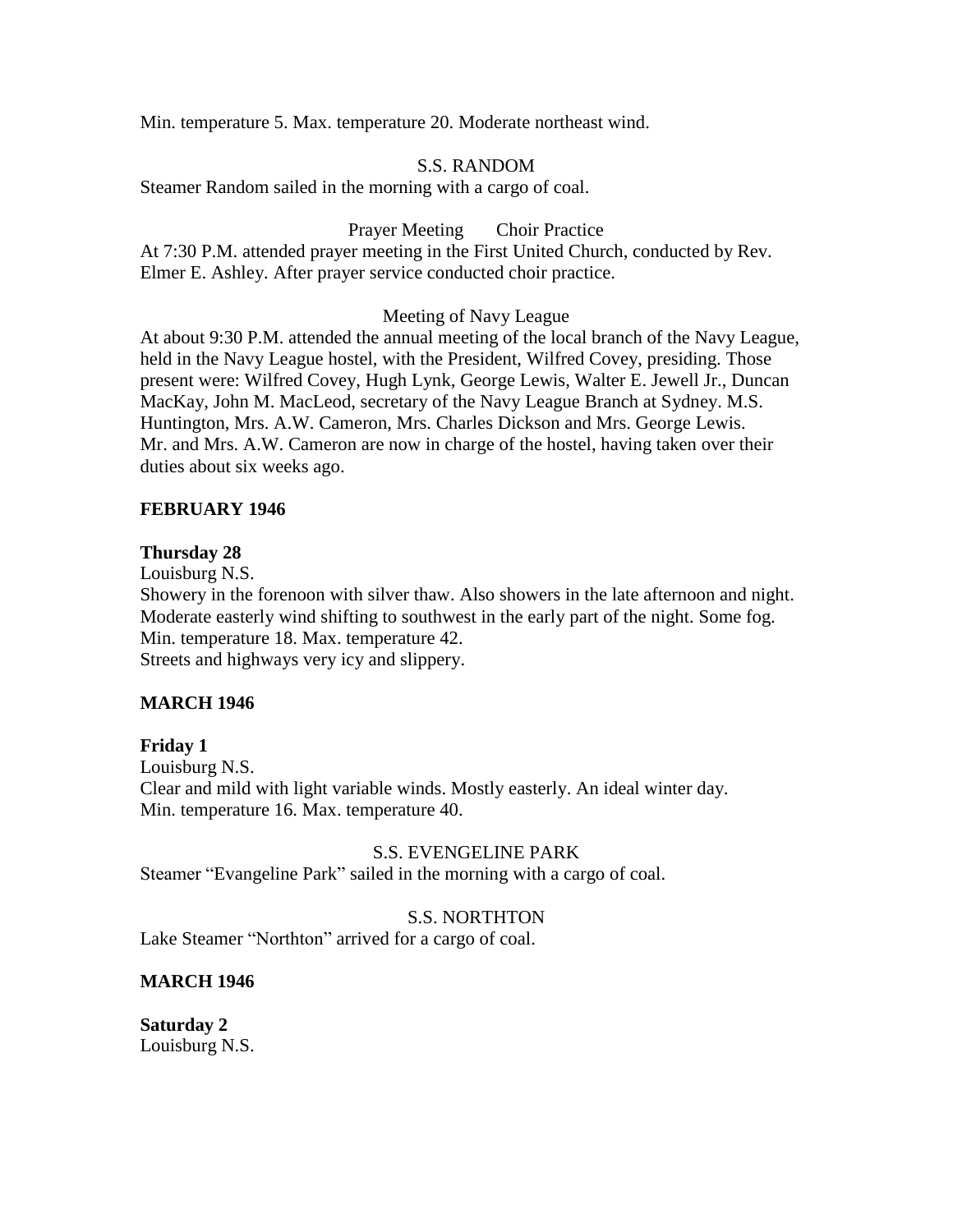Min. temperature 5. Max. temperature 20. Moderate northeast wind.

S.S. RANDOM

Steamer Random sailed in the morning with a cargo of coal.

Prayer Meeting Choir Practice

At 7:30 P.M. attended prayer meeting in the First United Church, conducted by Rev. Elmer E. Ashley. After prayer service conducted choir practice.

Meeting of Navy League

At about 9:30 P.M. attended the annual meeting of the local branch of the Navy League, held in the Navy League hostel, with the President, Wilfred Covey, presiding. Those present were: Wilfred Covey, Hugh Lynk, George Lewis, Walter E. Jewell Jr., Duncan MacKay, John M. MacLeod, secretary of the Navy League Branch at Sydney. M.S. Huntington, Mrs. A.W. Cameron, Mrs. Charles Dickson and Mrs. George Lewis. Mr. and Mrs. A.W. Cameron are now in charge of the hostel, having taken over their duties about six weeks ago.

**FEBRUARY 1946**

**Thursday 28**

Louisburg N.S.

Showery in the forenoon with silver thaw. Also showers in the late afternoon and night. Moderate easterly wind shifting to southwest in the early part of the night. Some fog. Min. temperature 18. Max. temperature 42.

Streets and highways very icy and slippery.

**MARCH 1946**

**Friday 1**

Louisburg N.S.

Clear and mild with light variable winds. Mostly easterly. An ideal winter day. Min. temperature 16. Max. temperature 40.

S.S. EVENGELINE PARK

Steamer "Evangeline Park" sailed in the morning with a cargo of coal.

S.S. NORTHTON

Lake Steamer "Northton" arrived for a cargo of coal.

**MARCH 1946**

**Saturday 2**

Louisburg N.S.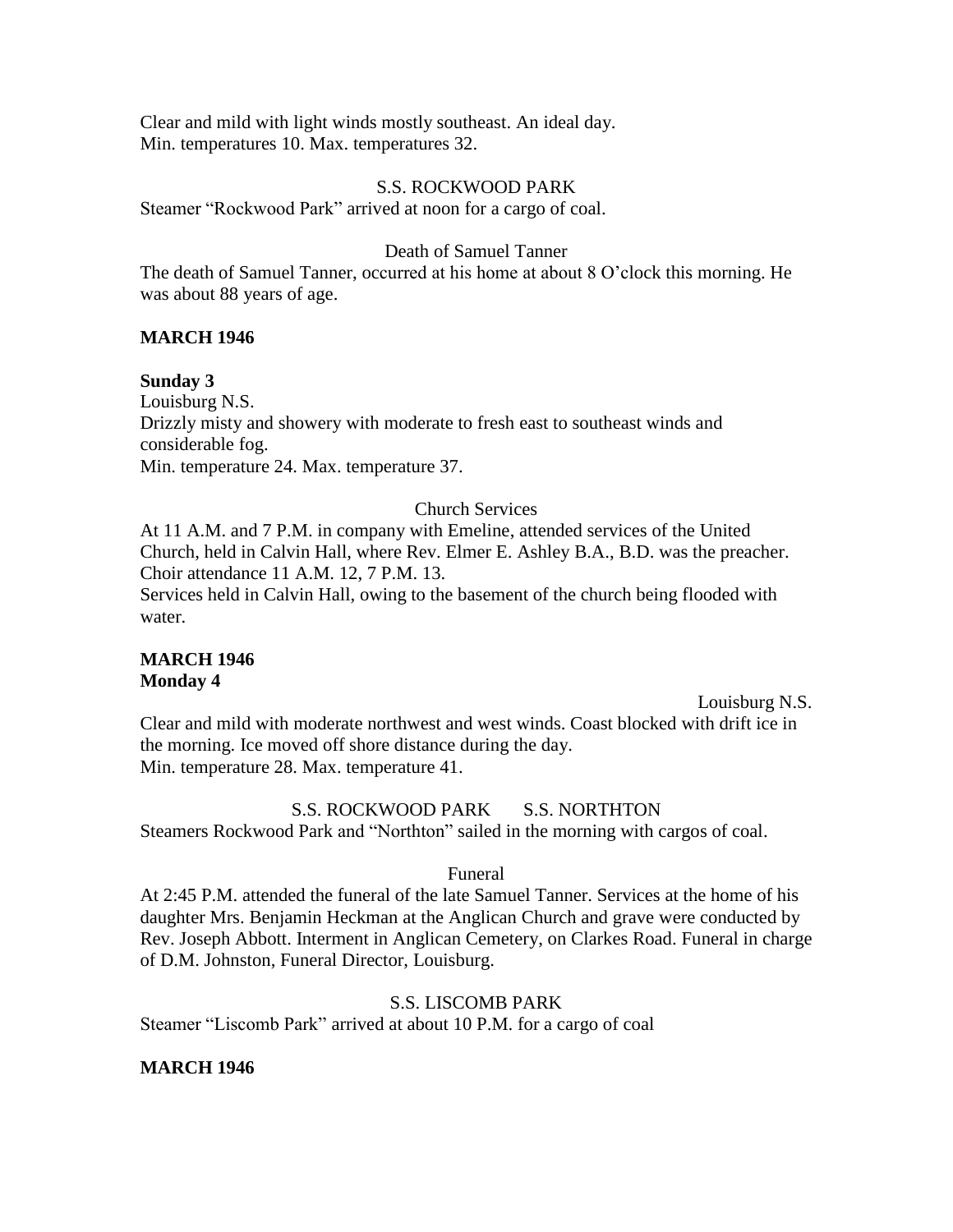Clear and mild with light winds mostly southeast. An ideal day.
Min. temperatures 10. Max. temperatures 32.

S.S. ROCKWOOD PARK

Steamer "Rockwood Park" arrived at noon for a cargo of coal.

Death of Samuel Tanner

The death of Samuel Tanner, occurred at his home at about 8 O'clock this morning. He was about 88 years of age.

**MARCH 1946**

**Sunday 3**

Louisburg N.S.
Drizzly misty and showery with moderate to fresh east to southeast winds and considerable fog.
Min. temperature 24. Max. temperature 37.

Church Services

At 11 A.M. and 7 P.M. in company with Emeline, attended services of the United Church, held in Calvin Hall, where Rev. Elmer E. Ashley B.A., B.D. was the preacher.
Choir attendance 11 A.M. 12, 7 P.M. 13.
Services held in Calvin Hall, owing to the basement of the church being flooded with water.

**MARCH 1946**
**Monday 4**

Louisburg N.S.

Clear and mild with moderate northwest and west winds. Coast blocked with drift ice in the morning. Ice moved off shore distance during the day.
Min. temperature 28. Max. temperature 41.

S.S. ROCKWOOD PARK S.S. NORTHTON

Steamers Rockwood Park and "Northton" sailed in the morning with cargos of coal.

Funeral

At 2:45 P.M. attended the funeral of the late Samuel Tanner. Services at the home of his daughter Mrs. Benjamin Heckman at the Anglican Church and grave were conducted by Rev. Joseph Abbott. Interment in Anglican Cemetery, on Clarkes Road. Funeral in charge of D.M. Johnston, Funeral Director, Louisburg.

S.S. LISCOMB PARK

Steamer "Liscomb Park" arrived at about 10 P.M. for a cargo of coal

**MARCH 1946**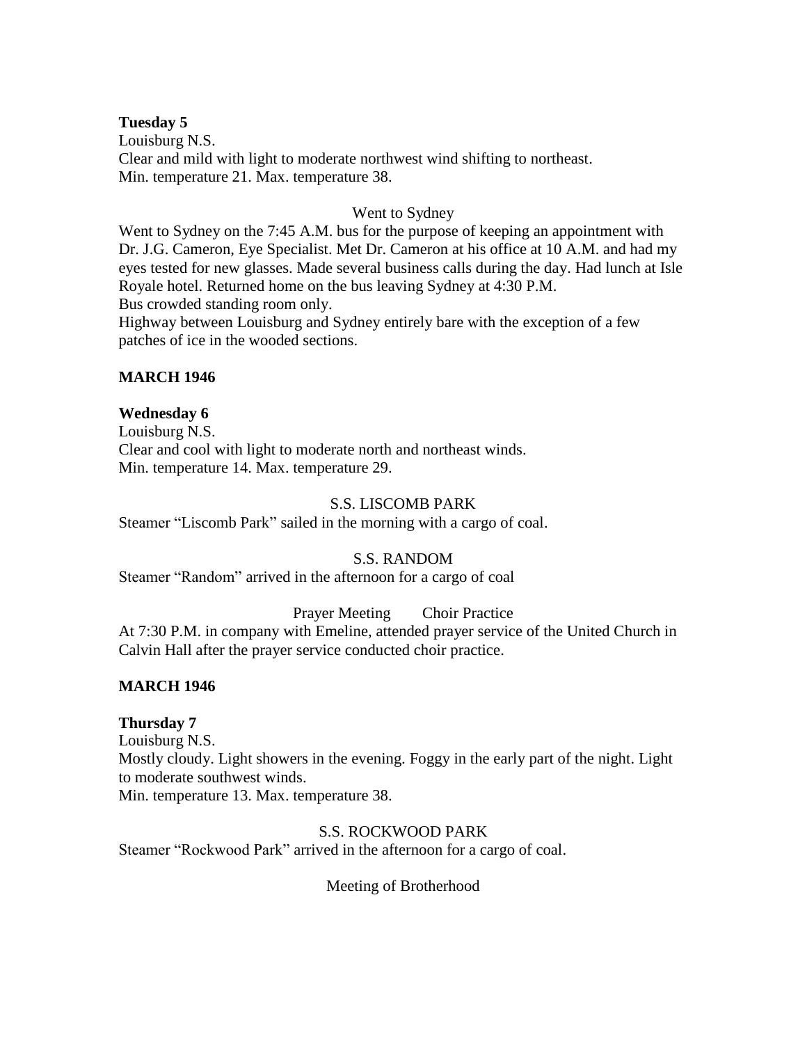**Tuesday 5**
Louisburg N.S.
Clear and mild with light to moderate northwest wind shifting to northeast.
Min. temperature 21. Max. temperature 38.

Went to Sydney

Went to Sydney on the 7:45 A.M. bus for the purpose of keeping an appointment with Dr. J.G. Cameron, Eye Specialist. Met Dr. Cameron at his office at 10 A.M. and had my eyes tested for new glasses. Made several business calls during the day. Had lunch at Isle Royale hotel. Returned home on the bus leaving Sydney at 4:30 P.M.
Bus crowded standing room only.
Highway between Louisburg and Sydney entirely bare with the exception of a few patches of ice in the wooded sections.

**MARCH 1946**

**Wednesday 6**
Louisburg N.S.
Clear and cool with light to moderate north and northeast winds.
Min. temperature 14. Max. temperature 29.

S.S. LISCOMB PARK

Steamer "Liscomb Park" sailed in the morning with a cargo of coal.

S.S. RANDOM

Steamer "Random" arrived in the afternoon for a cargo of coal

Prayer Meeting Choir Practice

At 7:30 P.M. in company with Emeline, attended prayer service of the United Church in Calvin Hall after the prayer service conducted choir practice.

**MARCH 1946**

**Thursday 7**
Louisburg N.S.
Mostly cloudy. Light showers in the evening. Foggy in the early part of the night. Light to moderate southwest winds.
Min. temperature 13. Max. temperature 38.

S.S. ROCKWOOD PARK

Steamer "Rockwood Park" arrived in the afternoon for a cargo of coal.

Meeting of Brotherhood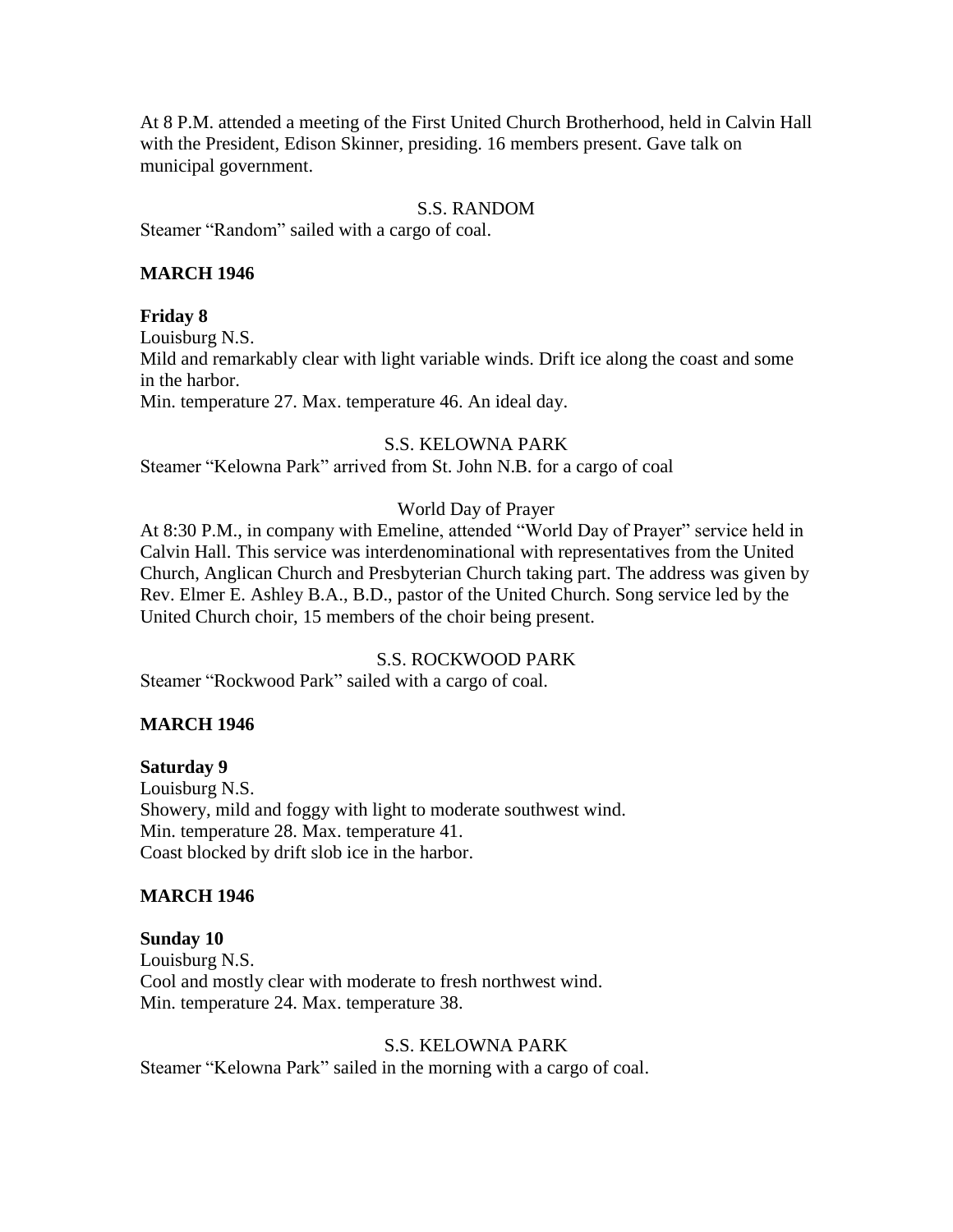At 8 P.M. attended a meeting of the First United Church Brotherhood, held in Calvin Hall with the President, Edison Skinner, presiding. 16 members present. Gave talk on municipal government.

S.S. RANDOM

Steamer "Random" sailed with a cargo of coal.

**MARCH 1946**

**Friday 8**

Louisburg N.S.

Mild and remarkably clear with light variable winds. Drift ice along the coast and some in the harbor.

Min. temperature 27. Max. temperature 46. An ideal day.

S.S. KELOWNA PARK

Steamer "Kelowna Park" arrived from St. John N.B. for a cargo of coal

World Day of Prayer

At 8:30 P.M., in company with Emeline, attended "World Day of Prayer" service held in Calvin Hall. This service was interdenominational with representatives from the United Church, Anglican Church and Presbyterian Church taking part. The address was given by Rev. Elmer E. Ashley B.A., B.D., pastor of the United Church. Song service led by the United Church choir, 15 members of the choir being present.

S.S. ROCKWOOD PARK

Steamer "Rockwood Park" sailed with a cargo of coal.

**MARCH 1946**

**Saturday 9**

Louisburg N.S.

Showery, mild and foggy with light to moderate southwest wind.

Min. temperature 28. Max. temperature 41.

Coast blocked by drift slob ice in the harbor.

**MARCH 1946**

**Sunday 10**

Louisburg N.S.

Cool and mostly clear with moderate to fresh northwest wind.

Min. temperature 24. Max. temperature 38.

S.S. KELOWNA PARK

Steamer "Kelowna Park" sailed in the morning with a cargo of coal.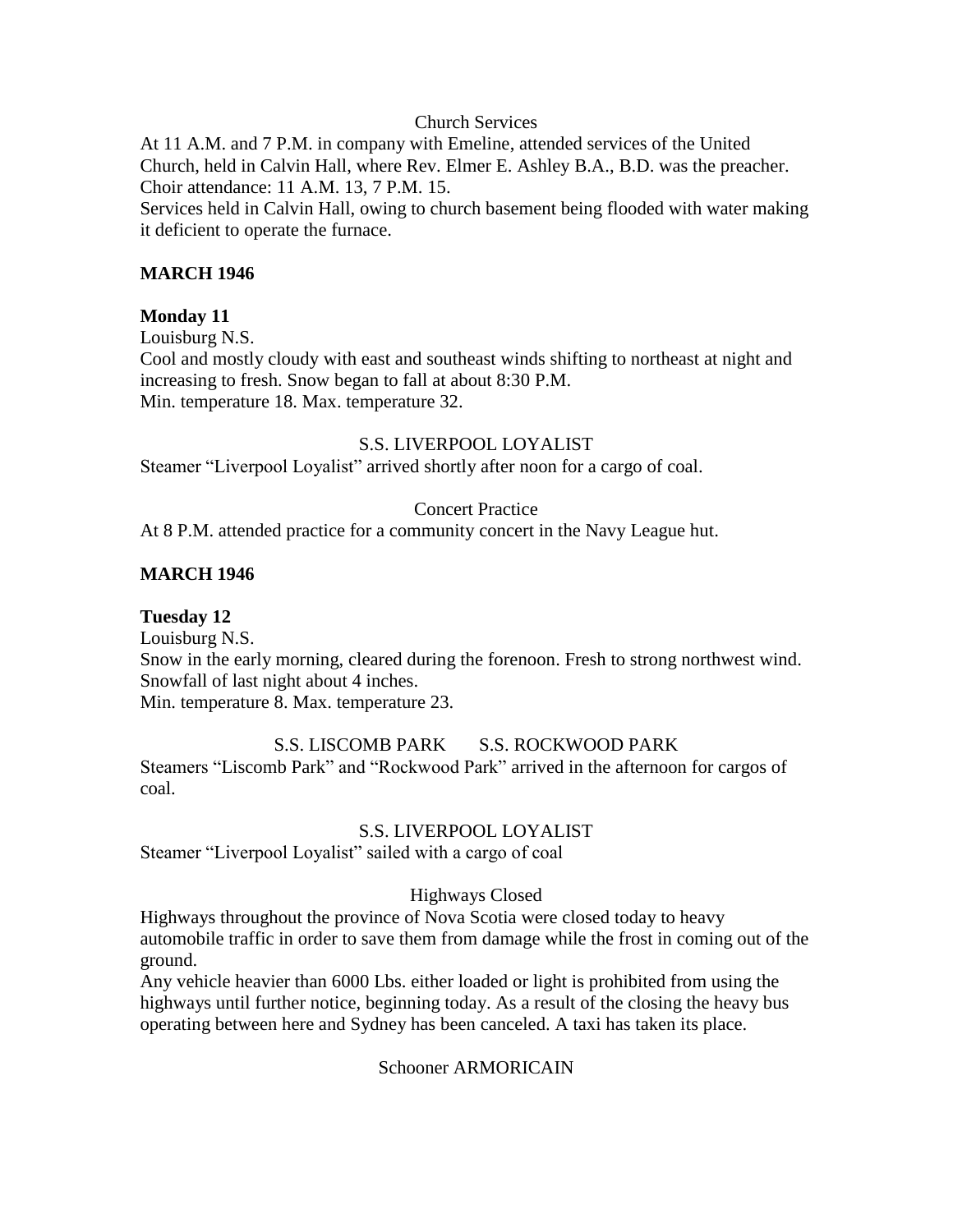Church Services

At 11 A.M. and 7 P.M. in company with Emeline, attended services of the United Church, held in Calvin Hall, where Rev. Elmer E. Ashley B.A., B.D. was the preacher.
Choir attendance: 11 A.M. 13, 7 P.M. 15.
Services held in Calvin Hall, owing to church basement being flooded with water making it deficient to operate the furnace.

**MARCH 1946**

**Monday 11**

Louisburg N.S.
Cool and mostly cloudy with east and southeast winds shifting to northeast at night and increasing to fresh. Snow began to fall at about 8:30 P.M.
Min. temperature 18. Max. temperature 32.

S.S. LIVERPOOL LOYALIST

Steamer "Liverpool Loyalist" arrived shortly after noon for a cargo of coal.

Concert Practice

At 8 P.M. attended practice for a community concert in the Navy League hut.

**MARCH 1946**

**Tuesday 12**

Louisburg N.S.
Snow in the early morning, cleared during the forenoon. Fresh to strong northwest wind.
Snowfall of last night about 4 inches.
Min. temperature 8. Max. temperature 23.

S.S. LISCOMB PARK S.S. ROCKWOOD PARK

Steamers "Liscomb Park" and "Rockwood Park" arrived in the afternoon for cargos of coal.

S.S. LIVERPOOL LOYALIST

Steamer "Liverpool Loyalist" sailed with a cargo of coal

Highways Closed

Highways throughout the province of Nova Scotia were closed today to heavy automobile traffic in order to save them from damage while the frost in coming out of the ground.
Any vehicle heavier than 6000 Lbs. either loaded or light is prohibited from using the highways until further notice, beginning today. As a result of the closing the heavy bus operating between here and Sydney has been canceled. A taxi has taken its place.

Schooner ARMORICAIN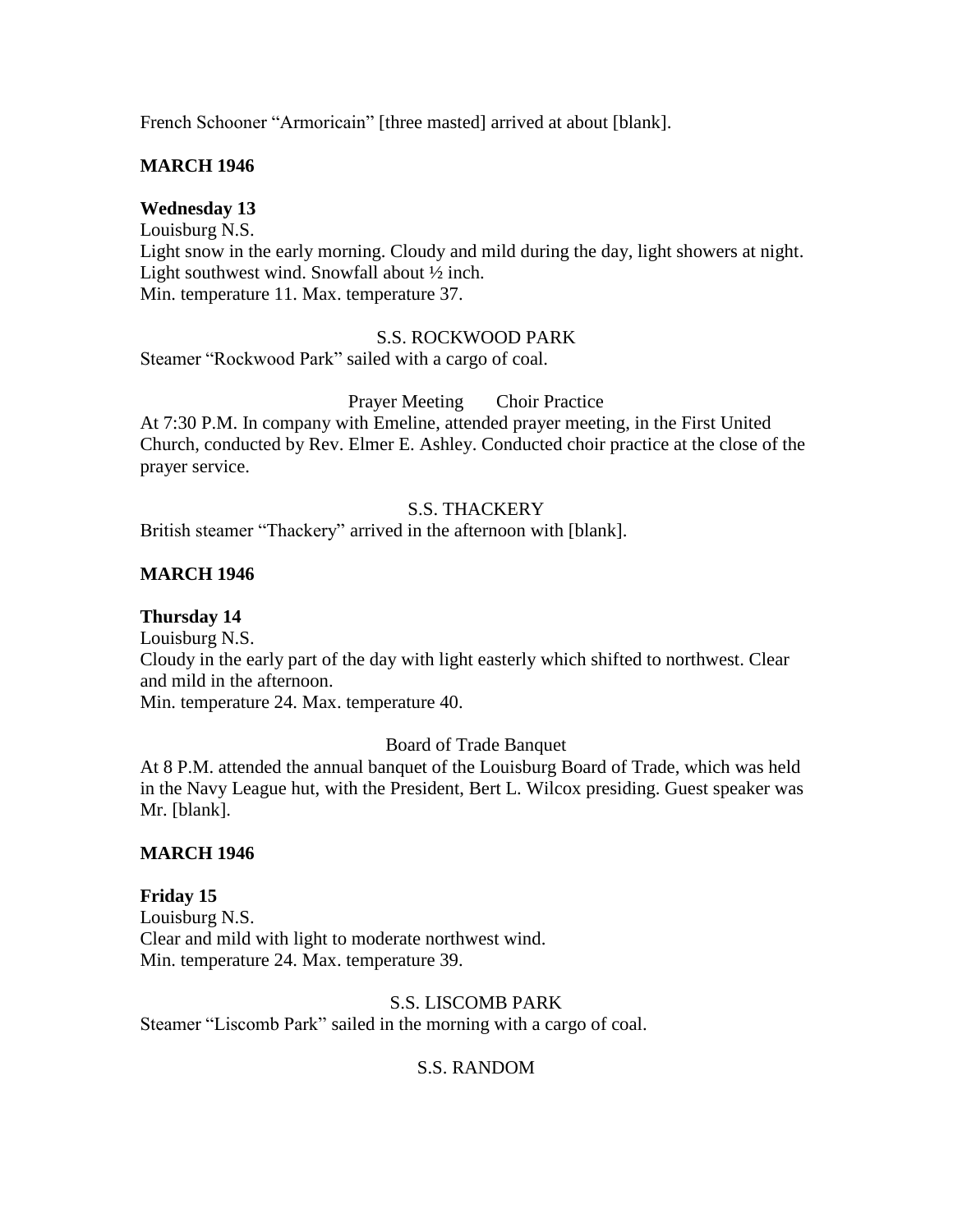French Schooner "Armoricain" [three masted] arrived at about [blank].

**MARCH 1946**

**Wednesday 13**

Louisburg N.S.
Light snow in the early morning. Cloudy and mild during the day, light showers at night. Light southwest wind. Snowfall about ½ inch.
Min. temperature 11. Max. temperature 37.

S.S. ROCKWOOD PARK

Steamer "Rockwood Park" sailed with a cargo of coal.

Prayer Meeting Choir Practice

At 7:30 P.M. In company with Emeline, attended prayer meeting, in the First United Church, conducted by Rev. Elmer E. Ashley. Conducted choir practice at the close of the prayer service.

S.S. THACKERY

British steamer "Thackery" arrived in the afternoon with [blank].

**MARCH 1946**

**Thursday 14**

Louisburg N.S.
Cloudy in the early part of the day with light easterly which shifted to northwest. Clear and mild in the afternoon.
Min. temperature 24. Max. temperature 40.

Board of Trade Banquet

At 8 P.M. attended the annual banquet of the Louisburg Board of Trade, which was held in the Navy League hut, with the President, Bert L. Wilcox presiding. Guest speaker was Mr. [blank].

**MARCH 1946**

**Friday 15**

Louisburg N.S.
Clear and mild with light to moderate northwest wind.
Min. temperature 24. Max. temperature 39.

S.S. LISCOMB PARK

Steamer "Liscomb Park" sailed in the morning with a cargo of coal.

S.S. RANDOM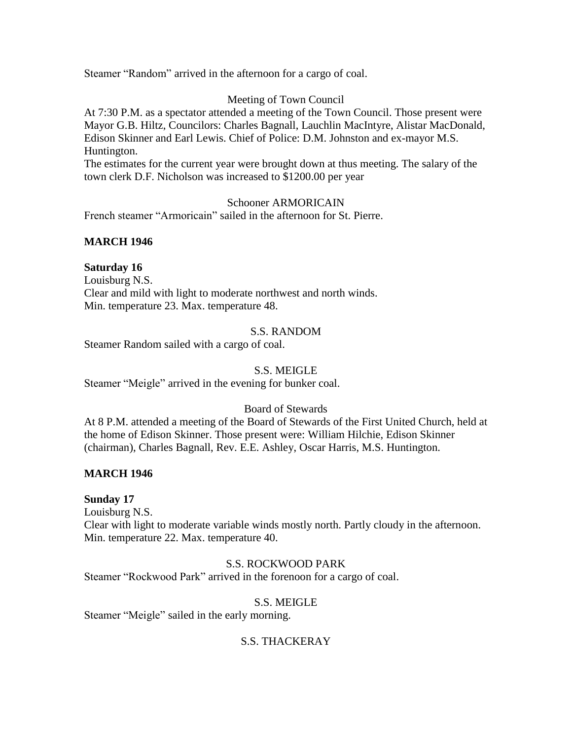Steamer "Random" arrived in the afternoon for a cargo of coal.

Meeting of Town Council

At 7:30 P.M. as a spectator attended a meeting of the Town Council. Those present were Mayor G.B. Hiltz, Councilors: Charles Bagnall, Lauchlin MacIntyre, Alistar MacDonald, Edison Skinner and Earl Lewis. Chief of Police: D.M. Johnston and ex-mayor M.S. Huntington.

The estimates for the current year were brought down at thus meeting. The salary of the town clerk D.F. Nicholson was increased to $1200.00 per year

Schooner ARMORICAIN

French steamer "Armoricain" sailed in the afternoon for St. Pierre.

**MARCH 1946**

**Saturday 16**

Louisburg N.S.

Clear and mild with light to moderate northwest and north winds.

Min. temperature 23. Max. temperature 48.

S.S. RANDOM

Steamer Random sailed with a cargo of coal.

S.S. MEIGLE

Steamer "Meigle" arrived in the evening for bunker coal.

Board of Stewards

At 8 P.M. attended a meeting of the Board of Stewards of the First United Church, held at the home of Edison Skinner. Those present were: William Hilchie, Edison Skinner (chairman), Charles Bagnall, Rev. E.E. Ashley, Oscar Harris, M.S. Huntington.

**MARCH 1946**

**Sunday 17**

Louisburg N.S.

Clear with light to moderate variable winds mostly north. Partly cloudy in the afternoon.

Min. temperature 22. Max. temperature 40.

S.S. ROCKWOOD PARK

Steamer "Rockwood Park" arrived in the forenoon for a cargo of coal.

S.S. MEIGLE

Steamer "Meigle" sailed in the early morning.

S.S. THACKERAY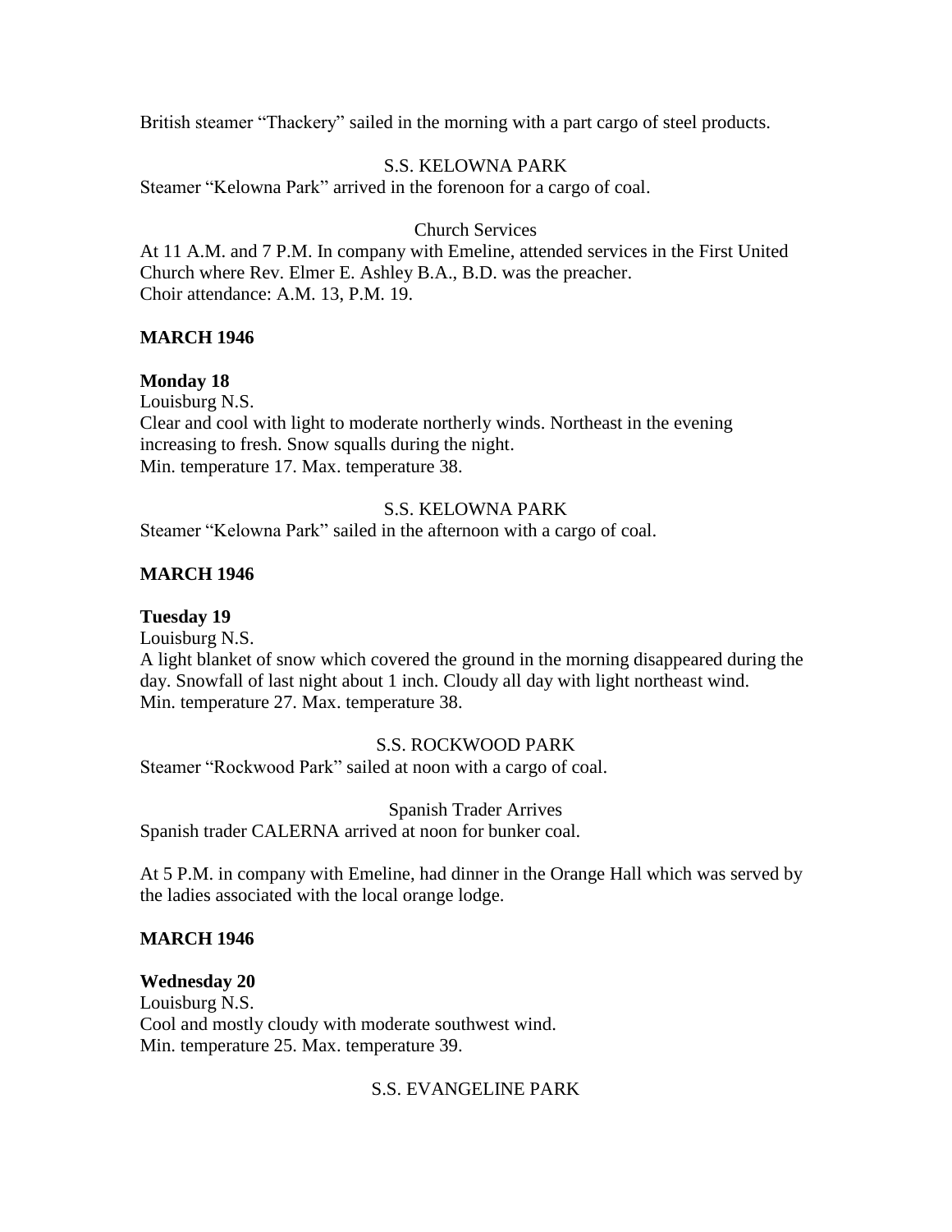British steamer “Thackery” sailed in the morning with a part cargo of steel products.

S.S. KELOWNA PARK

Steamer “Kelowna Park” arrived in the forenoon for a cargo of coal.

Church Services

At 11 A.M. and 7 P.M. In company with Emeline, attended services in the First United Church where Rev. Elmer E. Ashley B.A., B.D. was the preacher.
Choir attendance: A.M. 13, P.M. 19.

**MARCH 1946**

**Monday 18**

Louisburg N.S.
Clear and cool with light to moderate northerly winds. Northeast in the evening increasing to fresh. Snow squalls during the night.
Min. temperature 17. Max. temperature 38.

S.S. KELOWNA PARK

Steamer “Kelowna Park” sailed in the afternoon with a cargo of coal.

**MARCH 1946**

**Tuesday 19**

Louisburg N.S.
A light blanket of snow which covered the ground in the morning disappeared during the day. Snowfall of last night about 1 inch. Cloudy all day with light northeast wind.
Min. temperature 27. Max. temperature 38.

S.S. ROCKWOOD PARK

Steamer “Rockwood Park” sailed at noon with a cargo of coal.

Spanish Trader Arrives

Spanish trader CALERNA arrived at noon for bunker coal.

At 5 P.M. in company with Emeline, had dinner in the Orange Hall which was served by the ladies associated with the local orange lodge.

**MARCH 1946**

**Wednesday 20**

Louisburg N.S.
Cool and mostly cloudy with moderate southwest wind.
Min. temperature 25. Max. temperature 39.

S.S. EVANGELINE PARK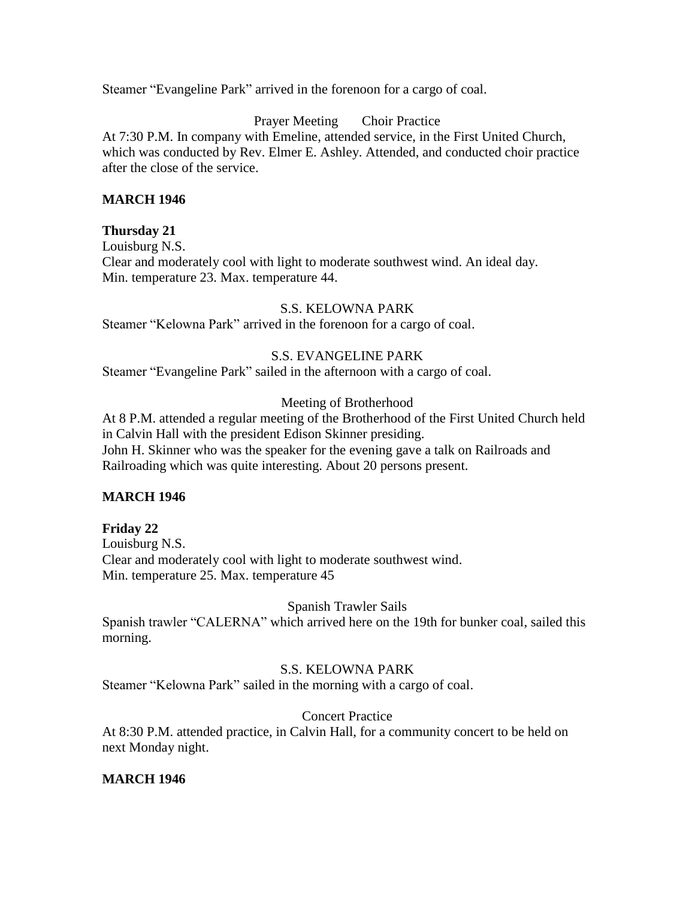Steamer “Evangeline Park” arrived in the forenoon for a cargo of coal.

Prayer Meeting    Choir Practice

At 7:30 P.M. In company with Emeline, attended service, in the First United Church, which was conducted by Rev. Elmer E. Ashley. Attended, and conducted choir practice after the close of the service.

**MARCH 1946**

**Thursday 21**

Louisburg N.S.

Clear and moderately cool with light to moderate southwest wind. An ideal day.
Min. temperature 23. Max. temperature 44.

S.S. KELOWNA PARK

Steamer “Kelowna Park” arrived in the forenoon for a cargo of coal.

S.S. EVANGELINE PARK

Steamer “Evangeline Park” sailed in the afternoon with a cargo of coal.

Meeting of Brotherhood

At 8 P.M. attended a regular meeting of the Brotherhood of the First United Church held in Calvin Hall with the president Edison Skinner presiding.
John H. Skinner who was the speaker for the evening gave a talk on Railroads and Railroading which was quite interesting. About 20 persons present.

**MARCH 1946**

**Friday 22**

Louisburg N.S.

Clear and moderately cool with light to moderate southwest wind.
Min. temperature 25. Max. temperature 45

Spanish Trawler Sails

Spanish trawler “CALERNA” which arrived here on the 19th for bunker coal, sailed this morning.

S.S. KELOWNA PARK

Steamer “Kelowna Park” sailed in the morning with a cargo of coal.

Concert Practice

At 8:30 P.M. attended practice, in Calvin Hall, for a community concert to be held on next Monday night.

**MARCH 1946**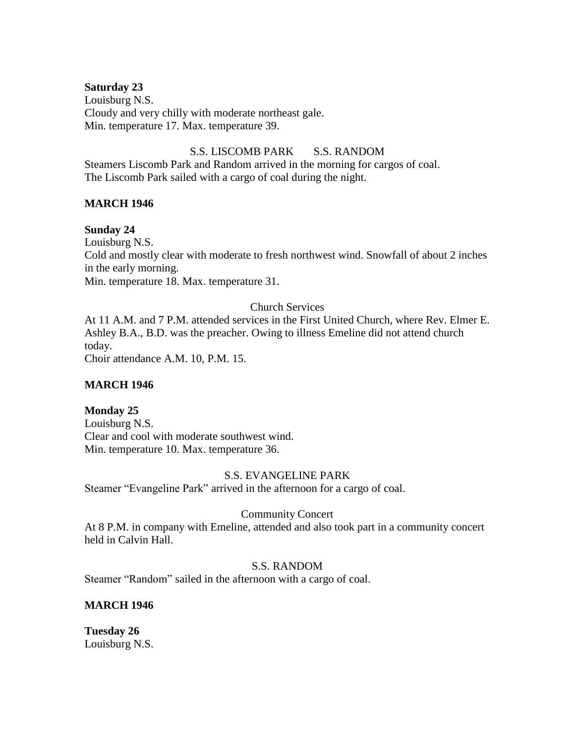**Saturday 23**
Louisburg N.S.
Cloudy and very chilly with moderate northeast gale.
Min. temperature 17. Max. temperature 39.

S.S. LISCOMB PARK S.S. RANDOM

Steamers Liscomb Park and Random arrived in the morning for cargos of coal.
The Liscomb Park sailed with a cargo of coal during the night.

**MARCH 1946**

**Sunday 24**
Louisburg N.S.
Cold and mostly clear with moderate to fresh northwest wind. Snowfall of about 2 inches in the early morning.
Min. temperature 18. Max. temperature 31.

Church Services

At 11 A.M. and 7 P.M. attended services in the First United Church, where Rev. Elmer E. Ashley B.A., B.D. was the preacher. Owing to illness Emeline did not attend church today.
Choir attendance A.M. 10, P.M. 15.

**MARCH 1946**

**Monday 25**
Louisburg N.S.
Clear and cool with moderate southwest wind.
Min. temperature 10. Max. temperature 36.

S.S. EVANGELINE PARK

Steamer "Evangeline Park" arrived in the afternoon for a cargo of coal.

Community Concert

At 8 P.M. in company with Emeline, attended and also took part in a community concert held in Calvin Hall.

S.S. RANDOM

Steamer "Random" sailed in the afternoon with a cargo of coal.

**MARCH 1946**

**Tuesday 26**
Louisburg N.S.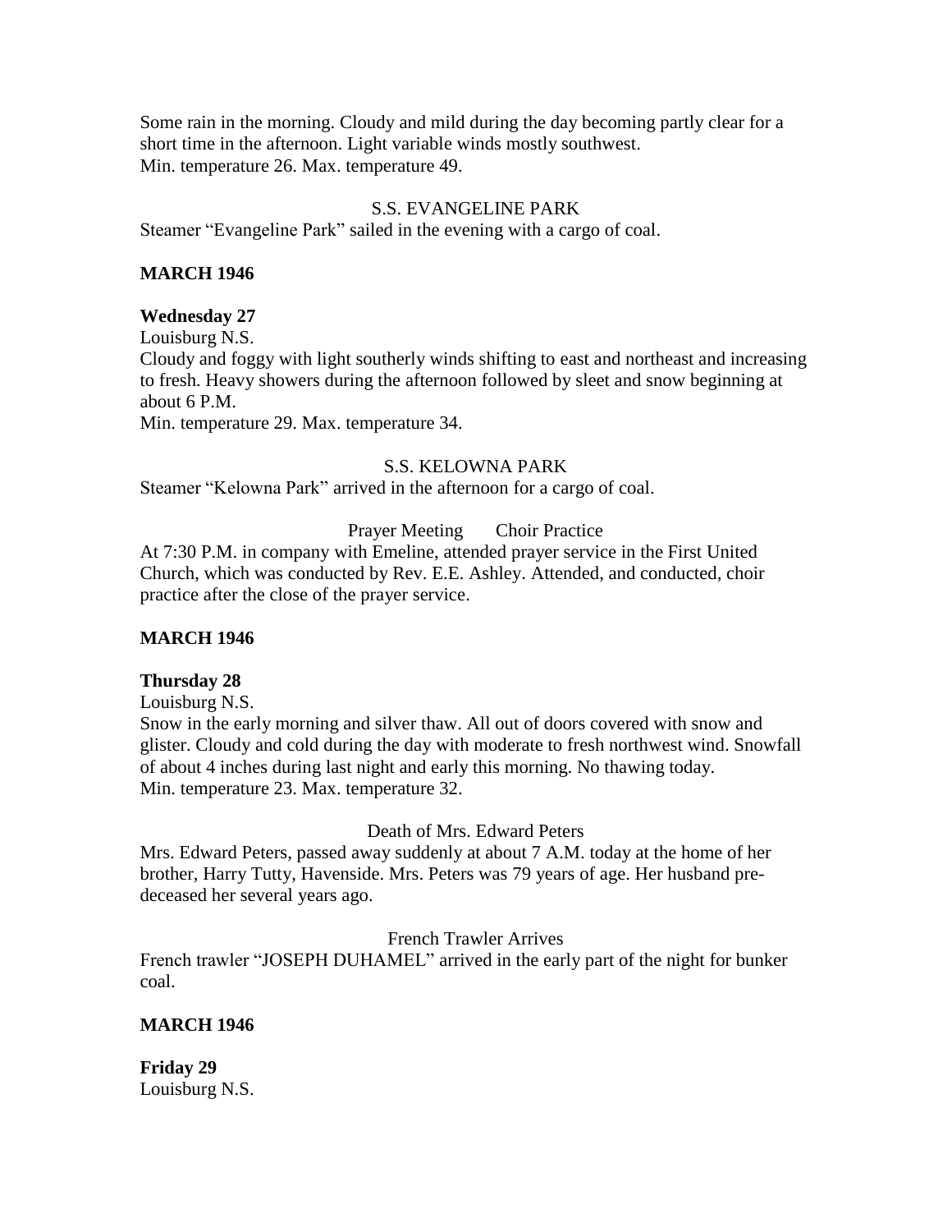Some rain in the morning. Cloudy and mild during the day becoming partly clear for a short time in the afternoon. Light variable winds mostly southwest.
Min. temperature 26. Max. temperature 49.

S.S. EVANGELINE PARK

Steamer "Evangeline Park" sailed in the evening with a cargo of coal.

**MARCH 1946**

**Wednesday 27**

Louisburg N.S.
Cloudy and foggy with light southerly winds shifting to east and northeast and increasing to fresh. Heavy showers during the afternoon followed by sleet and snow beginning at about 6 P.M.
Min. temperature 29. Max. temperature 34.

S.S. KELOWNA PARK

Steamer "Kelowna Park" arrived in the afternoon for a cargo of coal.

Prayer Meeting       Choir Practice

At 7:30 P.M. in company with Emeline, attended prayer service in the First United Church, which was conducted by Rev. E.E. Ashley. Attended, and conducted, choir practice after the close of the prayer service.

**MARCH 1946**

**Thursday 28**

Louisburg N.S.
Snow in the early morning and silver thaw. All out of doors covered with snow and glister. Cloudy and cold during the day with moderate to fresh northwest wind. Snowfall of about 4 inches during last night and early this morning. No thawing today.
Min. temperature 23. Max. temperature 32.

Death of Mrs. Edward Peters

Mrs. Edward Peters, passed away suddenly at about 7 A.M. today at the home of her brother, Harry Tutty, Havenside. Mrs. Peters was 79 years of age. Her husband pre-deceased her several years ago.

French Trawler Arrives

French trawler "JOSEPH DUHAMEL" arrived in the early part of the night for bunker coal.

**MARCH 1946**

**Friday 29**

Louisburg N.S.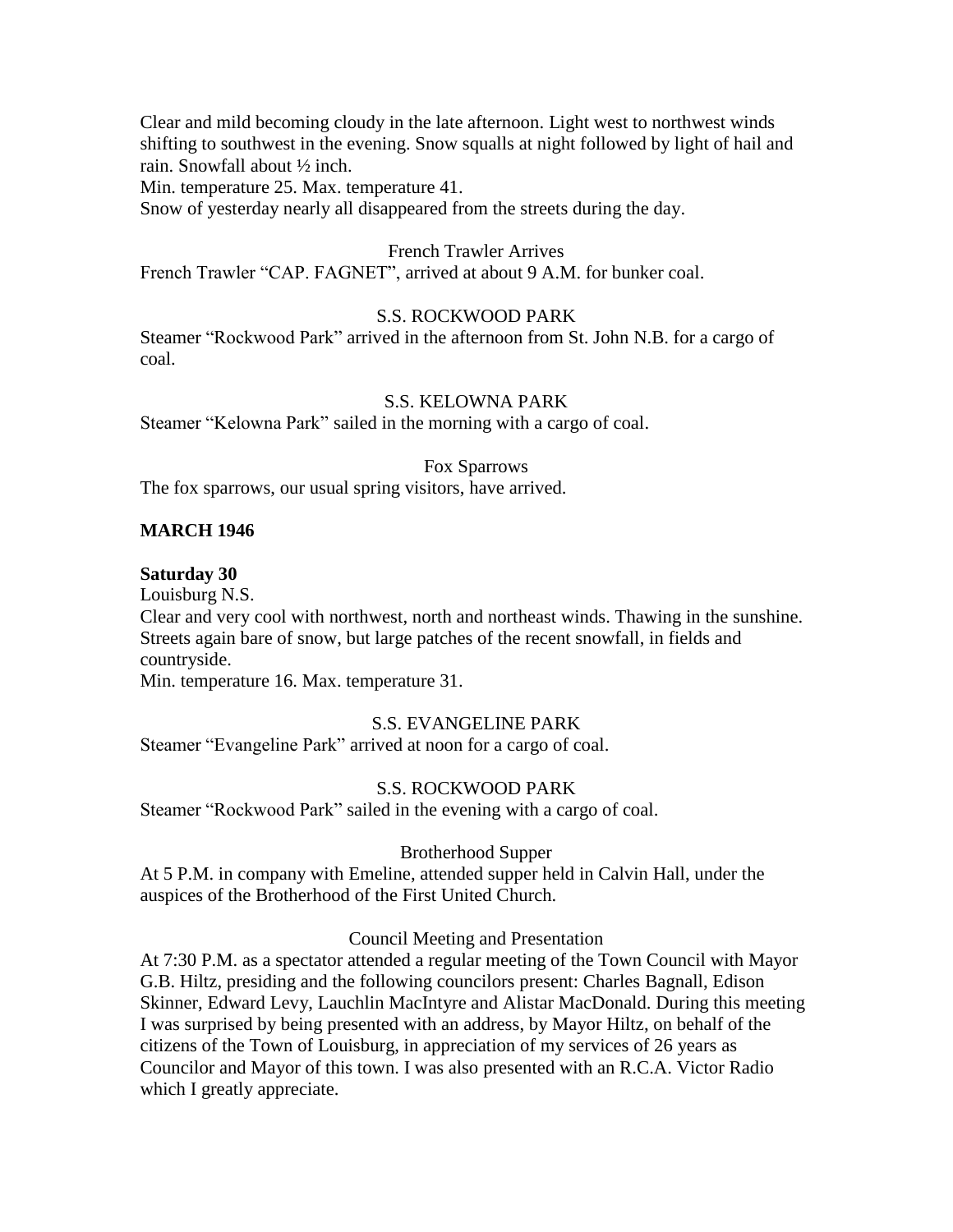Clear and mild becoming cloudy in the late afternoon. Light west to northwest winds shifting to southwest in the evening. Snow squalls at night followed by light of hail and rain. Snowfall about ½ inch.

Min. temperature 25. Max. temperature 41.

Snow of yesterday nearly all disappeared from the streets during the day.

French Trawler Arrives

French Trawler "CAP. FAGNET", arrived at about 9 A.M. for bunker coal.

S.S. ROCKWOOD PARK

Steamer "Rockwood Park" arrived in the afternoon from St. John N.B. for a cargo of coal.

S.S. KELOWNA PARK

Steamer "Kelowna Park" sailed in the morning with a cargo of coal.

Fox Sparrows

The fox sparrows, our usual spring visitors, have arrived.

**MARCH 1946**

**Saturday 30**

Louisburg N.S.

Clear and very cool with northwest, north and northeast winds. Thawing in the sunshine. Streets again bare of snow, but large patches of the recent snowfall, in fields and countryside.

Min. temperature 16. Max. temperature 31.

S.S. EVANGELINE PARK

Steamer "Evangeline Park" arrived at noon for a cargo of coal.

S.S. ROCKWOOD PARK

Steamer "Rockwood Park" sailed in the evening with a cargo of coal.

Brotherhood Supper

At 5 P.M. in company with Emeline, attended supper held in Calvin Hall, under the auspices of the Brotherhood of the First United Church.

Council Meeting and Presentation

At 7:30 P.M. as a spectator attended a regular meeting of the Town Council with Mayor G.B. Hiltz, presiding and the following councilors present: Charles Bagnall, Edison Skinner, Edward Levy, Lauchlin MacIntyre and Alistar MacDonald. During this meeting I was surprised by being presented with an address, by Mayor Hiltz, on behalf of the citizens of the Town of Louisburg, in appreciation of my services of 26 years as Councilor and Mayor of this town. I was also presented with an R.C.A. Victor Radio which I greatly appreciate.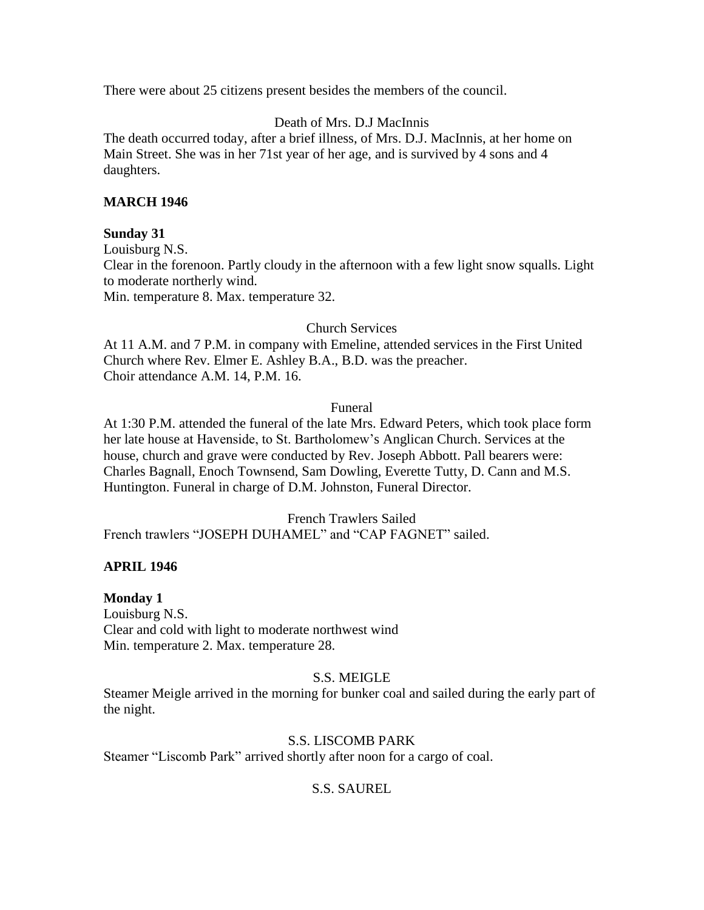There were about 25 citizens present besides the members of the council.

Death of Mrs. D.J MacInnis

The death occurred today, after a brief illness, of Mrs. D.J. MacInnis, at her home on Main Street. She was in her 71st year of her age, and is survived by 4 sons and 4 daughters.

**MARCH 1946**

**Sunday 31**

Louisburg N.S.

Clear in the forenoon. Partly cloudy in the afternoon with a few light snow squalls. Light to moderate northerly wind.

Min. temperature 8. Max. temperature 32.

Church Services

At 11 A.M. and 7 P.M. in company with Emeline, attended services in the First United Church where Rev. Elmer E. Ashley B.A., B.D. was the preacher.

Choir attendance A.M. 14, P.M. 16.

Funeral

At 1:30 P.M. attended the funeral of the late Mrs. Edward Peters, which took place form her late house at Havenside, to St. Bartholomew's Anglican Church. Services at the house, church and grave were conducted by Rev. Joseph Abbott. Pall bearers were: Charles Bagnall, Enoch Townsend, Sam Dowling, Everette Tutty, D. Cann and M.S. Huntington. Funeral in charge of D.M. Johnston, Funeral Director.

French Trawlers Sailed

French trawlers "JOSEPH DUHAMEL" and "CAP FAGNET" sailed.

**APRIL 1946**

**Monday 1**

Louisburg N.S.

Clear and cold with light to moderate northwest wind

Min. temperature 2. Max. temperature 28.

S.S. MEIGLE

Steamer Meigle arrived in the morning for bunker coal and sailed during the early part of the night.

S.S. LISCOMB PARK

Steamer "Liscomb Park" arrived shortly after noon for a cargo of coal.

S.S. SAUREL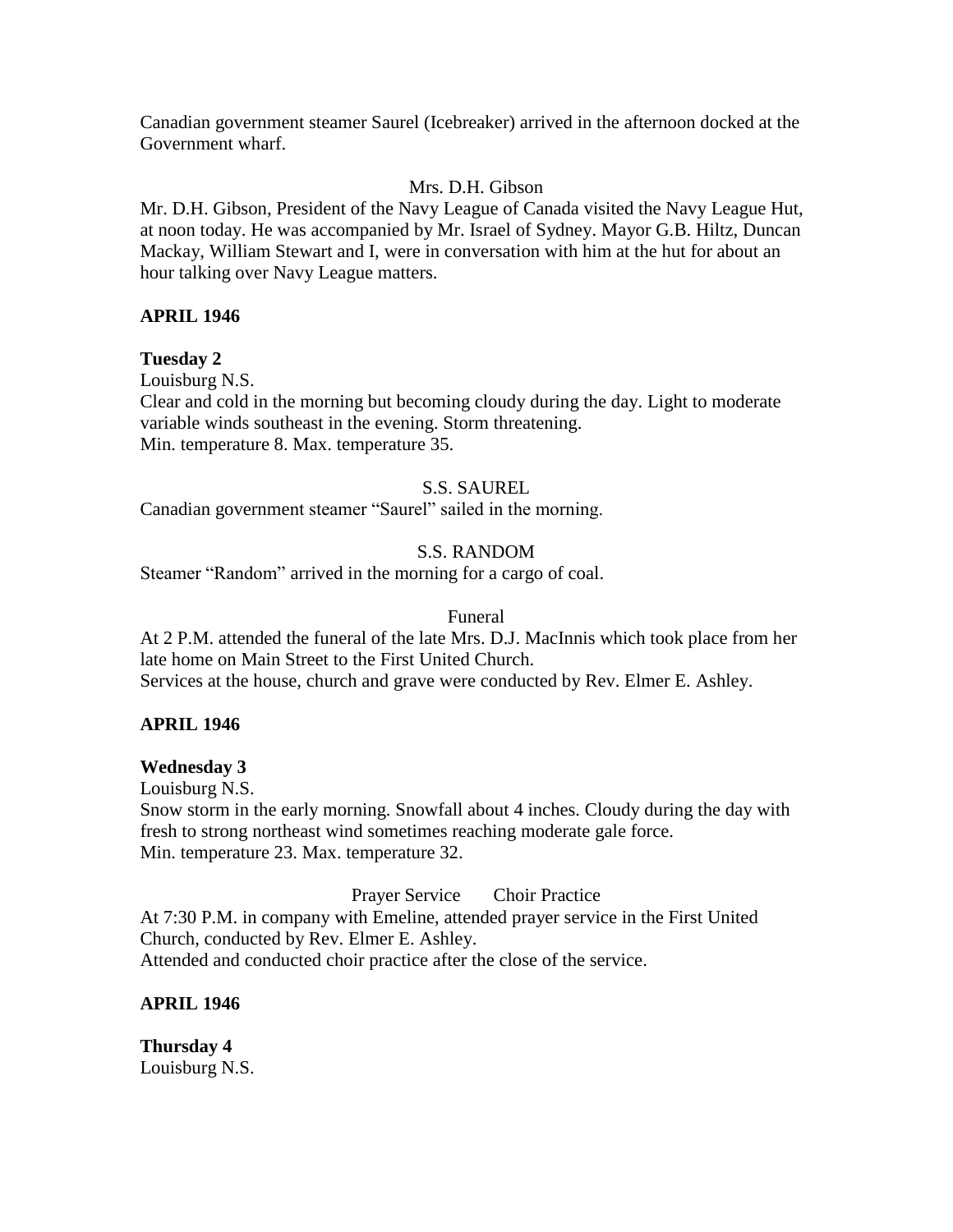Canadian government steamer Saurel (Icebreaker) arrived in the afternoon docked at the Government wharf.

Mrs. D.H. Gibson

Mr. D.H. Gibson, President of the Navy League of Canada visited the Navy League Hut, at noon today. He was accompanied by Mr. Israel of Sydney. Mayor G.B. Hiltz, Duncan Mackay, William Stewart and I, were in conversation with him at the hut for about an hour talking over Navy League matters.

**APRIL 1946**

**Tuesday 2**
Louisburg N.S.
Clear and cold in the morning but becoming cloudy during the day. Light to moderate variable winds southeast in the evening. Storm threatening.
Min. temperature 8. Max. temperature 35.

S.S. SAUREL

Canadian government steamer "Saurel" sailed in the morning.

S.S. RANDOM

Steamer "Random" arrived in the morning for a cargo of coal.

Funeral

At 2 P.M. attended the funeral of the late Mrs. D.J. MacInnis which took place from her late home on Main Street to the First United Church.
Services at the house, church and grave were conducted by Rev. Elmer E. Ashley.

**APRIL 1946**

**Wednesday 3**
Louisburg N.S.
Snow storm in the early morning. Snowfall about 4 inches. Cloudy during the day with fresh to strong northeast wind sometimes reaching moderate gale force.
Min. temperature 23. Max. temperature 32.

Prayer Service Choir Practice

At 7:30 P.M. in company with Emeline, attended prayer service in the First United Church, conducted by Rev. Elmer E. Ashley.
Attended and conducted choir practice after the close of the service.

**APRIL 1946**

**Thursday 4**
Louisburg N.S.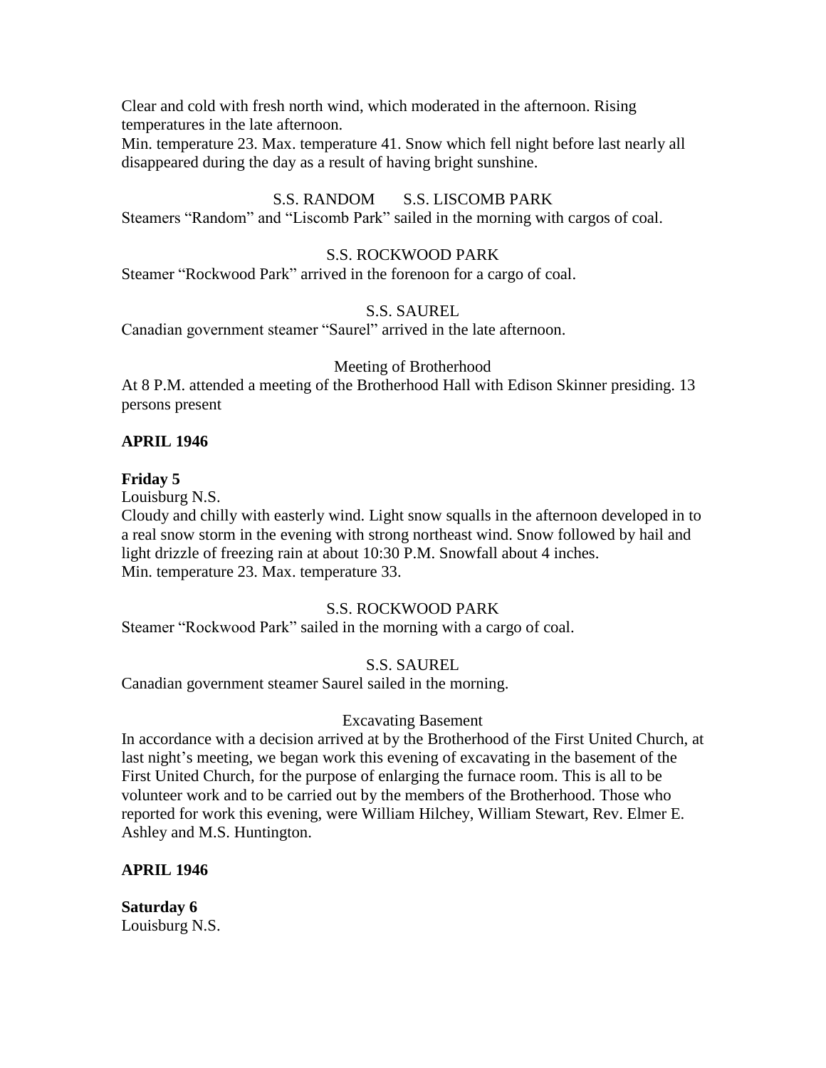Clear and cold with fresh north wind, which moderated in the afternoon. Rising temperatures in the late afternoon.
Min. temperature 23. Max. temperature 41. Snow which fell night before last nearly all disappeared during the day as a result of having bright sunshine.

S.S. RANDOM S.S. LISCOMB PARK

Steamers "Random" and "Liscomb Park" sailed in the morning with cargos of coal.

S.S. ROCKWOOD PARK

Steamer "Rockwood Park" arrived in the forenoon for a cargo of coal.

S.S. SAUREL

Canadian government steamer "Saurel" arrived in the late afternoon.

Meeting of Brotherhood

At 8 P.M. attended a meeting of the Brotherhood Hall with Edison Skinner presiding. 13 persons present

**APRIL 1946**

**Friday 5**

Louisburg N.S.
Cloudy and chilly with easterly wind. Light snow squalls in the afternoon developed in to a real snow storm in the evening with strong northeast wind. Snow followed by hail and light drizzle of freezing rain at about 10:30 P.M. Snowfall about 4 inches.
Min. temperature 23. Max. temperature 33.

S.S. ROCKWOOD PARK

Steamer "Rockwood Park" sailed in the morning with a cargo of coal.

S.S. SAUREL

Canadian government steamer Saurel sailed in the morning.

Excavating Basement

In accordance with a decision arrived at by the Brotherhood of the First United Church, at last night's meeting, we began work this evening of excavating in the basement of the First United Church, for the purpose of enlarging the furnace room. This is all to be volunteer work and to be carried out by the members of the Brotherhood. Those who reported for work this evening, were William Hilchey, William Stewart, Rev. Elmer E. Ashley and M.S. Huntington.

**APRIL 1946**

**Saturday 6**

Louisburg N.S.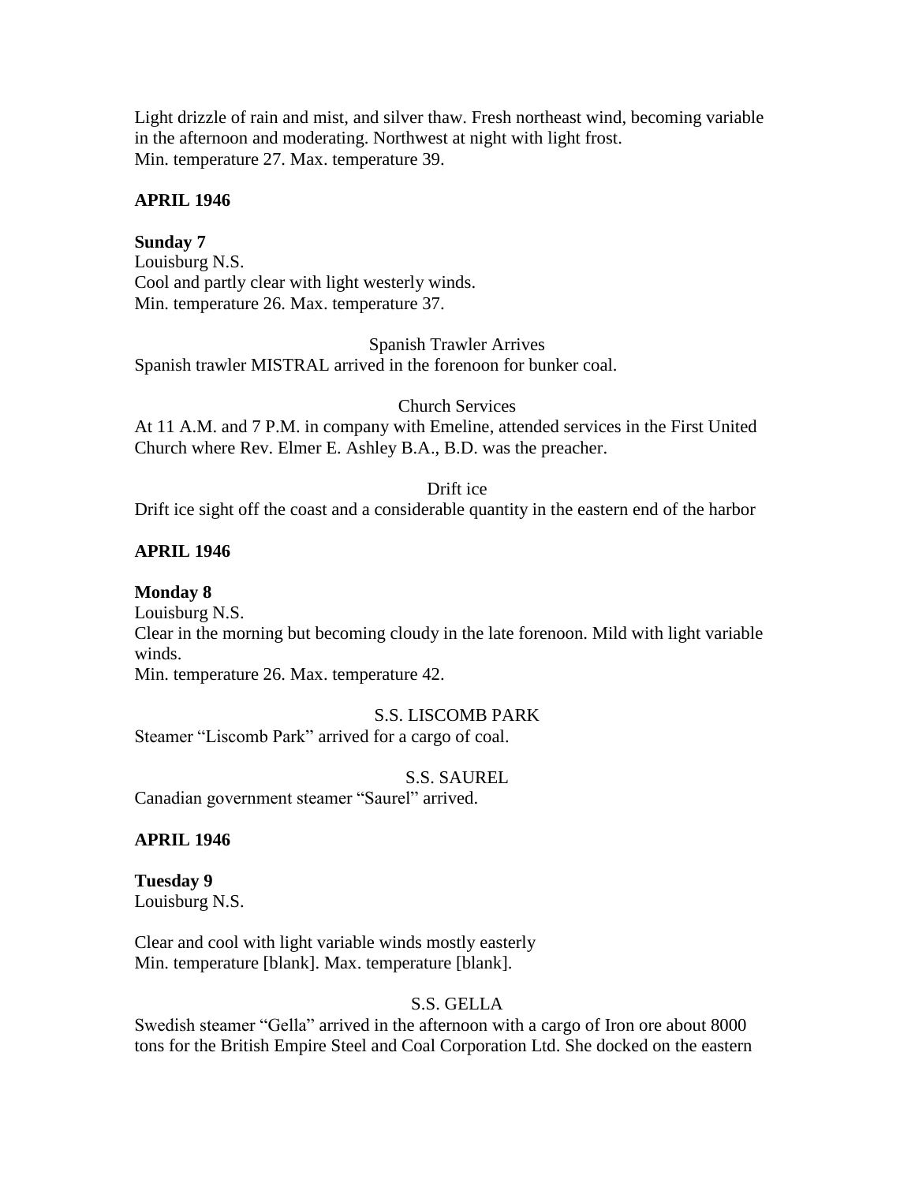Light drizzle of rain and mist, and silver thaw. Fresh northeast wind, becoming variable in the afternoon and moderating. Northwest at night with light frost.
Min. temperature 27. Max. temperature 39.

**APRIL 1946**

**Sunday 7**
Louisburg N.S.
Cool and partly clear with light westerly winds.
Min. temperature 26. Max. temperature 37.

Spanish Trawler Arrives
Spanish trawler MISTRAL arrived in the forenoon for bunker coal.

Church Services
At 11 A.M. and 7 P.M. in company with Emeline, attended services in the First United Church where Rev. Elmer E. Ashley B.A., B.D. was the preacher.

Drift ice
Drift ice sight off the coast and a considerable quantity in the eastern end of the harbor

**APRIL 1946**

**Monday 8**
Louisburg N.S.
Clear in the morning but becoming cloudy in the late forenoon. Mild with light variable winds.
Min. temperature 26. Max. temperature 42.

S.S. LISCOMB PARK
Steamer "Liscomb Park" arrived for a cargo of coal.

S.S. SAUREL
Canadian government steamer "Saurel" arrived.

**APRIL 1946**

**Tuesday 9**
Louisburg N.S.

Clear and cool with light variable winds mostly easterly
Min. temperature [blank]. Max. temperature [blank].

S.S. GELLA
Swedish steamer "Gella" arrived in the afternoon with a cargo of Iron ore about 8000 tons for the British Empire Steel and Coal Corporation Ltd. She docked on the eastern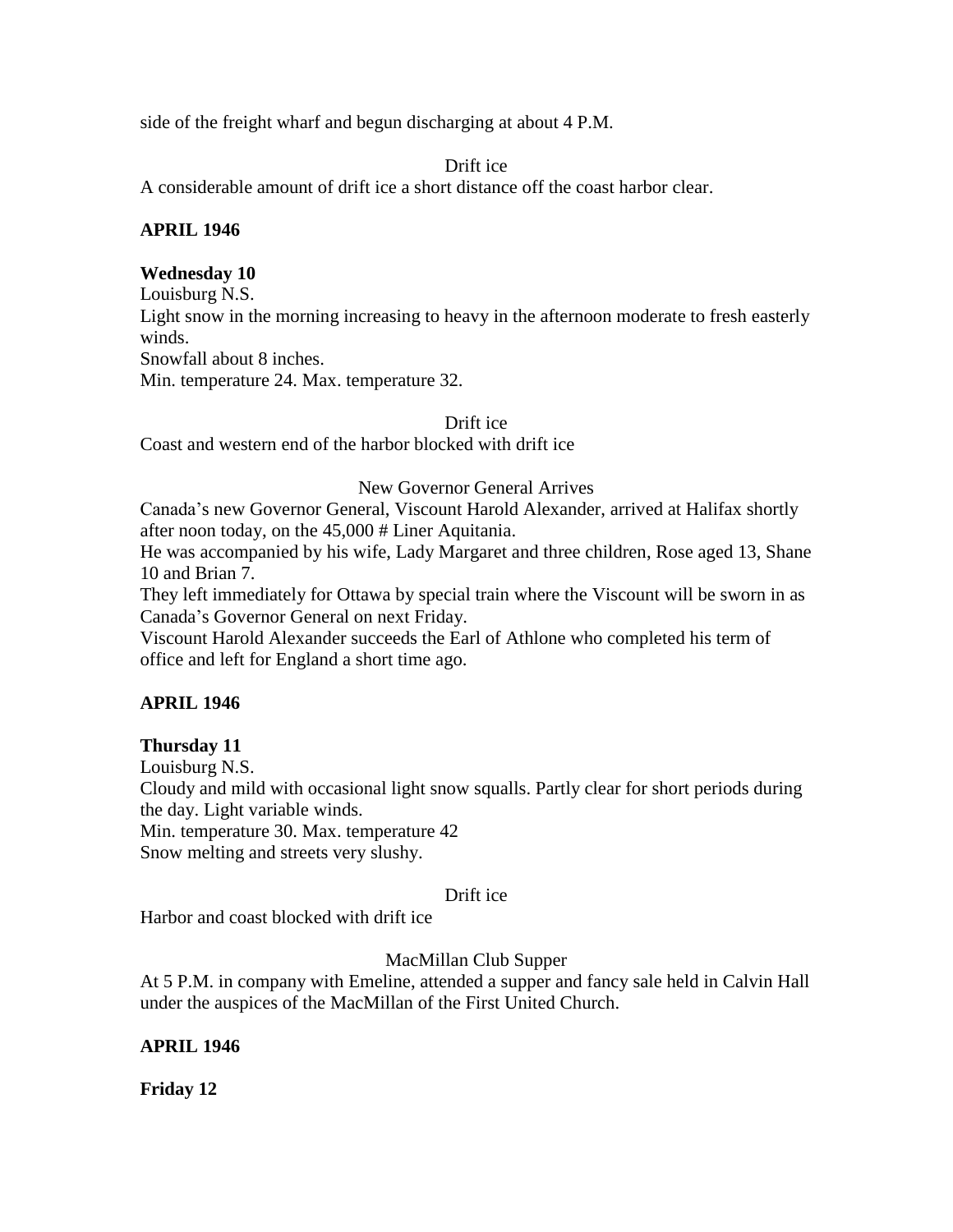side of the freight wharf and begun discharging at about 4 P.M.

Drift ice

A considerable amount of drift ice a short distance off the coast harbor clear.

**APRIL 1946**

**Wednesday 10**

Louisburg N.S.

Light snow in the morning increasing to heavy in the afternoon moderate to fresh easterly winds.

Snowfall about 8 inches.

Min. temperature 24. Max. temperature 32.

Drift ice

Coast and western end of the harbor blocked with drift ice

New Governor General Arrives

Canada's new Governor General, Viscount Harold Alexander, arrived at Halifax shortly after noon today, on the 45,000 # Liner Aquitania.

He was accompanied by his wife, Lady Margaret and three children, Rose aged 13, Shane 10 and Brian 7.

They left immediately for Ottawa by special train where the Viscount will be sworn in as Canada's Governor General on next Friday.

Viscount Harold Alexander succeeds the Earl of Athlone who completed his term of office and left for England a short time ago.

**APRIL 1946**

**Thursday 11**

Louisburg N.S.

Cloudy and mild with occasional light snow squalls. Partly clear for short periods during the day. Light variable winds.

Min. temperature 30. Max. temperature 42

Snow melting and streets very slushy.

Drift ice

Harbor and coast blocked with drift ice

MacMillan Club Supper

At 5 P.M. in company with Emeline, attended a supper and fancy sale held in Calvin Hall under the auspices of the MacMillan of the First United Church.

**APRIL 1946**

**Friday 12**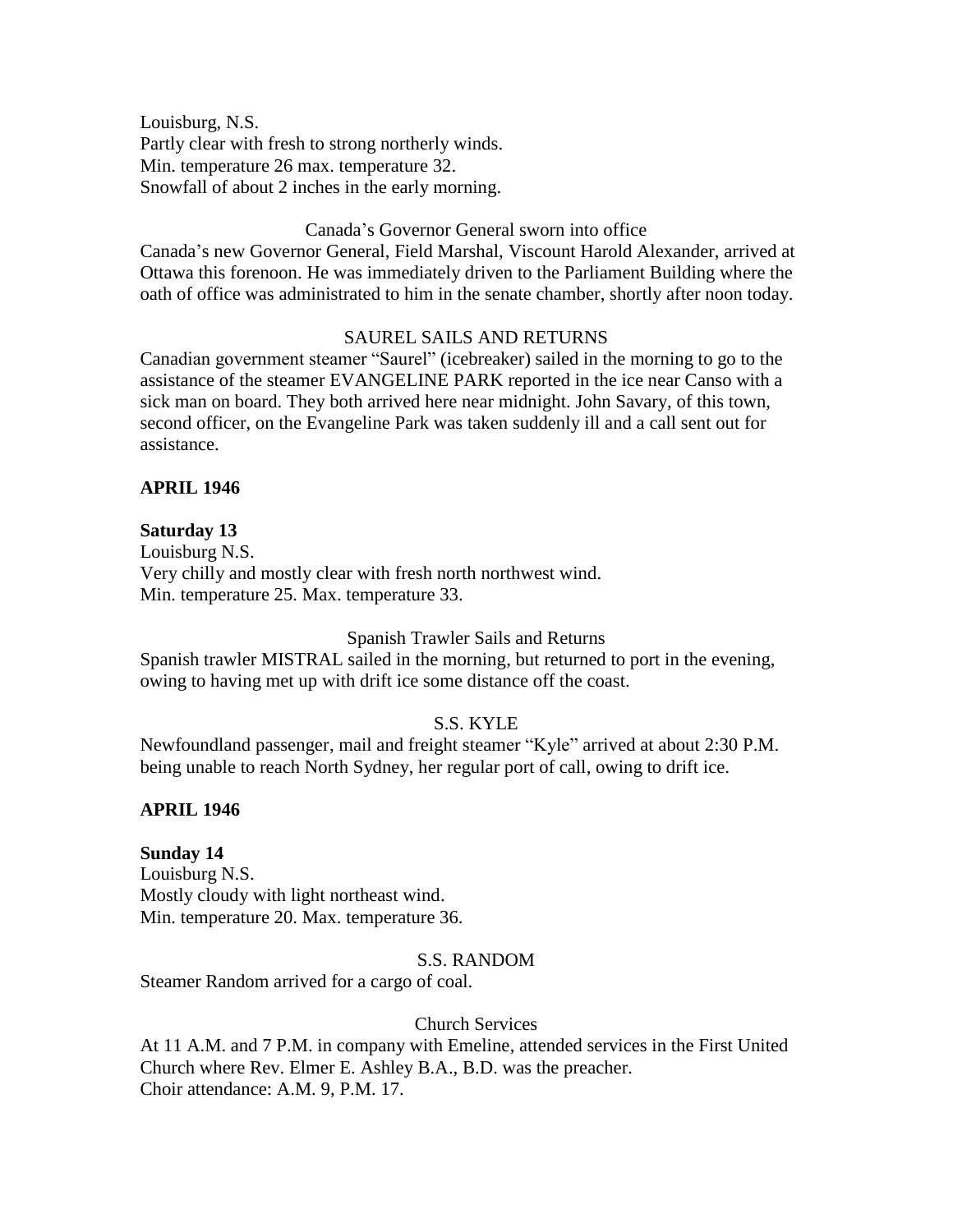Louisburg, N.S.
Partly clear with fresh to strong northerly winds.
Min. temperature 26 max. temperature 32.
Snowfall of about 2 inches in the early morning.

Canada's Governor General sworn into office

Canada's new Governor General, Field Marshal, Viscount Harold Alexander, arrived at Ottawa this forenoon. He was immediately driven to the Parliament Building where the oath of office was administrated to him in the senate chamber, shortly after noon today.

SAUREL SAILS AND RETURNS

Canadian government steamer "Saurel" (icebreaker) sailed in the morning to go to the assistance of the steamer EVANGELINE PARK reported in the ice near Canso with a sick man on board. They both arrived here near midnight. John Savary, of this town, second officer, on the Evangeline Park was taken suddenly ill and a call sent out for assistance.

**APRIL 1946**

**Saturday 13**

Louisburg N.S.
Very chilly and mostly clear with fresh north northwest wind.
Min. temperature 25. Max. temperature 33.

Spanish Trawler Sails and Returns

Spanish trawler MISTRAL sailed in the morning, but returned to port in the evening, owing to having met up with drift ice some distance off the coast.

S.S. KYLE

Newfoundland passenger, mail and freight steamer "Kyle" arrived at about 2:30 P.M. being unable to reach North Sydney, her regular port of call, owing to drift ice.

**APRIL 1946**

**Sunday 14**

Louisburg N.S.
Mostly cloudy with light northeast wind.
Min. temperature 20. Max. temperature 36.

S.S. RANDOM

Steamer Random arrived for a cargo of coal.

Church Services

At 11 A.M. and 7 P.M. in company with Emeline, attended services in the First United Church where Rev. Elmer E. Ashley B.A., B.D. was the preacher.
Choir attendance: A.M. 9, P.M. 17.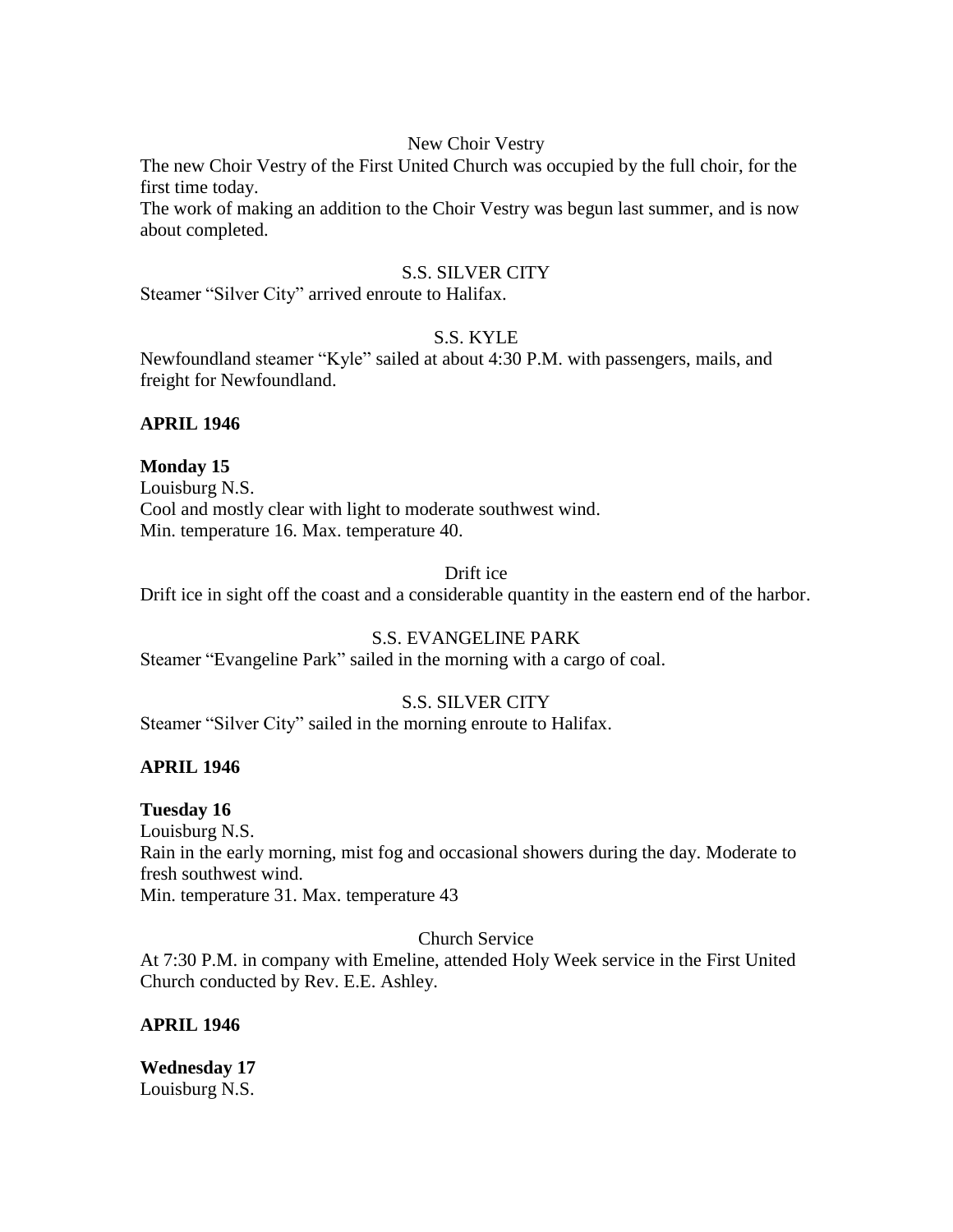New Choir Vestry

The new Choir Vestry of the First United Church was occupied by the full choir, for the first time today.
The work of making an addition to the Choir Vestry was begun last summer, and is now about completed.

S.S. SILVER CITY

Steamer "Silver City" arrived enroute to Halifax.

S.S. KYLE

Newfoundland steamer "Kyle" sailed at about 4:30 P.M. with passengers, mails, and freight for Newfoundland.

**APRIL 1946**

**Monday 15**
Louisburg N.S.
Cool and mostly clear with light to moderate southwest wind.
Min. temperature 16. Max. temperature 40.

Drift ice

Drift ice in sight off the coast and a considerable quantity in the eastern end of the harbor.

S.S. EVANGELINE PARK

Steamer "Evangeline Park" sailed in the morning with a cargo of coal.

S.S. SILVER CITY

Steamer "Silver City" sailed in the morning enroute to Halifax.

**APRIL 1946**

**Tuesday 16**
Louisburg N.S.
Rain in the early morning, mist fog and occasional showers during the day. Moderate to fresh southwest wind.
Min. temperature 31. Max. temperature 43

Church Service

At 7:30 P.M. in company with Emeline, attended Holy Week service in the First United Church conducted by Rev. E.E. Ashley.

**APRIL 1946**

**Wednesday 17**
Louisburg N.S.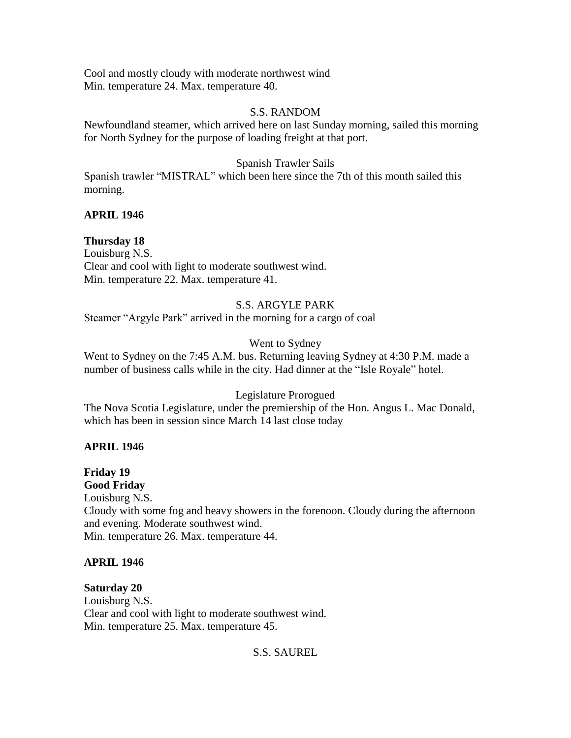Cool and mostly cloudy with moderate northwest wind
Min. temperature 24. Max. temperature 40.

S.S. RANDOM

Newfoundland steamer, which arrived here on last Sunday morning, sailed this morning for North Sydney for the purpose of loading freight at that port.

Spanish Trawler Sails

Spanish trawler "MISTRAL" which been here since the 7th of this month sailed this morning.

**APRIL 1946**

**Thursday 18**
Louisburg N.S.
Clear and cool with light to moderate southwest wind.
Min. temperature 22. Max. temperature 41.

S.S. ARGYLE PARK

Steamer "Argyle Park" arrived in the morning for a cargo of coal

Went to Sydney

Went to Sydney on the 7:45 A.M. bus. Returning leaving Sydney at 4:30 P.M. made a number of business calls while in the city. Had dinner at the "Isle Royale" hotel.

Legislature Prorogued

The Nova Scotia Legislature, under the premiership of the Hon. Angus L. Mac Donald, which has been in session since March 14 last close today

**APRIL 1946**

**Friday 19**
**Good Friday**
Louisburg N.S.
Cloudy with some fog and heavy showers in the forenoon. Cloudy during the afternoon and evening. Moderate southwest wind.
Min. temperature 26. Max. temperature 44.

**APRIL 1946**

**Saturday 20**
Louisburg N.S.
Clear and cool with light to moderate southwest wind.
Min. temperature 25. Max. temperature 45.

S.S. SAUREL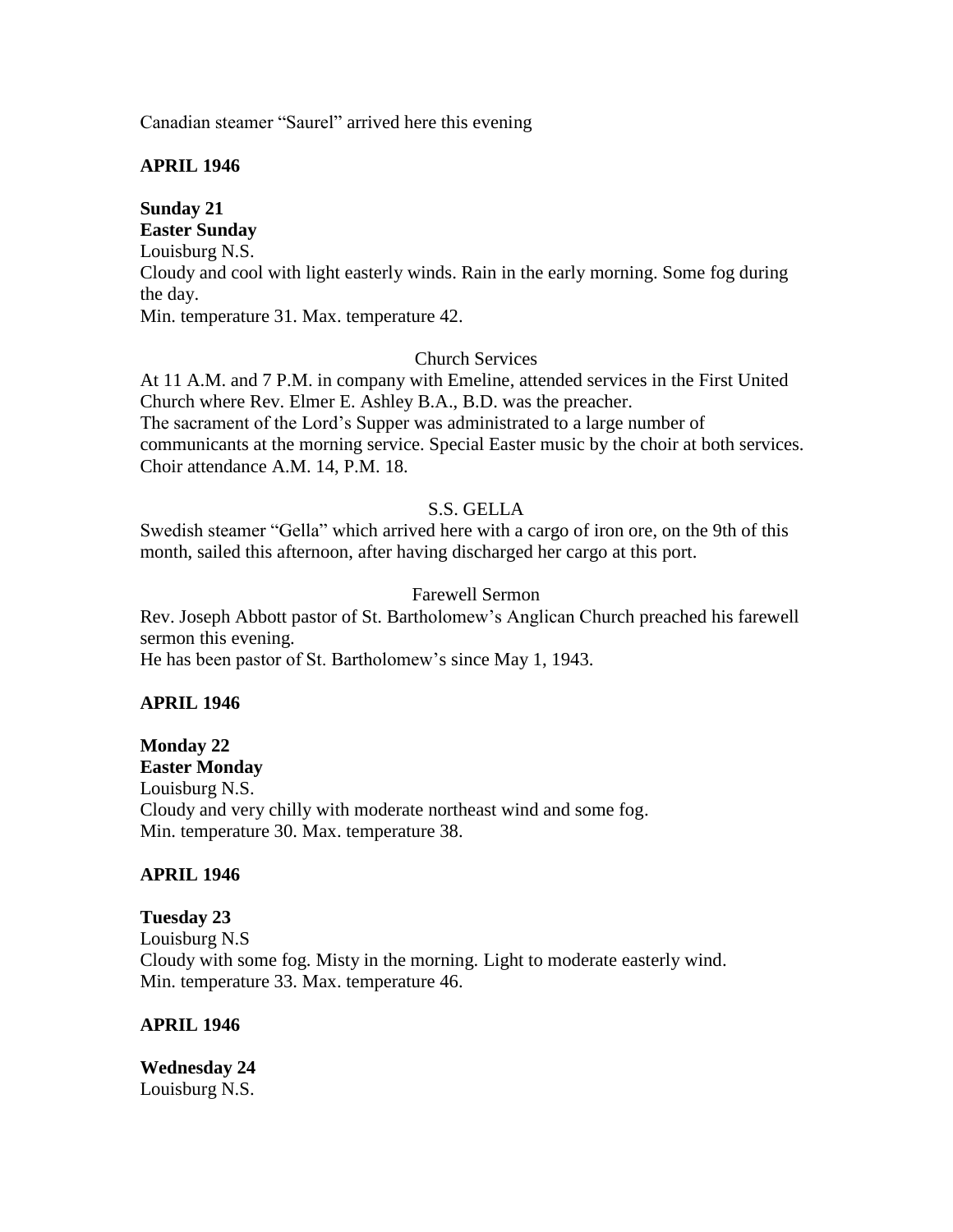Canadian steamer “Saurel” arrived here this evening

**APRIL 1946**

**Sunday 21**
**Easter Sunday**
Louisburg N.S.
Cloudy and cool with light easterly winds. Rain in the early morning. Some fog during the day.
Min. temperature 31. Max. temperature 42.

Church Services

At 11 A.M. and 7 P.M. in company with Emeline, attended services in the First United Church where Rev. Elmer E. Ashley B.A., B.D. was the preacher.
The sacrament of the Lord’s Supper was administrated to a large number of communicants at the morning service. Special Easter music by the choir at both services.
Choir attendance A.M. 14, P.M. 18.

S.S. GELLA

Swedish steamer “Gella” which arrived here with a cargo of iron ore, on the 9th of this month, sailed this afternoon, after having discharged her cargo at this port.

Farewell Sermon

Rev. Joseph Abbott pastor of St. Bartholomew’s Anglican Church preached his farewell sermon this evening.
He has been pastor of St. Bartholomew’s since May 1, 1943.

**APRIL 1946**

**Monday 22**
**Easter Monday**
Louisburg N.S.
Cloudy and very chilly with moderate northeast wind and some fog.
Min. temperature 30. Max. temperature 38.

**APRIL 1946**

**Tuesday 23**
Louisburg N.S
Cloudy with some fog. Misty in the morning. Light to moderate easterly wind.
Min. temperature 33. Max. temperature 46.

**APRIL 1946**

**Wednesday 24**
Louisburg N.S.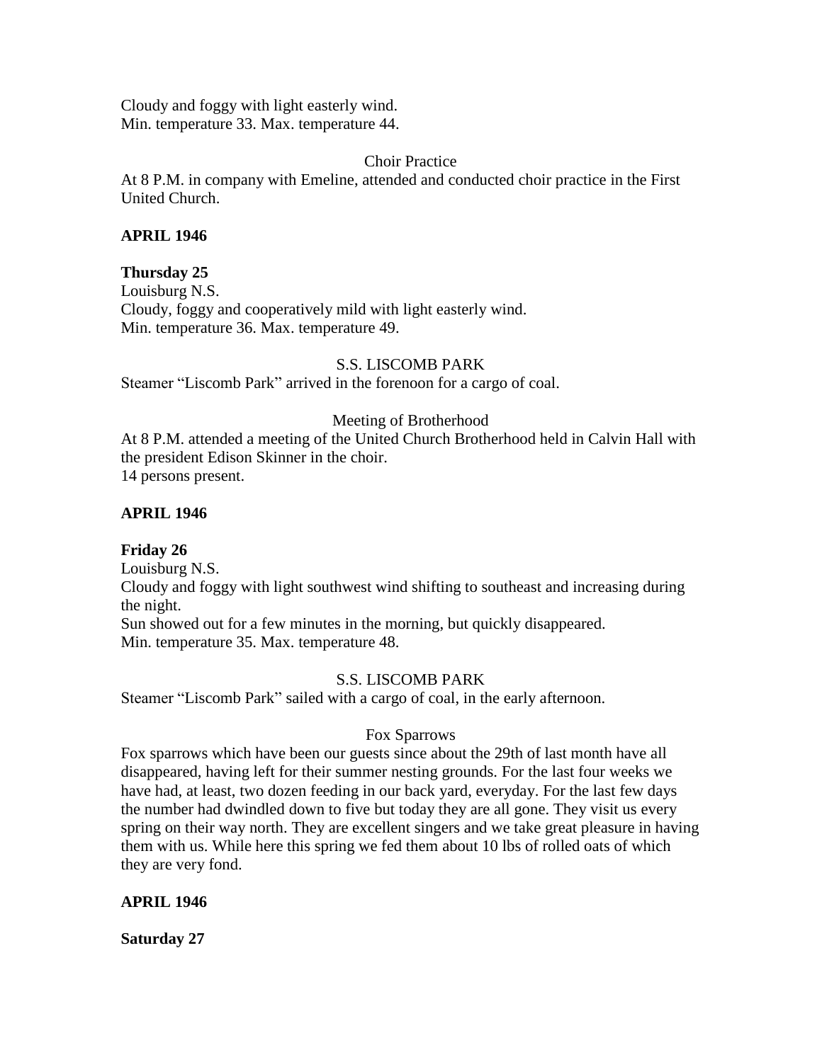Cloudy and foggy with light easterly wind.
Min. temperature 33. Max. temperature 44.

Choir Practice

At 8 P.M. in company with Emeline, attended and conducted choir practice in the First United Church.

**APRIL 1946**

**Thursday 25**

Louisburg N.S.
Cloudy, foggy and cooperatively mild with light easterly wind.
Min. temperature 36. Max. temperature 49.

S.S. LISCOMB PARK

Steamer "Liscomb Park" arrived in the forenoon for a cargo of coal.

Meeting of Brotherhood

At 8 P.M. attended a meeting of the United Church Brotherhood held in Calvin Hall with the president Edison Skinner in the choir.
14 persons present.

**APRIL 1946**

**Friday 26**

Louisburg N.S.
Cloudy and foggy with light southwest wind shifting to southeast and increasing during the night.
Sun showed out for a few minutes in the morning, but quickly disappeared.
Min. temperature 35. Max. temperature 48.

S.S. LISCOMB PARK

Steamer "Liscomb Park" sailed with a cargo of coal, in the early afternoon.

Fox Sparrows

Fox sparrows which have been our guests since about the 29th of last month have all disappeared, having left for their summer nesting grounds. For the last four weeks we have had, at least, two dozen feeding in our back yard, everyday. For the last few days the number had dwindled down to five but today they are all gone. They visit us every spring on their way north. They are excellent singers and we take great pleasure in having them with us. While here this spring we fed them about 10 lbs of rolled oats of which they are very fond.

**APRIL 1946**

**Saturday 27**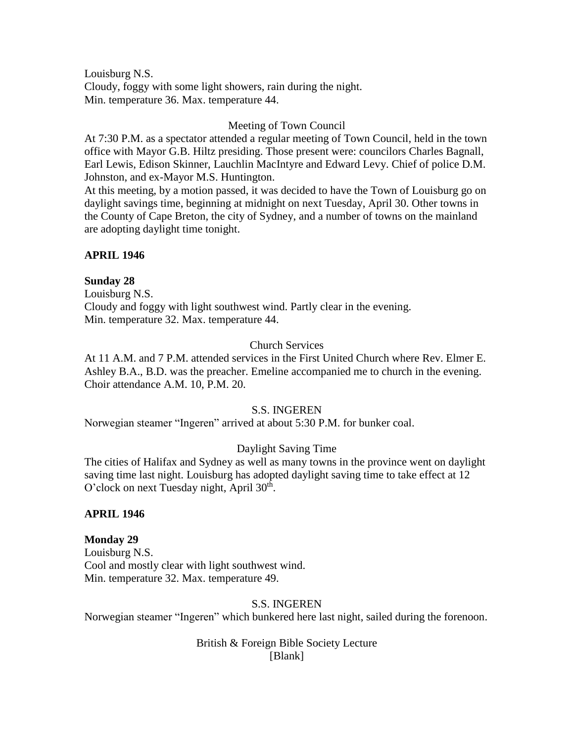Louisburg N.S.
Cloudy, foggy with some light showers, rain during the night.
Min. temperature 36. Max. temperature 44.

Meeting of Town Council

At 7:30 P.M. as a spectator attended a regular meeting of Town Council, held in the town office with Mayor G.B. Hiltz presiding. Those present were: councilors Charles Bagnall, Earl Lewis, Edison Skinner, Lauchlin MacIntyre and Edward Levy. Chief of police D.M. Johnston, and ex-Mayor M.S. Huntington.
At this meeting, by a motion passed, it was decided to have the Town of Louisburg go on daylight savings time, beginning at midnight on next Tuesday, April 30. Other towns in the County of Cape Breton, the city of Sydney, and a number of towns on the mainland are adopting daylight time tonight.

**APRIL 1946**

**Sunday 28**
Louisburg N.S.
Cloudy and foggy with light southwest wind. Partly clear in the evening.
Min. temperature 32. Max. temperature 44.

Church Services

At 11 A.M. and 7 P.M. attended services in the First United Church where Rev. Elmer E. Ashley B.A., B.D. was the preacher. Emeline accompanied me to church in the evening. Choir attendance A.M. 10, P.M. 20.

S.S. INGEREN

Norwegian steamer "Ingeren" arrived at about 5:30 P.M. for bunker coal.

Daylight Saving Time

The cities of Halifax and Sydney as well as many towns in the province went on daylight saving time last night. Louisburg has adopted daylight saving time to take effect at 12 O'clock on next Tuesday night, April 30th.

**APRIL 1946**

**Monday 29**
Louisburg N.S.
Cool and mostly clear with light southwest wind.
Min. temperature 32. Max. temperature 49.

S.S. INGEREN

Norwegian steamer "Ingeren" which bunkered here last night, sailed during the forenoon.

British & Foreign Bible Society Lecture
[Blank]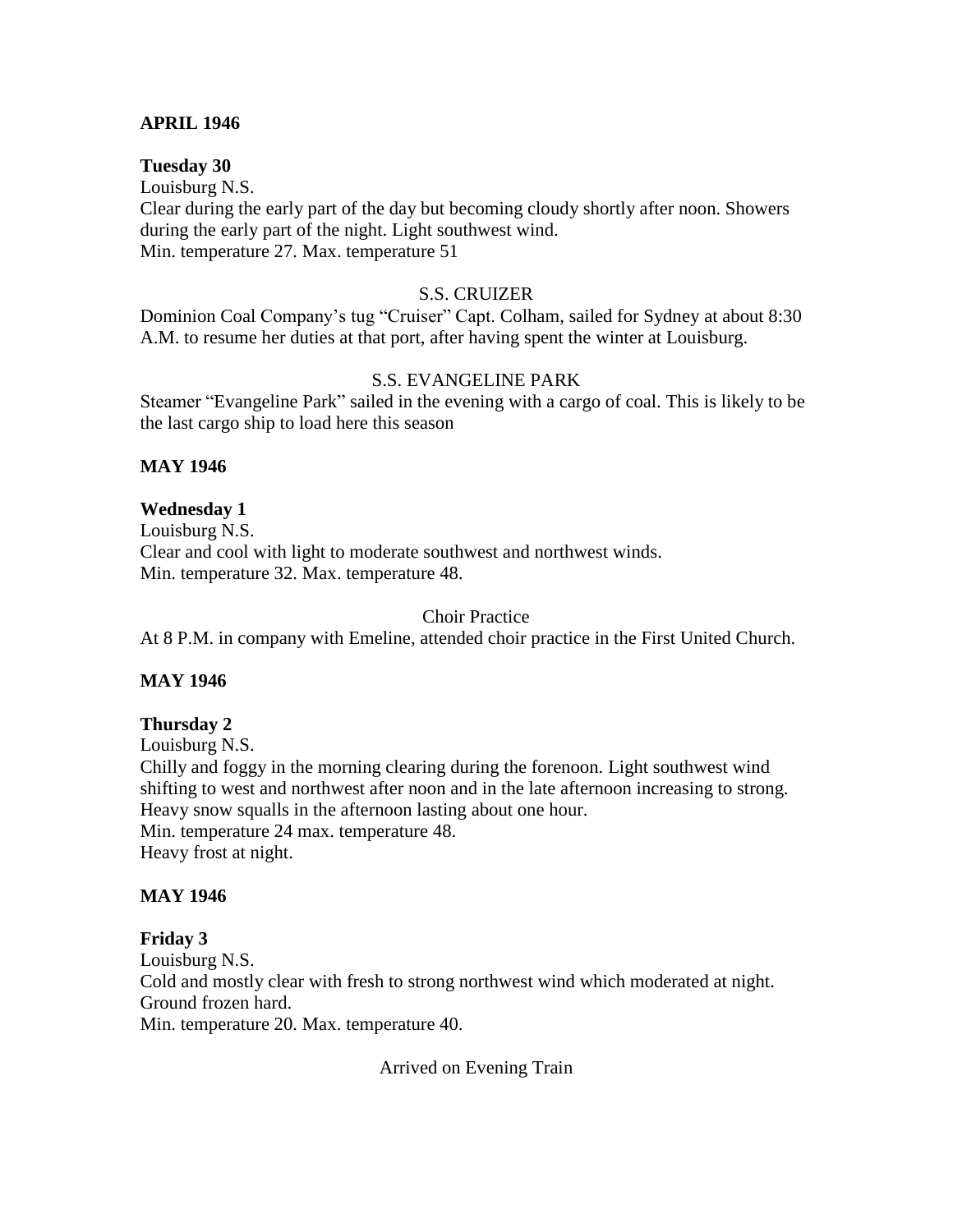**APRIL 1946**

**Tuesday 30**

Louisburg N.S.

Clear during the early part of the day but becoming cloudy shortly after noon. Showers during the early part of the night. Light southwest wind.

Min. temperature 27. Max. temperature 51

S.S. CRUIZER

Dominion Coal Company's tug "Cruiser" Capt. Colham, sailed for Sydney at about 8:30 A.M. to resume her duties at that port, after having spent the winter at Louisburg.

S.S. EVANGELINE PARK

Steamer "Evangeline Park" sailed in the evening with a cargo of coal. This is likely to be the last cargo ship to load here this season

**MAY 1946**

**Wednesday 1**

Louisburg N.S.

Clear and cool with light to moderate southwest and northwest winds.

Min. temperature 32. Max. temperature 48.

Choir Practice

At 8 P.M. in company with Emeline, attended choir practice in the First United Church.

**MAY 1946**

**Thursday 2**

Louisburg N.S.

Chilly and foggy in the morning clearing during the forenoon. Light southwest wind shifting to west and northwest after noon and in the late afternoon increasing to strong. Heavy snow squalls in the afternoon lasting about one hour.

Min. temperature 24 max. temperature 48.

Heavy frost at night.

**MAY 1946**

**Friday 3**

Louisburg N.S.

Cold and mostly clear with fresh to strong northwest wind which moderated at night. Ground frozen hard.

Min. temperature 20. Max. temperature 40.

Arrived on Evening Train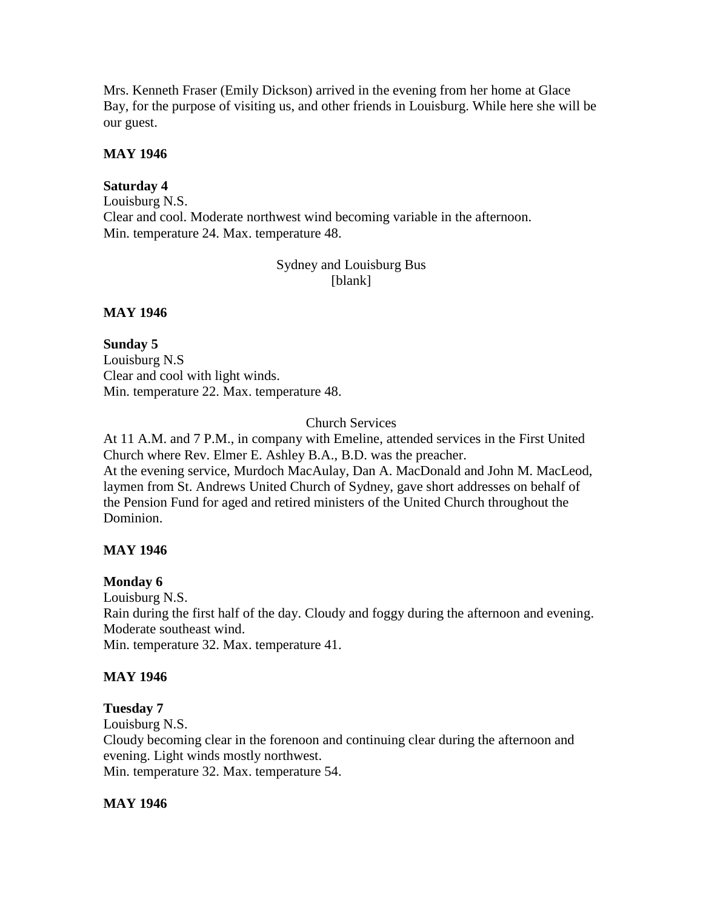Mrs. Kenneth Fraser (Emily Dickson) arrived in the evening from her home at Glace Bay, for the purpose of visiting us, and other friends in Louisburg. While here she will be our guest.

**MAY 1946**

**Saturday 4**
Louisburg N.S.
Clear and cool. Moderate northwest wind becoming variable in the afternoon.
Min. temperature 24. Max. temperature 48.

Sydney and Louisburg Bus
[blank]

**MAY 1946**

**Sunday 5**
Louisburg N.S
Clear and cool with light winds.
Min. temperature 22. Max. temperature 48.

Church Services
At 11 A.M. and 7 P.M., in company with Emeline, attended services in the First United Church where Rev. Elmer E. Ashley B.A., B.D. was the preacher.
At the evening service, Murdoch MacAulay, Dan A. MacDonald and John M. MacLeod, laymen from St. Andrews United Church of Sydney, gave short addresses on behalf of the Pension Fund for aged and retired ministers of the United Church throughout the Dominion.

**MAY 1946**

**Monday 6**
Louisburg N.S.
Rain during the first half of the day. Cloudy and foggy during the afternoon and evening. Moderate southeast wind.
Min. temperature 32. Max. temperature 41.

**MAY 1946**

**Tuesday 7**
Louisburg N.S.
Cloudy becoming clear in the forenoon and continuing clear during the afternoon and evening. Light winds mostly northwest.
Min. temperature 32. Max. temperature 54.

**MAY 1946**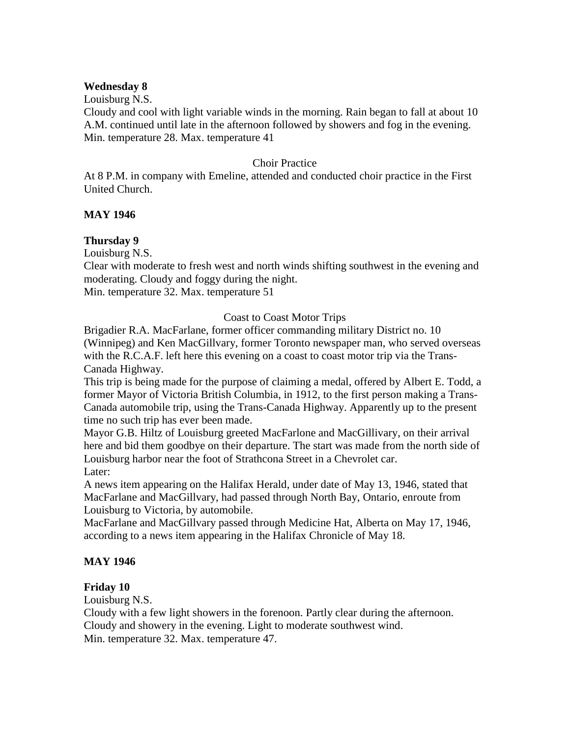**Wednesday 8**

Louisburg N.S.

Cloudy and cool with light variable winds in the morning. Rain began to fall at about 10 A.M. continued until late in the afternoon followed by showers and fog in the evening. Min. temperature 28. Max. temperature 41

Choir Practice

At 8 P.M. in company with Emeline, attended and conducted choir practice in the First United Church.

**MAY 1946**

**Thursday 9**

Louisburg N.S.

Clear with moderate to fresh west and north winds shifting southwest in the evening and moderating. Cloudy and foggy during the night.

Min. temperature 32. Max. temperature 51

Coast to Coast Motor Trips

Brigadier R.A. MacFarlane, former officer commanding military District no. 10 (Winnipeg) and Ken MacGillvary, former Toronto newspaper man, who served overseas with the R.C.A.F. left here this evening on a coast to coast motor trip via the Trans-Canada Highway.

This trip is being made for the purpose of claiming a medal, offered by Albert E. Todd, a former Mayor of Victoria British Columbia, in 1912, to the first person making a Trans-Canada automobile trip, using the Trans-Canada Highway. Apparently up to the present time no such trip has ever been made.

Mayor G.B. Hiltz of Louisburg greeted MacFarlone and MacGillivary, on their arrival here and bid them goodbye on their departure. The start was made from the north side of Louisburg harbor near the foot of Strathcona Street in a Chevrolet car.

Later:

A news item appearing on the Halifax Herald, under date of May 13, 1946, stated that MacFarlane and MacGillvary, had passed through North Bay, Ontario, enroute from Louisburg to Victoria, by automobile.

MacFarlane and MacGillvary passed through Medicine Hat, Alberta on May 17, 1946, according to a news item appearing in the Halifax Chronicle of May 18.

**MAY 1946**

**Friday 10**

Louisburg N.S.

Cloudy with a few light showers in the forenoon. Partly clear during the afternoon. Cloudy and showery in the evening. Light to moderate southwest wind.

Min. temperature 32. Max. temperature 47.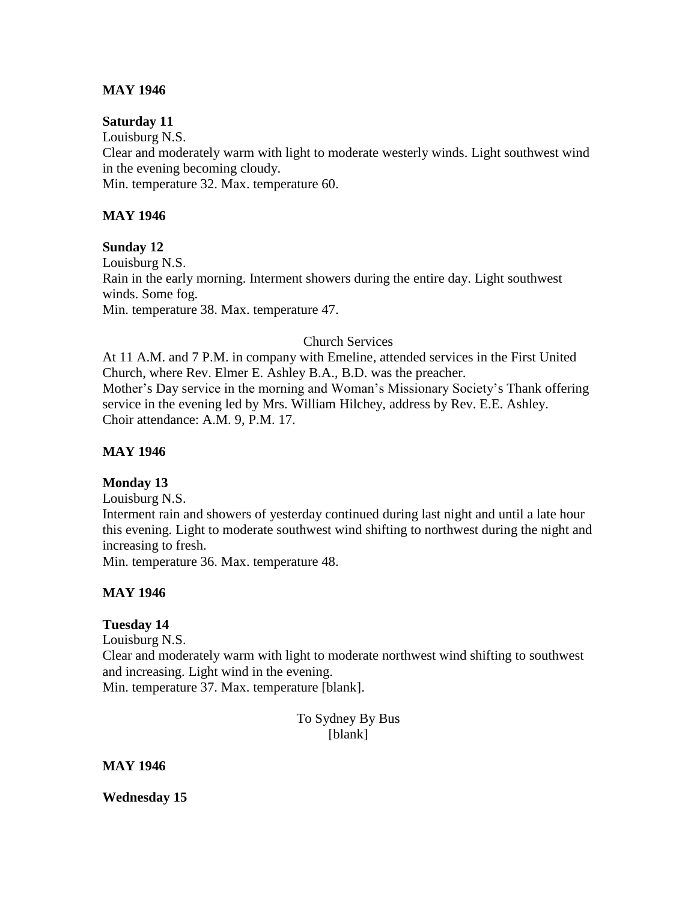**MAY 1946**

**Saturday 11**

Louisburg N.S.

Clear and moderately warm with light to moderate westerly winds. Light southwest wind in the evening becoming cloudy.

Min. temperature 32. Max. temperature 60.

**MAY 1946**

**Sunday 12**

Louisburg N.S.

Rain in the early morning. Interment showers during the entire day. Light southwest winds. Some fog.

Min. temperature 38. Max. temperature 47.

Church Services

At 11 A.M. and 7 P.M. in company with Emeline, attended services in the First United Church, where Rev. Elmer E. Ashley B.A., B.D. was the preacher.

Mother's Day service in the morning and Woman's Missionary Society's Thank offering service in the evening led by Mrs. William Hilchey, address by Rev. E.E. Ashley.

Choir attendance: A.M. 9, P.M. 17.

**MAY 1946**

**Monday 13**

Louisburg N.S.

Interment rain and showers of yesterday continued during last night and until a late hour this evening. Light to moderate southwest wind shifting to northwest during the night and increasing to fresh.

Min. temperature 36. Max. temperature 48.

**MAY 1946**

**Tuesday 14**

Louisburg N.S.

Clear and moderately warm with light to moderate northwest wind shifting to southwest and increasing. Light wind in the evening.

Min. temperature 37. Max. temperature [blank].

To Sydney By Bus

[blank]

**MAY 1946**

**Wednesday 15**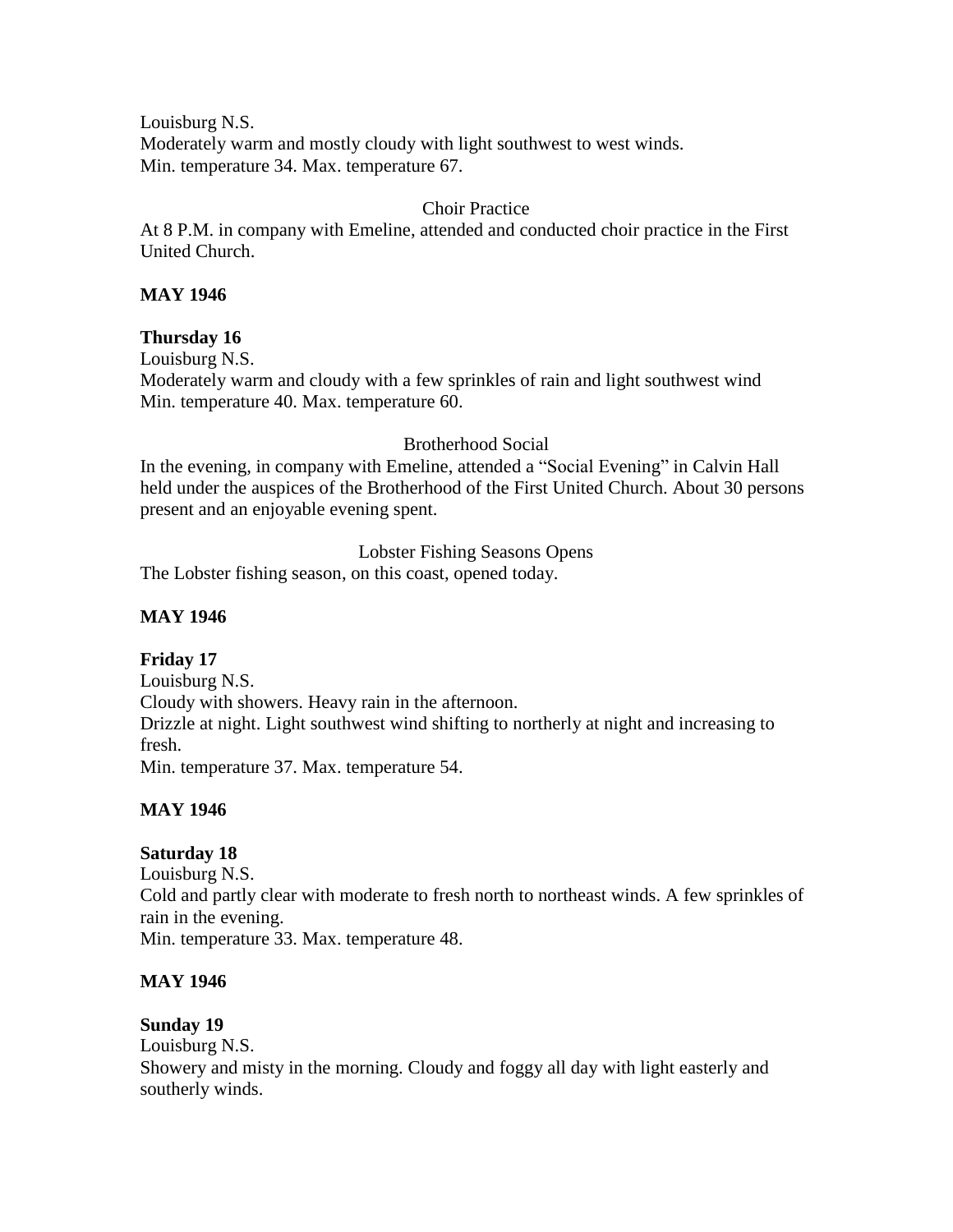Louisburg N.S.
Moderately warm and mostly cloudy with light southwest to west winds.
Min. temperature 34. Max. temperature 67.

Choir Practice

At 8 P.M. in company with Emeline, attended and conducted choir practice in the First United Church.

**MAY 1946**

**Thursday 16**

Louisburg N.S.
Moderately warm and cloudy with a few sprinkles of rain and light southwest wind
Min. temperature 40. Max. temperature 60.

Brotherhood Social

In the evening, in company with Emeline, attended a "Social Evening" in Calvin Hall held under the auspices of the Brotherhood of the First United Church. About 30 persons present and an enjoyable evening spent.

Lobster Fishing Seasons Opens

The Lobster fishing season, on this coast, opened today.

**MAY 1946**

**Friday 17**

Louisburg N.S.
Cloudy with showers. Heavy rain in the afternoon.
Drizzle at night. Light southwest wind shifting to northerly at night and increasing to fresh.
Min. temperature 37. Max. temperature 54.

**MAY 1946**

**Saturday 18**

Louisburg N.S.
Cold and partly clear with moderate to fresh north to northeast winds. A few sprinkles of rain in the evening.
Min. temperature 33. Max. temperature 48.

**MAY 1946**

**Sunday 19**

Louisburg N.S.
Showery and misty in the morning. Cloudy and foggy all day with light easterly and southerly winds.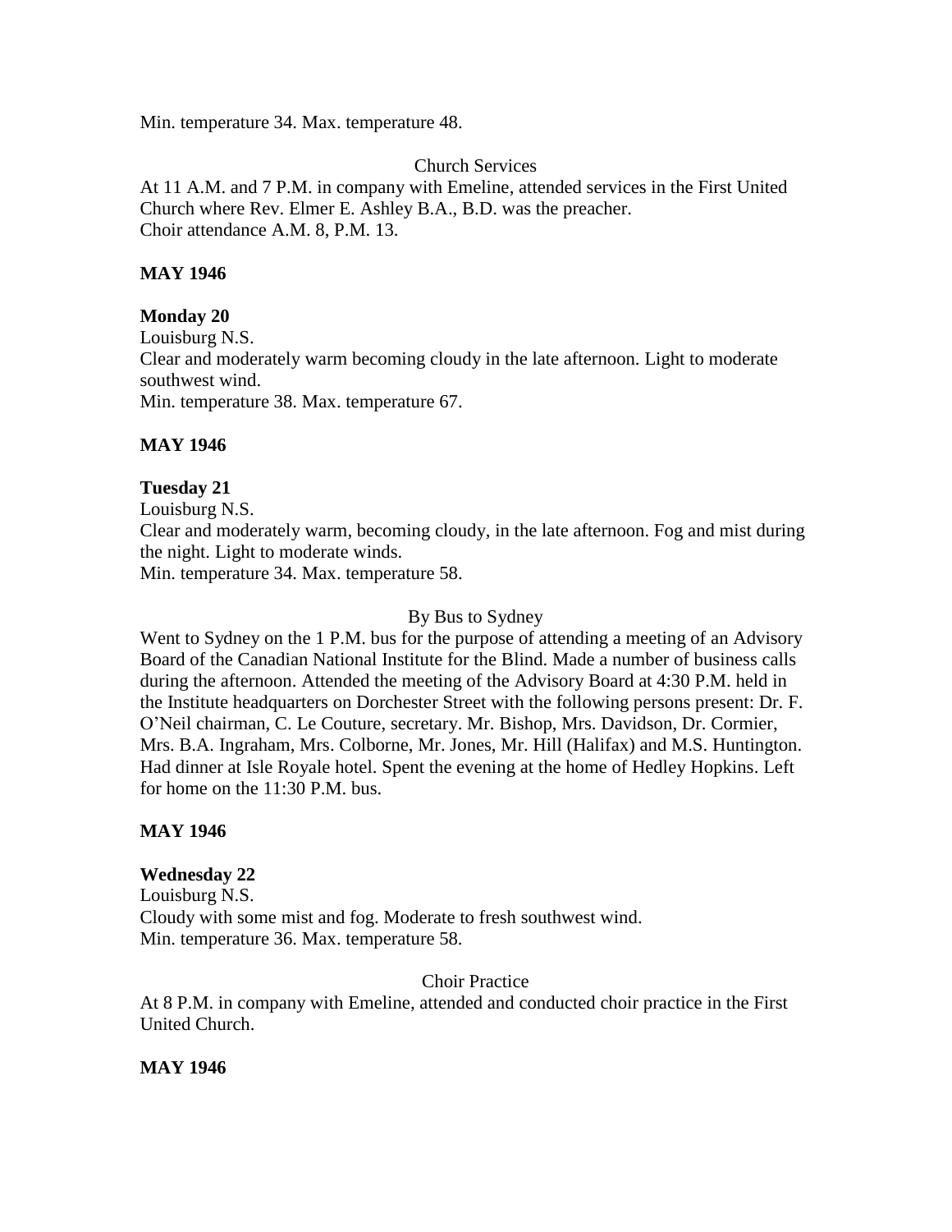Min. temperature 34. Max. temperature 48.

Church Services

At 11 A.M. and 7 P.M. in company with Emeline, attended services in the First United Church where Rev. Elmer E. Ashley B.A., B.D. was the preacher.
Choir attendance A.M. 8, P.M. 13.

**MAY 1946**

**Monday 20**

Louisburg N.S.
Clear and moderately warm becoming cloudy in the late afternoon. Light to moderate southwest wind.
Min. temperature 38. Max. temperature 67.

**MAY 1946**

**Tuesday 21**

Louisburg N.S.
Clear and moderately warm, becoming cloudy, in the late afternoon. Fog and mist during the night. Light to moderate winds.
Min. temperature 34. Max. temperature 58.

By Bus to Sydney

Went to Sydney on the 1 P.M. bus for the purpose of attending a meeting of an Advisory Board of the Canadian National Institute for the Blind. Made a number of business calls during the afternoon. Attended the meeting of the Advisory Board at 4:30 P.M. held in the Institute headquarters on Dorchester Street with the following persons present: Dr. F. O'Neil chairman, C. Le Couture, secretary. Mr. Bishop, Mrs. Davidson, Dr. Cormier, Mrs. B.A. Ingraham, Mrs. Colborne, Mr. Jones, Mr. Hill (Halifax) and M.S. Huntington. Had dinner at Isle Royale hotel. Spent the evening at the home of Hedley Hopkins. Left for home on the 11:30 P.M. bus.

**MAY 1946**

**Wednesday 22**

Louisburg N.S.
Cloudy with some mist and fog. Moderate to fresh southwest wind.
Min. temperature 36. Max. temperature 58.

Choir Practice

At 8 P.M. in company with Emeline, attended and conducted choir practice in the First United Church.

**MAY 1946**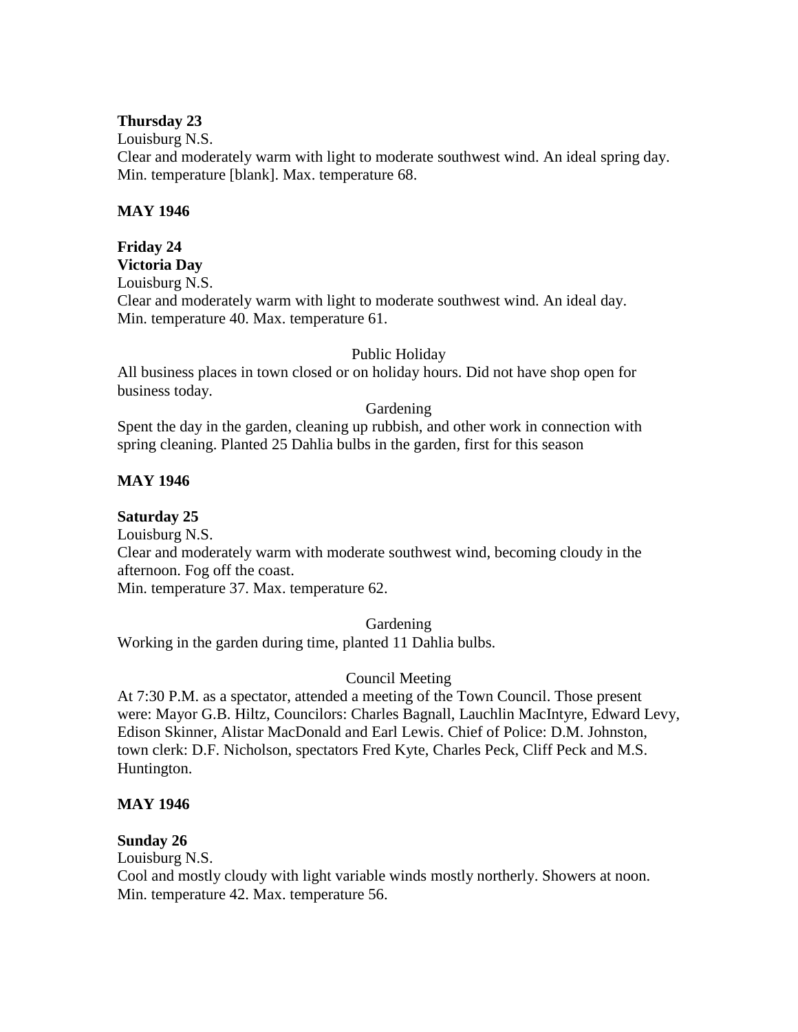**Thursday 23**
Louisburg N.S.
Clear and moderately warm with light to moderate southwest wind. An ideal spring day.
Min. temperature [blank]. Max. temperature 68.

**MAY 1946**

**Friday 24**
**Victoria Day**
Louisburg N.S.
Clear and moderately warm with light to moderate southwest wind. An ideal day.
Min. temperature 40. Max. temperature 61.

Public Holiday

All business places in town closed or on holiday hours. Did not have shop open for business today.

Gardening

Spent the day in the garden, cleaning up rubbish, and other work in connection with spring cleaning. Planted 25 Dahlia bulbs in the garden, first for this season

**MAY 1946**

**Saturday 25**
Louisburg N.S.
Clear and moderately warm with moderate southwest wind, becoming cloudy in the afternoon. Fog off the coast.
Min. temperature 37. Max. temperature 62.

Gardening

Working in the garden during time, planted 11 Dahlia bulbs.

Council Meeting

At 7:30 P.M. as a spectator, attended a meeting of the Town Council. Those present were: Mayor G.B. Hiltz, Councilors: Charles Bagnall, Lauchlin MacIntyre, Edward Levy, Edison Skinner, Alistar MacDonald and Earl Lewis. Chief of Police: D.M. Johnston, town clerk: D.F. Nicholson, spectators Fred Kyte, Charles Peck, Cliff Peck and M.S. Huntington.

**MAY 1946**

**Sunday 26**
Louisburg N.S.
Cool and mostly cloudy with light variable winds mostly northerly. Showers at noon.
Min. temperature 42. Max. temperature 56.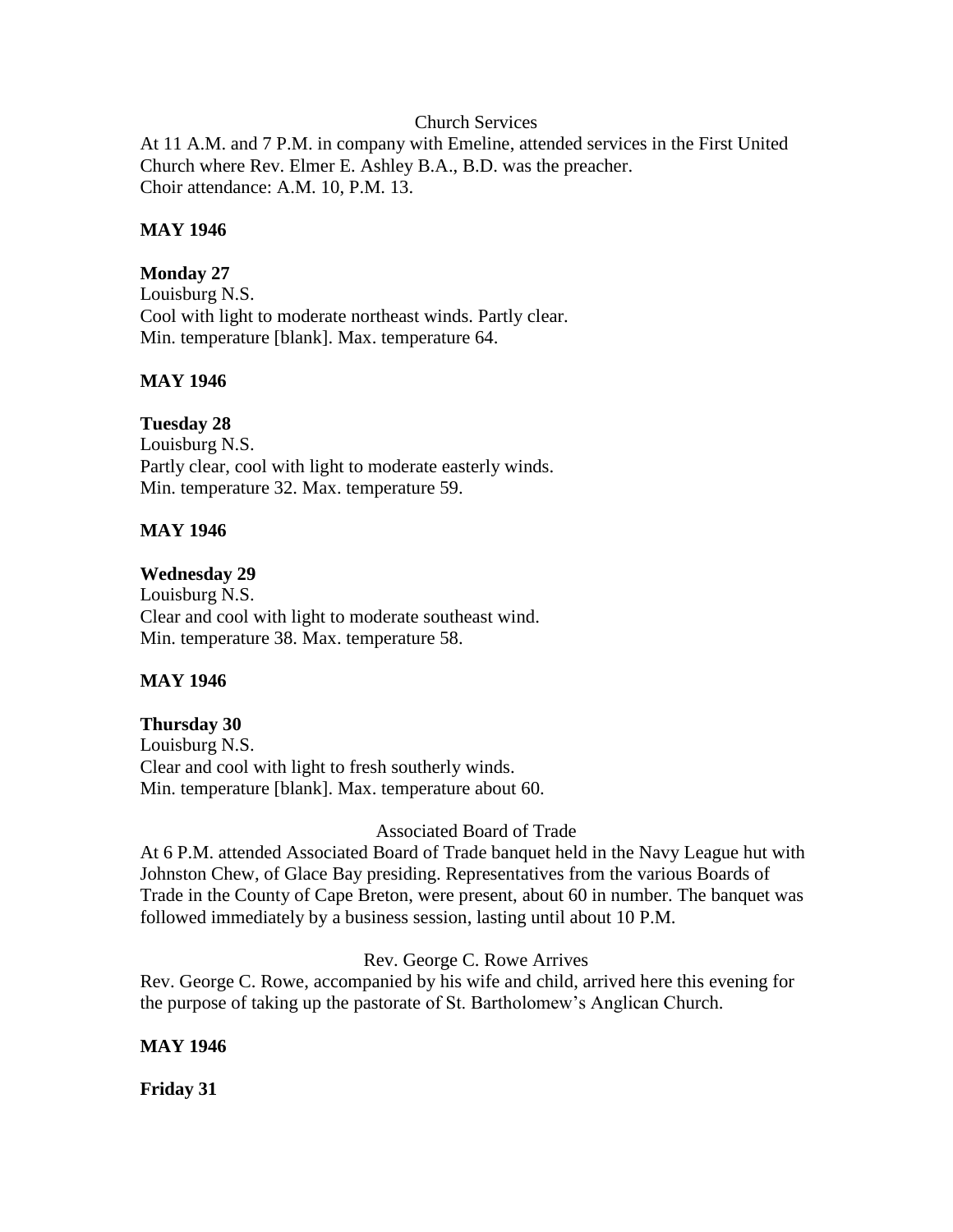Church Services

At 11 A.M. and 7 P.M. in company with Emeline, attended services in the First United Church where Rev. Elmer E. Ashley B.A., B.D. was the preacher.
Choir attendance: A.M. 10, P.M. 13.

**MAY 1946**

**Monday 27**
Louisburg N.S.
Cool with light to moderate northeast winds. Partly clear.
Min. temperature [blank]. Max. temperature 64.

**MAY 1946**

**Tuesday 28**
Louisburg N.S.
Partly clear, cool with light to moderate easterly winds.
Min. temperature 32. Max. temperature 59.

**MAY 1946**

**Wednesday 29**
Louisburg N.S.
Clear and cool with light to moderate southeast wind.
Min. temperature 38. Max. temperature 58.

**MAY 1946**

**Thursday 30**
Louisburg N.S.
Clear and cool with light to fresh southerly winds.
Min. temperature [blank]. Max. temperature about 60.

Associated Board of Trade

At 6 P.M. attended Associated Board of Trade banquet held in the Navy League hut with Johnston Chew, of Glace Bay presiding. Representatives from the various Boards of Trade in the County of Cape Breton, were present, about 60 in number. The banquet was followed immediately by a business session, lasting until about 10 P.M.

Rev. George C. Rowe Arrives

Rev. George C. Rowe, accompanied by his wife and child, arrived here this evening for the purpose of taking up the pastorate of St. Bartholomew's Anglican Church.

**MAY 1946**

**Friday 31**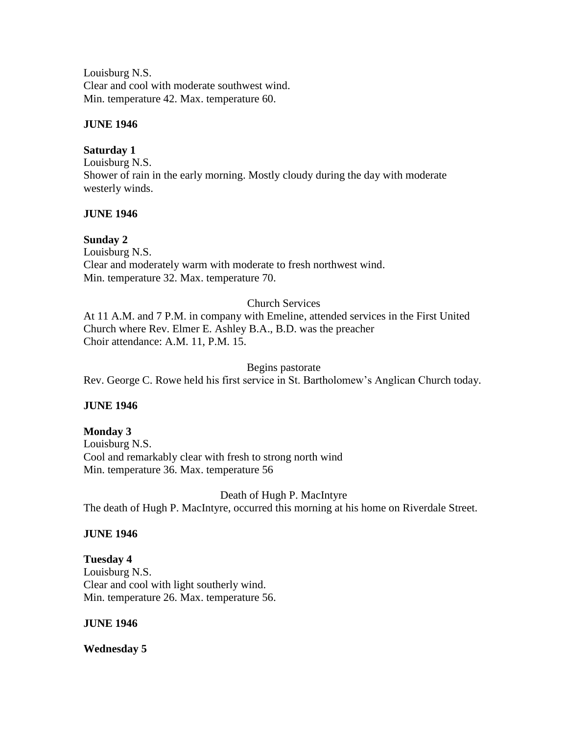Louisburg N.S.
Clear and cool with moderate southwest wind.
Min. temperature 42. Max. temperature 60.

**JUNE 1946**

**Saturday 1**
Louisburg N.S.
Shower of rain in the early morning. Mostly cloudy during the day with moderate westerly winds.

**JUNE 1946**

**Sunday 2**
Louisburg N.S.
Clear and moderately warm with moderate to fresh northwest wind.
Min. temperature 32. Max. temperature 70.

Church Services

At 11 A.M. and 7 P.M. in company with Emeline, attended services in the First United Church where Rev. Elmer E. Ashley B.A., B.D. was the preacher
Choir attendance: A.M. 11, P.M. 15.

Begins pastorate

Rev. George C. Rowe held his first service in St. Bartholomew's Anglican Church today.

**JUNE 1946**

**Monday 3**
Louisburg N.S.
Cool and remarkably clear with fresh to strong north wind
Min. temperature 36. Max. temperature 56

Death of Hugh P. MacIntyre

The death of Hugh P. MacIntyre, occurred this morning at his home on Riverdale Street.

**JUNE 1946**

**Tuesday 4**
Louisburg N.S.
Clear and cool with light southerly wind.
Min. temperature 26. Max. temperature 56.

**JUNE 1946**

**Wednesday 5**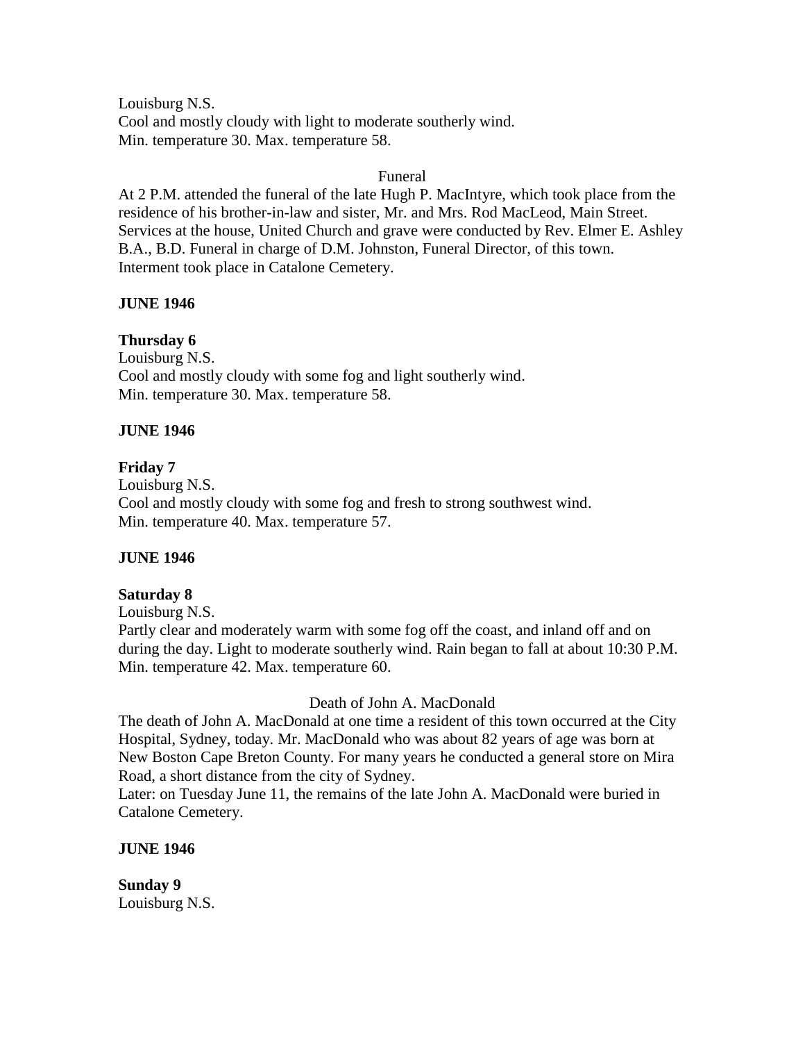Louisburg N.S.
Cool and mostly cloudy with light to moderate southerly wind.
Min. temperature 30. Max. temperature 58.

Funeral

At 2 P.M. attended the funeral of the late Hugh P. MacIntyre, which took place from the residence of his brother-in-law and sister, Mr. and Mrs. Rod MacLeod, Main Street. Services at the house, United Church and grave were conducted by Rev. Elmer E. Ashley B.A., B.D. Funeral in charge of D.M. Johnston, Funeral Director, of this town. Interment took place in Catalone Cemetery.

**JUNE 1946**

**Thursday 6**
Louisburg N.S.
Cool and mostly cloudy with some fog and light southerly wind.
Min. temperature 30. Max. temperature 58.

**JUNE 1946**

**Friday 7**
Louisburg N.S.
Cool and mostly cloudy with some fog and fresh to strong southwest wind.
Min. temperature 40. Max. temperature 57.

**JUNE 1946**

**Saturday 8**
Louisburg N.S.
Partly clear and moderately warm with some fog off the coast, and inland off and on during the day. Light to moderate southerly wind. Rain began to fall at about 10:30 P.M.
Min. temperature 42. Max. temperature 60.

Death of John A. MacDonald

The death of John A. MacDonald at one time a resident of this town occurred at the City Hospital, Sydney, today. Mr. MacDonald who was about 82 years of age was born at New Boston Cape Breton County. For many years he conducted a general store on Mira Road, a short distance from the city of Sydney.
Later: on Tuesday June 11, the remains of the late John A. MacDonald were buried in Catalone Cemetery.

**JUNE 1946**

**Sunday 9**
Louisburg N.S.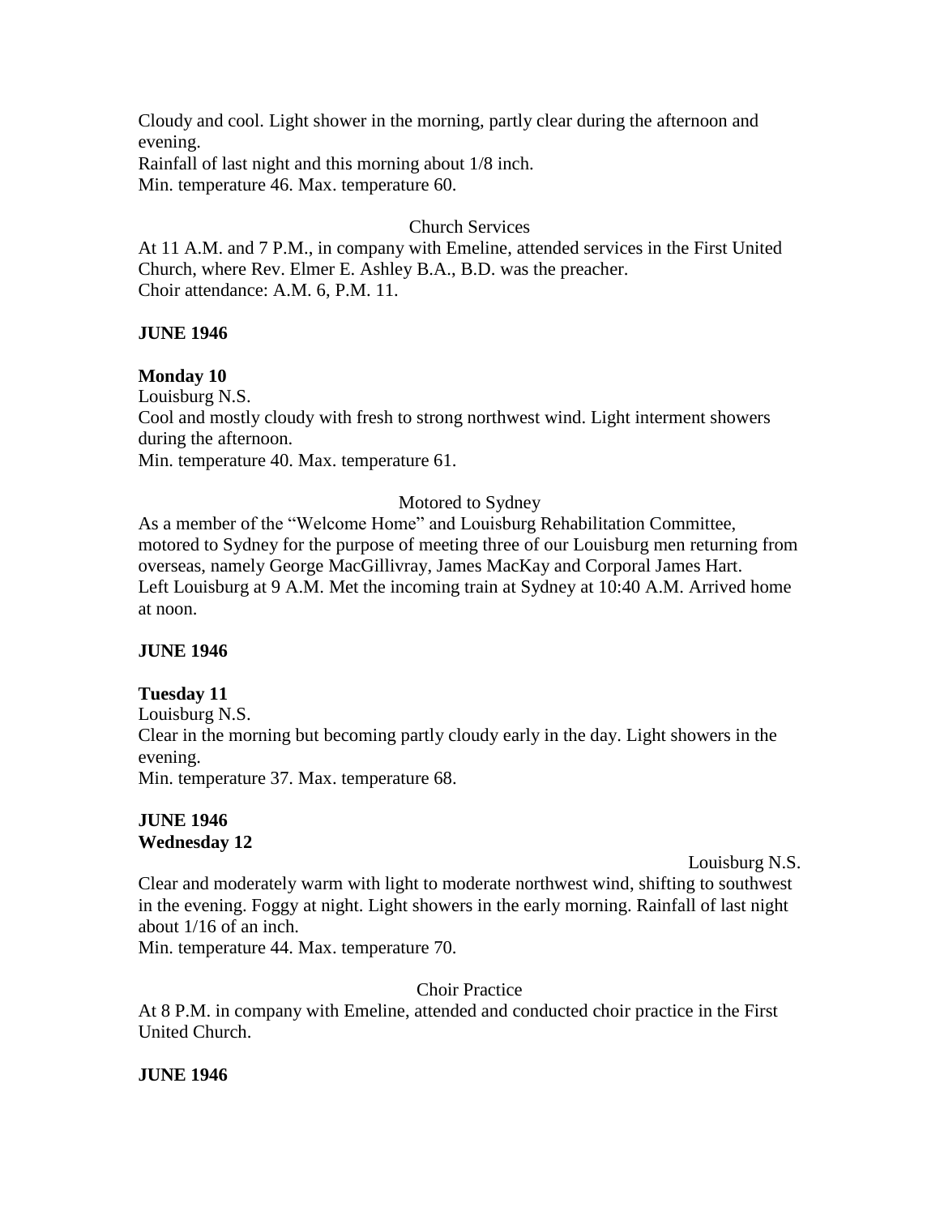Cloudy and cool. Light shower in the morning, partly clear during the afternoon and evening.
Rainfall of last night and this morning about 1/8 inch.
Min. temperature 46. Max. temperature 60.

Church Services

At 11 A.M. and 7 P.M., in company with Emeline, attended services in the First United Church, where Rev. Elmer E. Ashley B.A., B.D. was the preacher.
Choir attendance: A.M. 6, P.M. 11.

**JUNE 1946**

**Monday 10**

Louisburg N.S.
Cool and mostly cloudy with fresh to strong northwest wind. Light interment showers during the afternoon.
Min. temperature 40. Max. temperature 61.

Motored to Sydney

As a member of the "Welcome Home" and Louisburg Rehabilitation Committee, motored to Sydney for the purpose of meeting three of our Louisburg men returning from overseas, namely George MacGillivray, James MacKay and Corporal James Hart.
Left Louisburg at 9 A.M. Met the incoming train at Sydney at 10:40 A.M. Arrived home at noon.

**JUNE 1946**

**Tuesday 11**

Louisburg N.S.
Clear in the morning but becoming partly cloudy early in the day. Light showers in the evening.
Min. temperature 37. Max. temperature 68.

**JUNE 1946**
**Wednesday 12**

Louisburg N.S.

Clear and moderately warm with light to moderate northwest wind, shifting to southwest in the evening. Foggy at night. Light showers in the early morning. Rainfall of last night about 1/16 of an inch.
Min. temperature 44. Max. temperature 70.

Choir Practice

At 8 P.M. in company with Emeline, attended and conducted choir practice in the First United Church.

**JUNE 1946**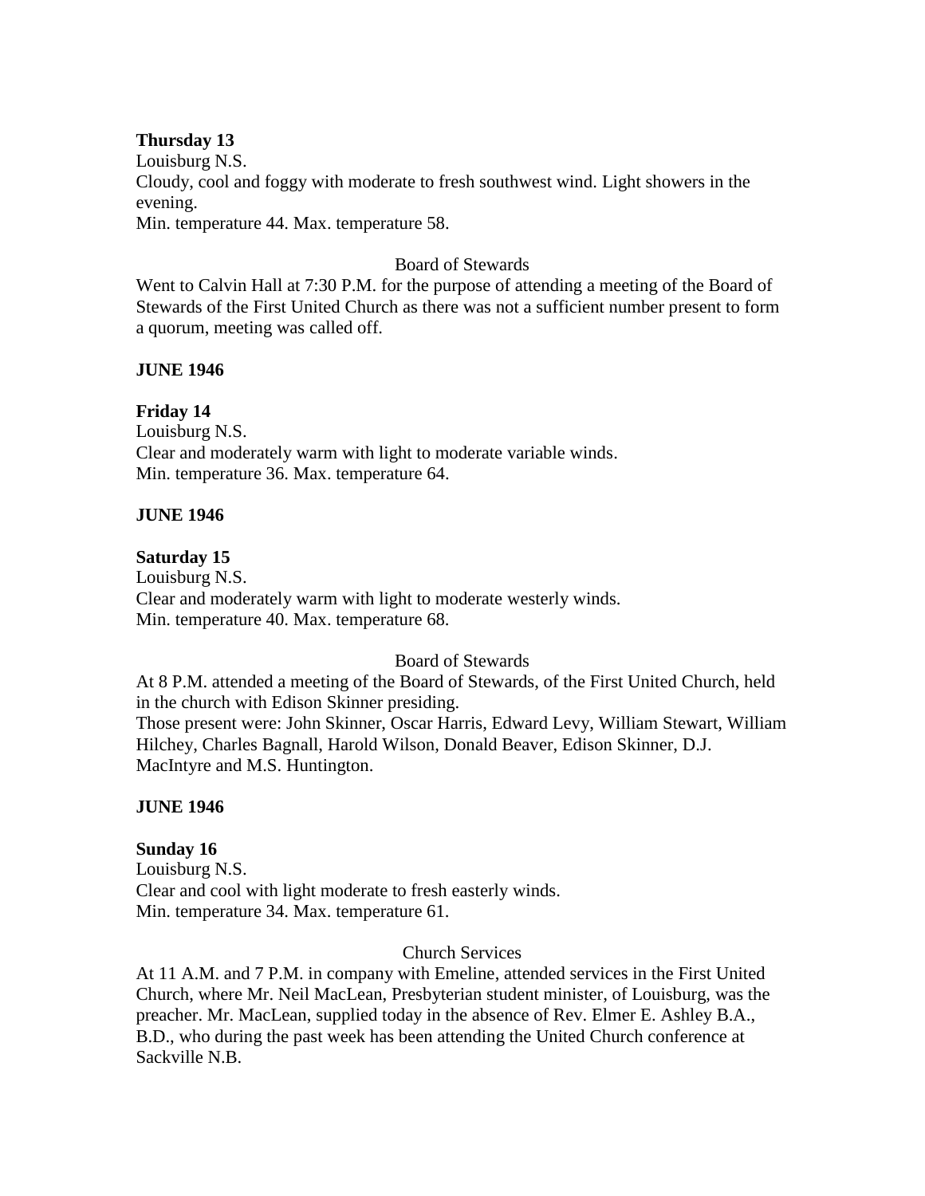**Thursday 13**
Louisburg N.S.
Cloudy, cool and foggy with moderate to fresh southwest wind. Light showers in the evening.
Min. temperature 44. Max. temperature 58.

Board of Stewards

Went to Calvin Hall at 7:30 P.M. for the purpose of attending a meeting of the Board of Stewards of the First United Church as there was not a sufficient number present to form a quorum, meeting was called off.

**JUNE 1946**

**Friday 14**
Louisburg N.S.
Clear and moderately warm with light to moderate variable winds.
Min. temperature 36. Max. temperature 64.

**JUNE 1946**

**Saturday 15**
Louisburg N.S.
Clear and moderately warm with light to moderate westerly winds.
Min. temperature 40. Max. temperature 68.

Board of Stewards

At 8 P.M. attended a meeting of the Board of Stewards, of the First United Church, held in the church with Edison Skinner presiding.
Those present were: John Skinner, Oscar Harris, Edward Levy, William Stewart, William Hilchey, Charles Bagnall, Harold Wilson, Donald Beaver, Edison Skinner, D.J. MacIntyre and M.S. Huntington.

**JUNE 1946**

**Sunday 16**
Louisburg N.S.
Clear and cool with light moderate to fresh easterly winds.
Min. temperature 34. Max. temperature 61.

Church Services

At 11 A.M. and 7 P.M. in company with Emeline, attended services in the First United Church, where Mr. Neil MacLean, Presbyterian student minister, of Louisburg, was the preacher. Mr. MacLean, supplied today in the absence of Rev. Elmer E. Ashley B.A., B.D., who during the past week has been attending the United Church conference at Sackville N.B.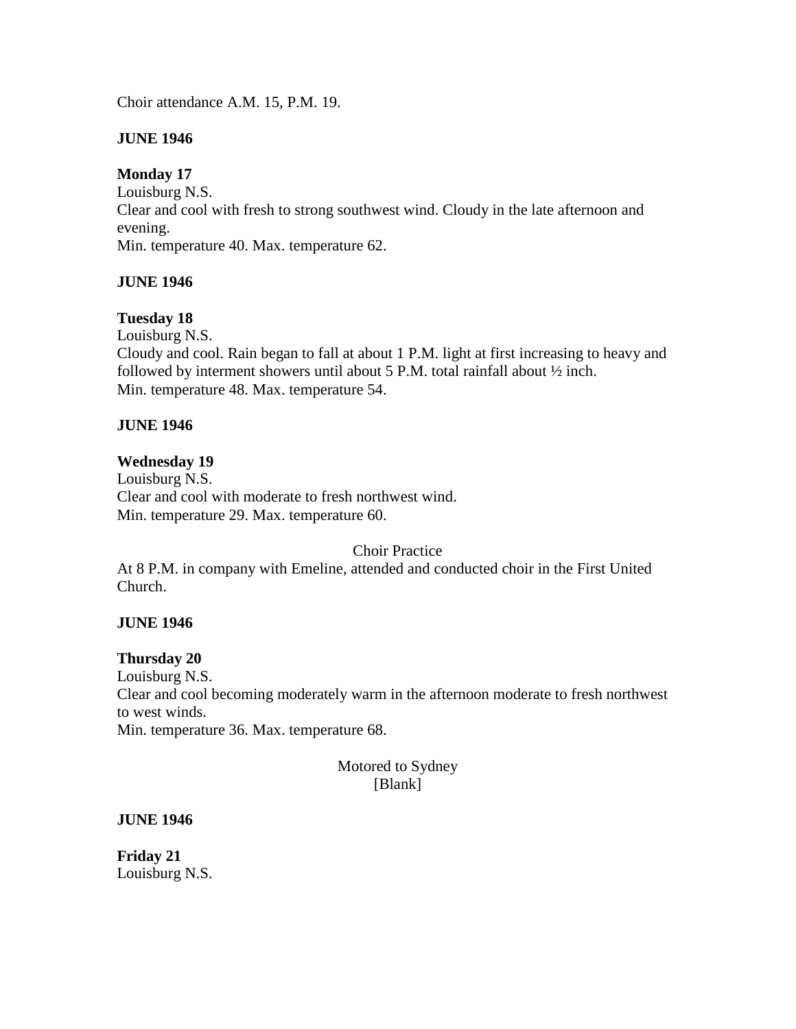Choir attendance A.M. 15, P.M. 19.

**JUNE 1946**

**Monday 17**
Louisburg N.S.
Clear and cool with fresh to strong southwest wind. Cloudy in the late afternoon and evening.
Min. temperature 40. Max. temperature 62.

**JUNE 1946**

**Tuesday 18**
Louisburg N.S.
Cloudy and cool. Rain began to fall at about 1 P.M. light at first increasing to heavy and followed by interment showers until about 5 P.M. total rainfall about ½ inch.
Min. temperature 48. Max. temperature 54.

**JUNE 1946**

**Wednesday 19**
Louisburg N.S.
Clear and cool with moderate to fresh northwest wind.
Min. temperature 29. Max. temperature 60.

Choir Practice

At 8 P.M. in company with Emeline, attended and conducted choir in the First United Church.

**JUNE 1946**

**Thursday 20**
Louisburg N.S.
Clear and cool becoming moderately warm in the afternoon moderate to fresh northwest to west winds.
Min. temperature 36. Max. temperature 68.

Motored to Sydney
[Blank]

**JUNE 1946**

**Friday 21**
Louisburg N.S.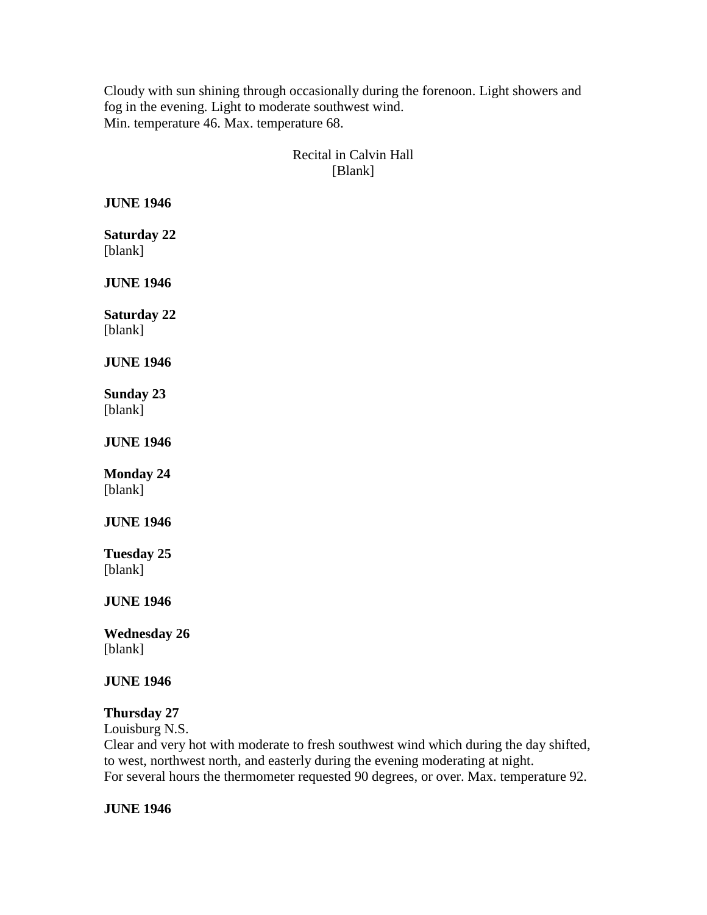Cloudy with sun shining through occasionally during the forenoon. Light showers and fog in the evening. Light to moderate southwest wind.
Min. temperature 46. Max. temperature 68.

Recital in Calvin Hall
[Blank]

**JUNE 1946**

**Saturday 22**
[blank]

**JUNE 1946**

**Saturday 22**
[blank]

**JUNE 1946**

**Sunday 23**
[blank]

**JUNE 1946**

**Monday 24**
[blank]

**JUNE 1946**

**Tuesday 25**
[blank]

**JUNE 1946**

**Wednesday 26**
[blank]

**JUNE 1946**

**Thursday 27**
Louisburg N.S.
Clear and very hot with moderate to fresh southwest wind which during the day shifted, to west, northwest north, and easterly during the evening moderating at night.
For several hours the thermometer requested 90 degrees, or over. Max. temperature 92.

**JUNE 1946**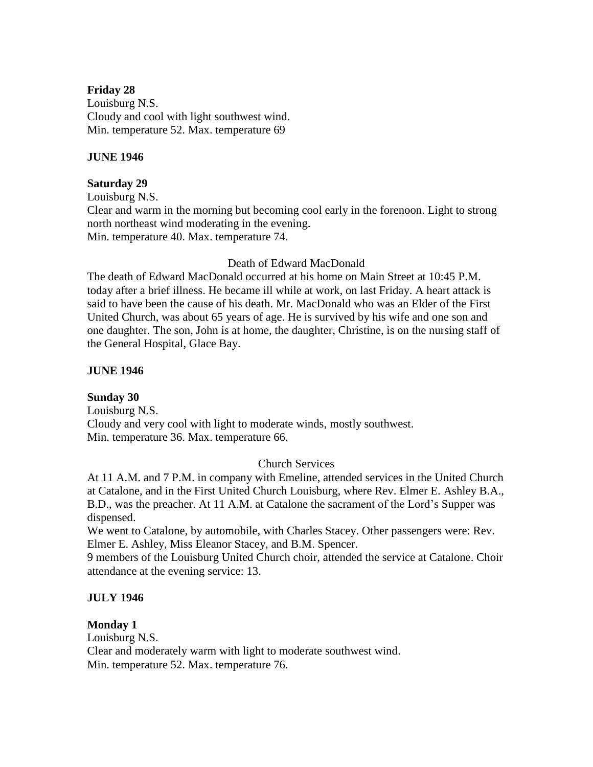**Friday 28**
Louisburg N.S.
Cloudy and cool with light southwest wind.
Min. temperature 52. Max. temperature 69

**JUNE 1946**

**Saturday 29**
Louisburg N.S.
Clear and warm in the morning but becoming cool early in the forenoon. Light to strong north northeast wind moderating in the evening.
Min. temperature 40. Max. temperature 74.

Death of Edward MacDonald

The death of Edward MacDonald occurred at his home on Main Street at 10:45 P.M. today after a brief illness. He became ill while at work, on last Friday. A heart attack is said to have been the cause of his death. Mr. MacDonald who was an Elder of the First United Church, was about 65 years of age. He is survived by his wife and one son and one daughter. The son, John is at home, the daughter, Christine, is on the nursing staff of the General Hospital, Glace Bay.

**JUNE 1946**

**Sunday 30**
Louisburg N.S.
Cloudy and very cool with light to moderate winds, mostly southwest.
Min. temperature 36. Max. temperature 66.

Church Services

At 11 A.M. and 7 P.M. in company with Emeline, attended services in the United Church at Catalone, and in the First United Church Louisburg, where Rev. Elmer E. Ashley B.A., B.D., was the preacher. At 11 A.M. at Catalone the sacrament of the Lord's Supper was dispensed.
We went to Catalone, by automobile, with Charles Stacey. Other passengers were: Rev. Elmer E. Ashley, Miss Eleanor Stacey, and B.M. Spencer.
9 members of the Louisburg United Church choir, attended the service at Catalone. Choir attendance at the evening service: 13.

**JULY 1946**

**Monday 1**
Louisburg N.S.
Clear and moderately warm with light to moderate southwest wind.
Min. temperature 52. Max. temperature 76.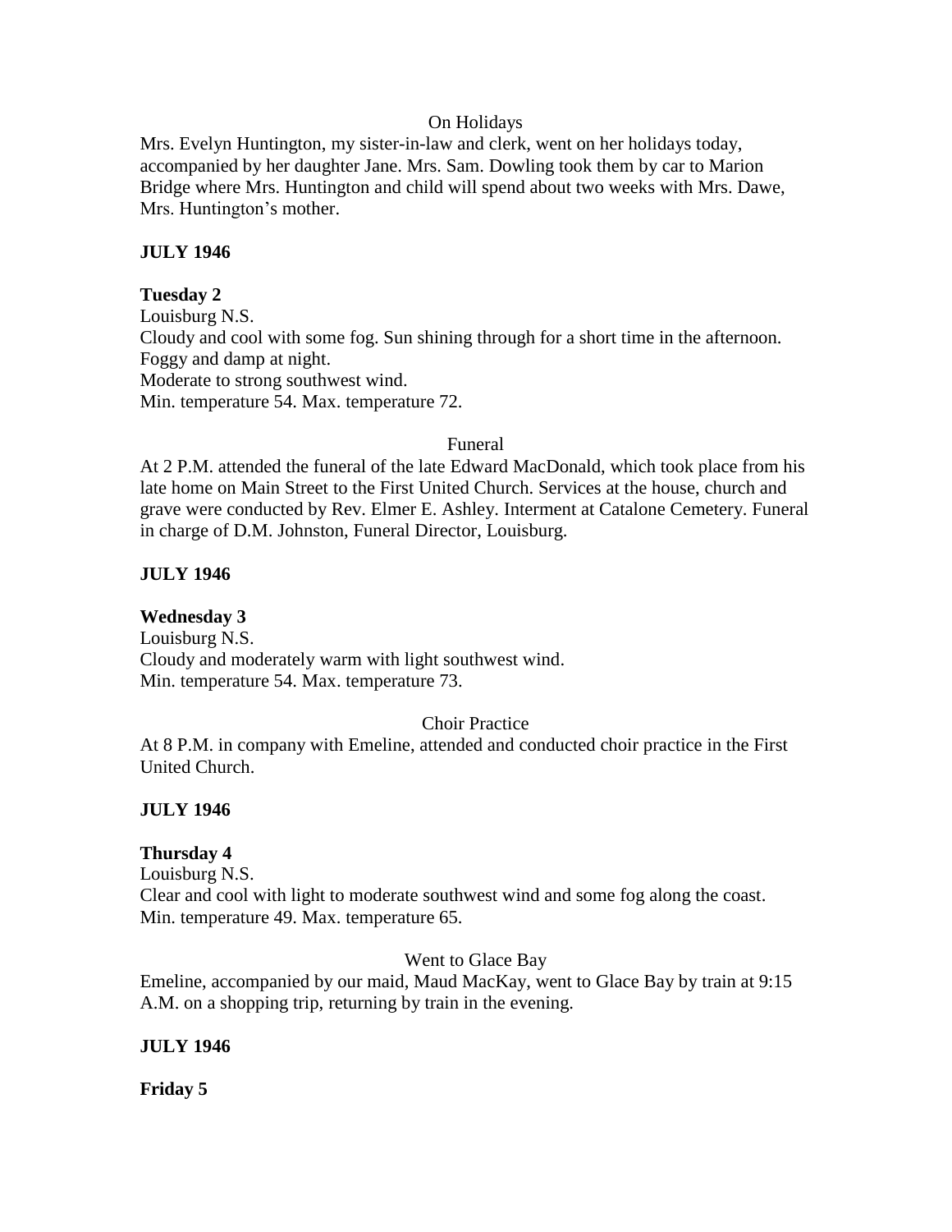On Holidays

Mrs. Evelyn Huntington, my sister-in-law and clerk, went on her holidays today, accompanied by her daughter Jane. Mrs. Sam. Dowling took them by car to Marion Bridge where Mrs. Huntington and child will spend about two weeks with Mrs. Dawe, Mrs. Huntington's mother.

**JULY 1946**

**Tuesday 2**

Louisburg N.S.
Cloudy and cool with some fog. Sun shining through for a short time in the afternoon. Foggy and damp at night.
Moderate to strong southwest wind.
Min. temperature 54. Max. temperature 72.

Funeral

At 2 P.M. attended the funeral of the late Edward MacDonald, which took place from his late home on Main Street to the First United Church. Services at the house, church and grave were conducted by Rev. Elmer E. Ashley. Interment at Catalone Cemetery. Funeral in charge of D.M. Johnston, Funeral Director, Louisburg.

**JULY 1946**

**Wednesday 3**

Louisburg N.S.
Cloudy and moderately warm with light southwest wind.
Min. temperature 54. Max. temperature 73.

Choir Practice

At 8 P.M. in company with Emeline, attended and conducted choir practice in the First United Church.

**JULY 1946**

**Thursday 4**

Louisburg N.S.
Clear and cool with light to moderate southwest wind and some fog along the coast.
Min. temperature 49. Max. temperature 65.

Went to Glace Bay

Emeline, accompanied by our maid, Maud MacKay, went to Glace Bay by train at 9:15 A.M. on a shopping trip, returning by train in the evening.

**JULY 1946**

**Friday 5**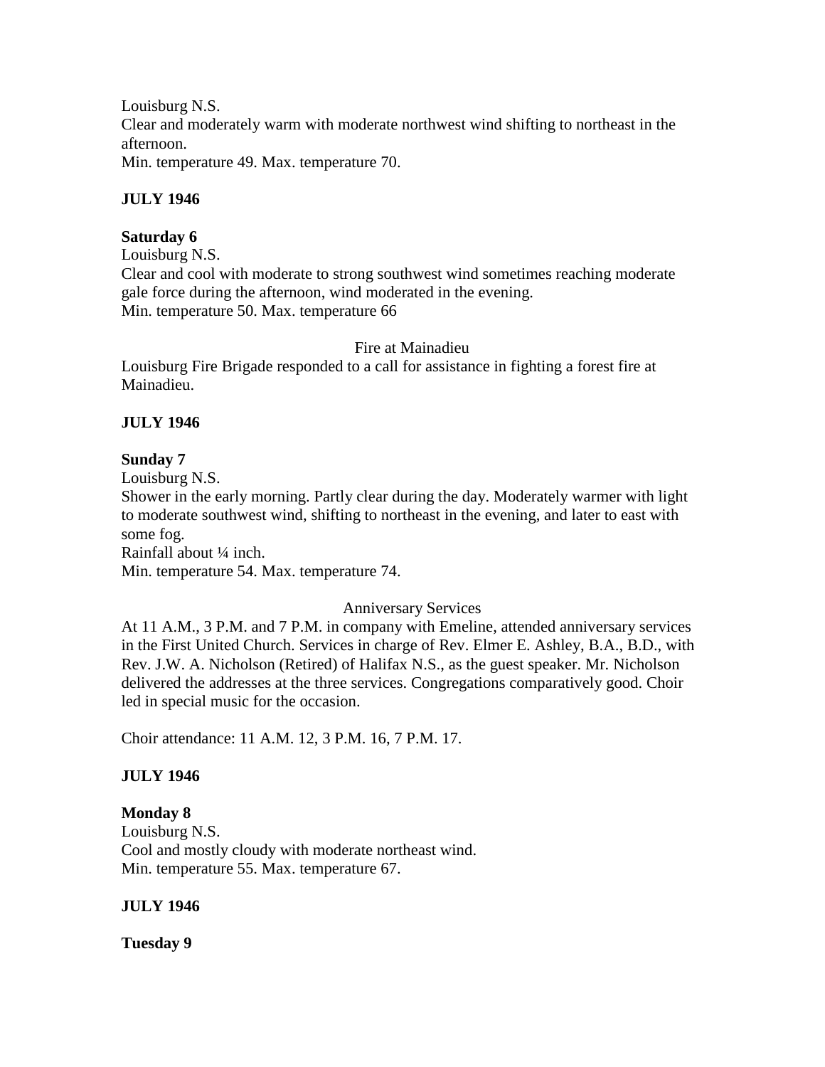Louisburg N.S.
Clear and moderately warm with moderate northwest wind shifting to northeast in the afternoon.
Min. temperature 49. Max. temperature 70.

**JULY 1946**

**Saturday 6**
Louisburg N.S.
Clear and cool with moderate to strong southwest wind sometimes reaching moderate gale force during the afternoon, wind moderated in the evening.
Min. temperature 50. Max. temperature 66

Fire at Mainadieu

Louisburg Fire Brigade responded to a call for assistance in fighting a forest fire at Mainadieu.

**JULY 1946**

**Sunday 7**
Louisburg N.S.
Shower in the early morning. Partly clear during the day. Moderately warmer with light to moderate southwest wind, shifting to northeast in the evening, and later to east with some fog.
Rainfall about ¼ inch.
Min. temperature 54. Max. temperature 74.

Anniversary Services

At 11 A.M., 3 P.M. and 7 P.M. in company with Emeline, attended anniversary services in the First United Church. Services in charge of Rev. Elmer E. Ashley, B.A., B.D., with Rev. J.W. A. Nicholson (Retired) of Halifax N.S., as the guest speaker. Mr. Nicholson delivered the addresses at the three services. Congregations comparatively good. Choir led in special music for the occasion.

Choir attendance: 11 A.M. 12, 3 P.M. 16, 7 P.M. 17.

**JULY 1946**

**Monday 8**
Louisburg N.S.
Cool and mostly cloudy with moderate northeast wind.
Min. temperature 55. Max. temperature 67.

**JULY 1946**

**Tuesday 9**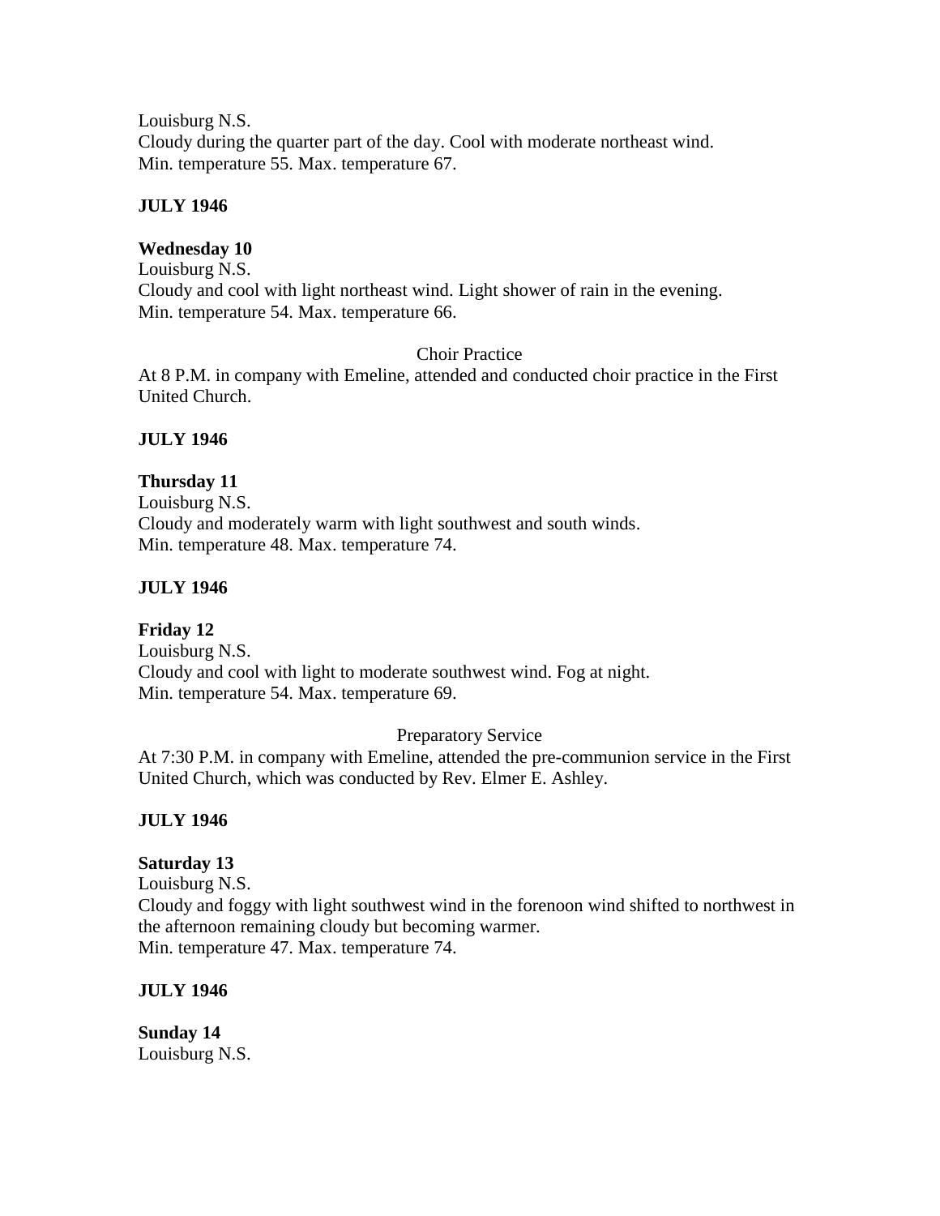Louisburg N.S.
Cloudy during the quarter part of the day. Cool with moderate northeast wind.
Min. temperature 55. Max. temperature 67.

**JULY 1946**

**Wednesday 10**
Louisburg N.S.
Cloudy and cool with light northeast wind. Light shower of rain in the evening.
Min. temperature 54. Max. temperature 66.

Choir Practice
At 8 P.M. in company with Emeline, attended and conducted choir practice in the First United Church.

**JULY 1946**

**Thursday 11**
Louisburg N.S.
Cloudy and moderately warm with light southwest and south winds.
Min. temperature 48. Max. temperature 74.

**JULY 1946**

**Friday 12**
Louisburg N.S.
Cloudy and cool with light to moderate southwest wind. Fog at night.
Min. temperature 54. Max. temperature 69.

Preparatory Service
At 7:30 P.M. in company with Emeline, attended the pre-communion service in the First United Church, which was conducted by Rev. Elmer E. Ashley.

**JULY 1946**

**Saturday 13**
Louisburg N.S.
Cloudy and foggy with light southwest wind in the forenoon wind shifted to northwest in the afternoon remaining cloudy but becoming warmer.
Min. temperature 47. Max. temperature 74.

**JULY 1946**

**Sunday 14**
Louisburg N.S.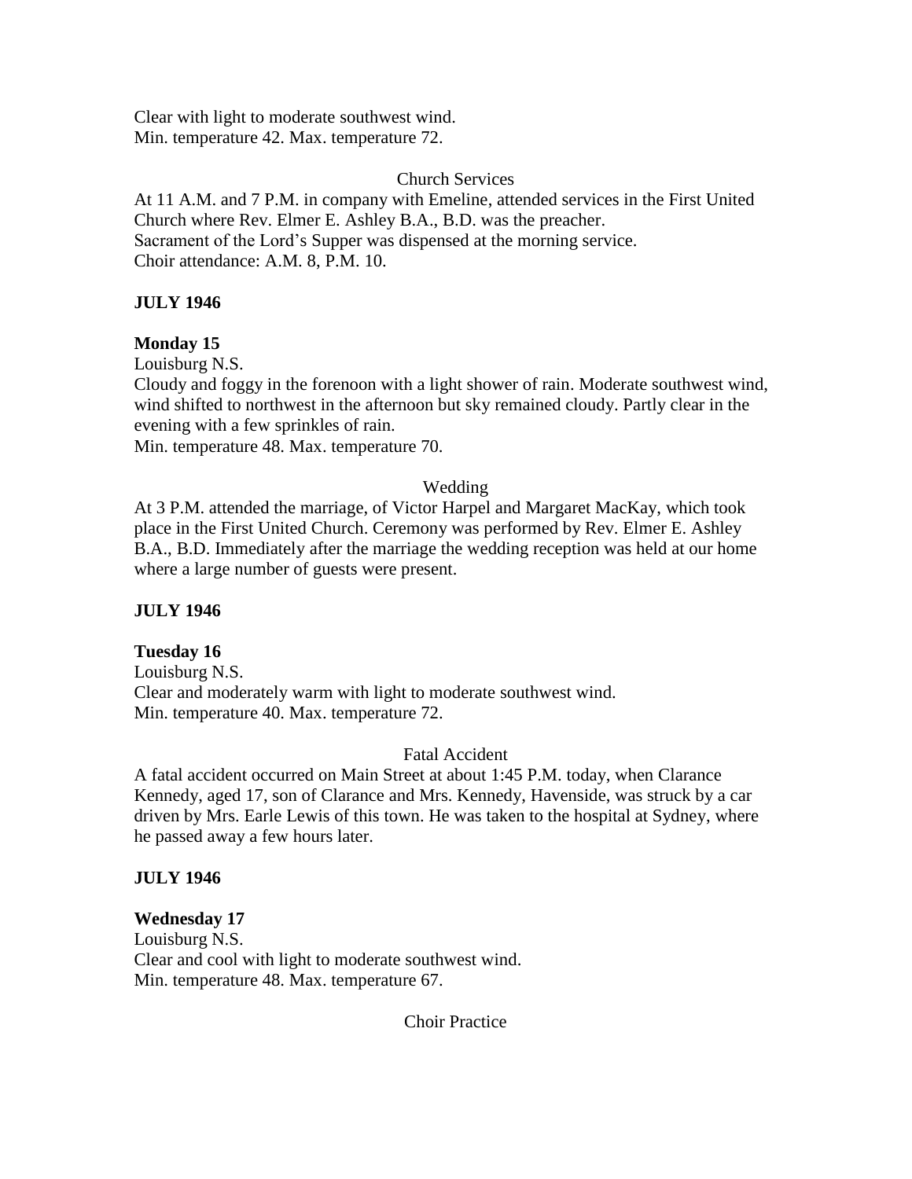Clear with light to moderate southwest wind.
Min. temperature 42. Max. temperature 72.

Church Services

At 11 A.M. and 7 P.M. in company with Emeline, attended services in the First United Church where Rev. Elmer E. Ashley B.A., B.D. was the preacher.
Sacrament of the Lord's Supper was dispensed at the morning service.
Choir attendance: A.M. 8, P.M. 10.

**JULY 1946**

**Monday 15**
Louisburg N.S.
Cloudy and foggy in the forenoon with a light shower of rain. Moderate southwest wind, wind shifted to northwest in the afternoon but sky remained cloudy. Partly clear in the evening with a few sprinkles of rain.
Min. temperature 48. Max. temperature 70.

Wedding

At 3 P.M. attended the marriage, of Victor Harpel and Margaret MacKay, which took place in the First United Church. Ceremony was performed by Rev. Elmer E. Ashley B.A., B.D. Immediately after the marriage the wedding reception was held at our home where a large number of guests were present.

**JULY 1946**

**Tuesday 16**
Louisburg N.S.
Clear and moderately warm with light to moderate southwest wind.
Min. temperature 40. Max. temperature 72.

Fatal Accident

A fatal accident occurred on Main Street at about 1:45 P.M. today, when Clarance Kennedy, aged 17, son of Clarance and Mrs. Kennedy, Havenside, was struck by a car driven by Mrs. Earle Lewis of this town. He was taken to the hospital at Sydney, where he passed away a few hours later.

**JULY 1946**

**Wednesday 17**
Louisburg N.S.
Clear and cool with light to moderate southwest wind.
Min. temperature 48. Max. temperature 67.

Choir Practice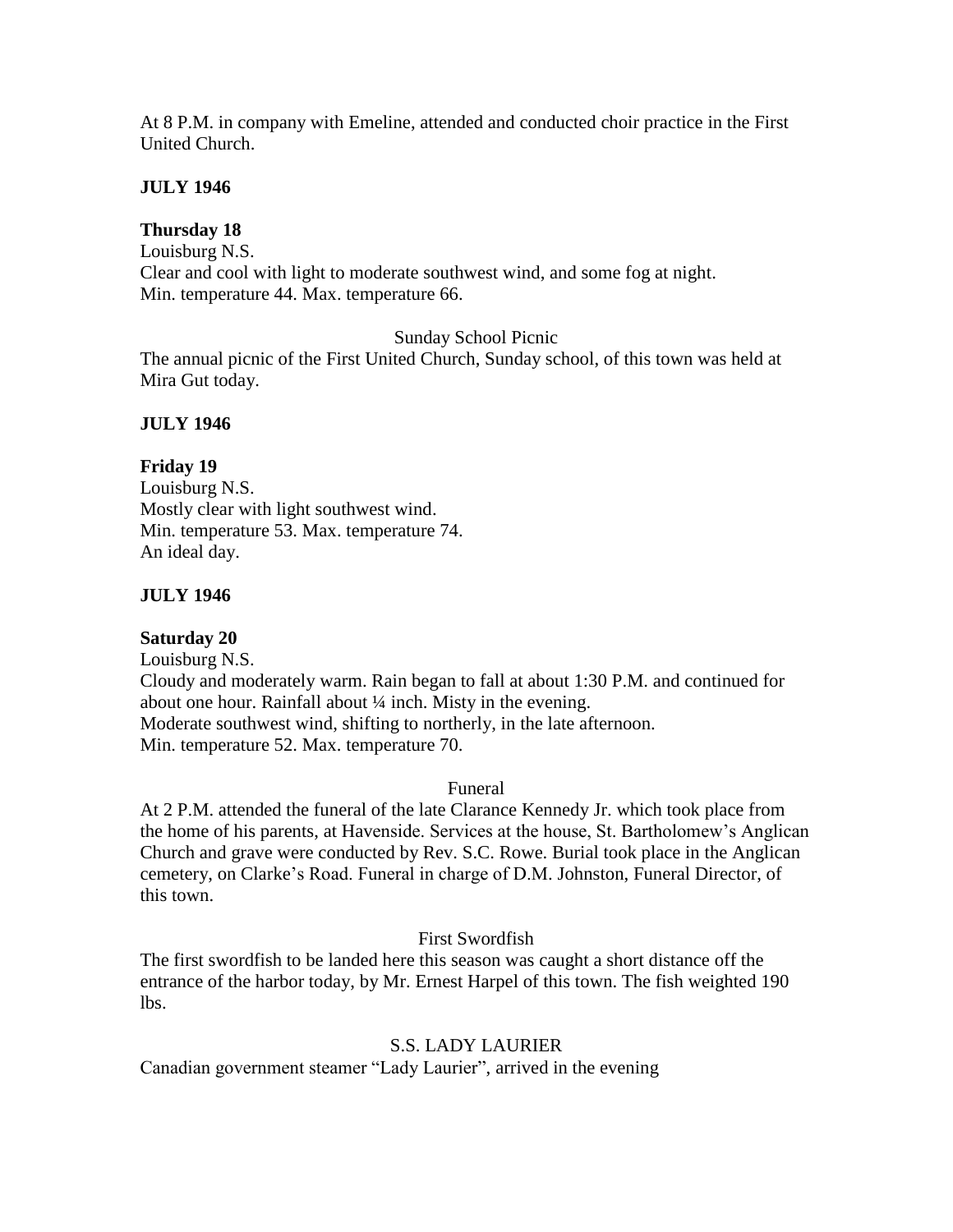At 8 P.M. in company with Emeline, attended and conducted choir practice in the First United Church.

**JULY 1946**

**Thursday 18**

Louisburg N.S.
Clear and cool with light to moderate southwest wind, and some fog at night.
Min. temperature 44. Max. temperature 66.

Sunday School Picnic

The annual picnic of the First United Church, Sunday school, of this town was held at Mira Gut today.

**JULY 1946**

**Friday 19**

Louisburg N.S.
Mostly clear with light southwest wind.
Min. temperature 53. Max. temperature 74.
An ideal day.

**JULY 1946**

**Saturday 20**

Louisburg N.S.
Cloudy and moderately warm. Rain began to fall at about 1:30 P.M. and continued for about one hour. Rainfall about ¼ inch. Misty in the evening.
Moderate southwest wind, shifting to northerly, in the late afternoon.
Min. temperature 52. Max. temperature 70.

Funeral

At 2 P.M. attended the funeral of the late Clarance Kennedy Jr. which took place from the home of his parents, at Havenside. Services at the house, St. Bartholomew's Anglican Church and grave were conducted by Rev. S.C. Rowe. Burial took place in the Anglican cemetery, on Clarke's Road. Funeral in charge of D.M. Johnston, Funeral Director, of this town.

First Swordfish

The first swordfish to be landed here this season was caught a short distance off the entrance of the harbor today, by Mr. Ernest Harpel of this town. The fish weighted 190 lbs.

S.S. LADY LAURIER

Canadian government steamer "Lady Laurier", arrived in the evening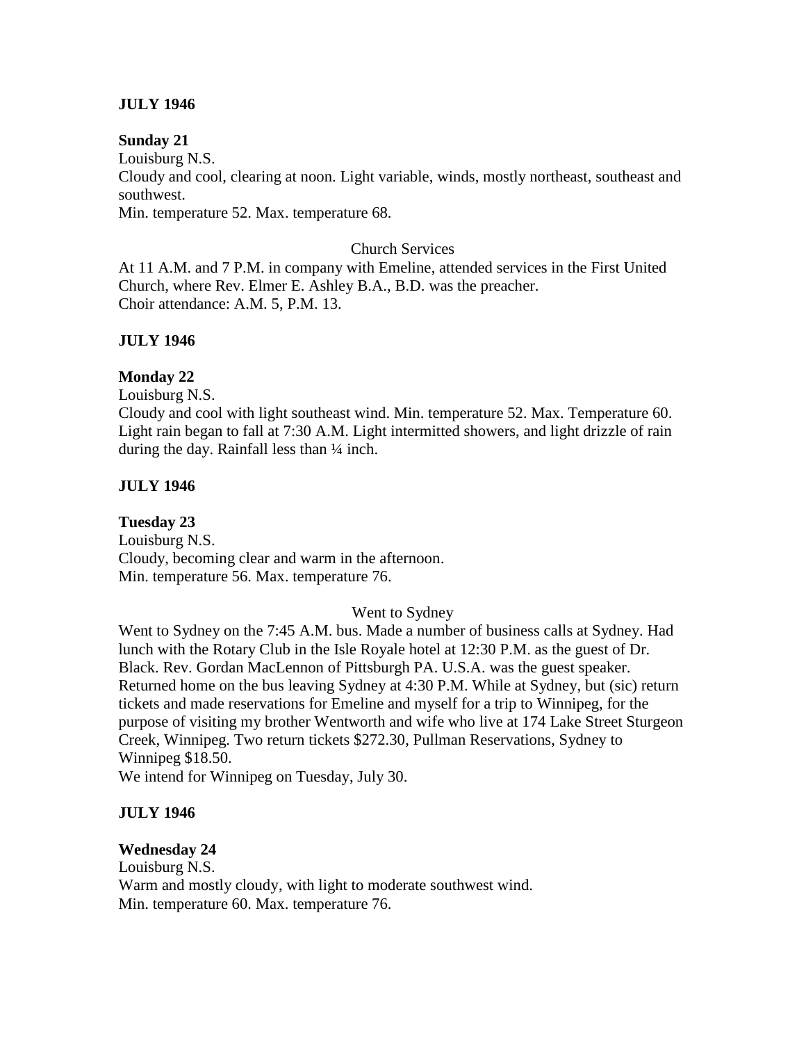**JULY 1946**

**Sunday 21**

Louisburg N.S.

Cloudy and cool, clearing at noon. Light variable, winds, mostly northeast, southeast and southwest.

Min. temperature 52. Max. temperature 68.

Church Services

At 11 A.M. and 7 P.M. in company with Emeline, attended services in the First United Church, where Rev. Elmer E. Ashley B.A., B.D. was the preacher.

Choir attendance: A.M. 5, P.M. 13.

**JULY 1946**

**Monday 22**

Louisburg N.S.

Cloudy and cool with light southeast wind. Min. temperature 52. Max. Temperature 60. Light rain began to fall at 7:30 A.M. Light intermitted showers, and light drizzle of rain during the day. Rainfall less than ¼ inch.

**JULY 1946**

**Tuesday 23**

Louisburg N.S.

Cloudy, becoming clear and warm in the afternoon.

Min. temperature 56. Max. temperature 76.

Went to Sydney

Went to Sydney on the 7:45 A.M. bus. Made a number of business calls at Sydney. Had lunch with the Rotary Club in the Isle Royale hotel at 12:30 P.M. as the guest of Dr. Black. Rev. Gordan MacLennon of Pittsburgh PA. U.S.A. was the guest speaker. Returned home on the bus leaving Sydney at 4:30 P.M. While at Sydney, but (sic) return tickets and made reservations for Emeline and myself for a trip to Winnipeg, for the purpose of visiting my brother Wentworth and wife who live at 174 Lake Street Sturgeon Creek, Winnipeg. Two return tickets $272.30, Pullman Reservations, Sydney to Winnipeg $18.50.

We intend for Winnipeg on Tuesday, July 30.

**JULY 1946**

**Wednesday 24**

Louisburg N.S.

Warm and mostly cloudy, with light to moderate southwest wind.

Min. temperature 60. Max. temperature 76.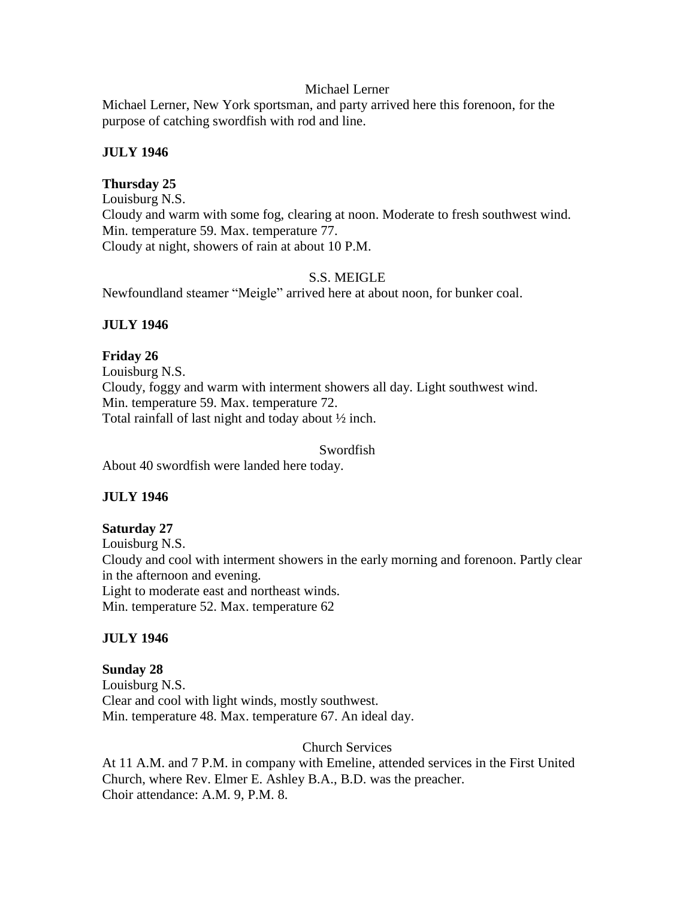Michael Lerner

Michael Lerner, New York sportsman, and party arrived here this forenoon, for the purpose of catching swordfish with rod and line.

**JULY 1946**

**Thursday 25**

Louisburg N.S.
Cloudy and warm with some fog, clearing at noon. Moderate to fresh southwest wind.
Min. temperature 59. Max. temperature 77.
Cloudy at night, showers of rain at about 10 P.M.

S.S. MEIGLE

Newfoundland steamer "Meigle" arrived here at about noon, for bunker coal.

**JULY 1946**

**Friday 26**

Louisburg N.S.
Cloudy, foggy and warm with interment showers all day. Light southwest wind.
Min. temperature 59. Max. temperature 72.
Total rainfall of last night and today about ½ inch.

Swordfish

About 40 swordfish were landed here today.

**JULY 1946**

**Saturday 27**

Louisburg N.S.
Cloudy and cool with interment showers in the early morning and forenoon. Partly clear in the afternoon and evening.
Light to moderate east and northeast winds.
Min. temperature 52. Max. temperature 62

**JULY 1946**

**Sunday 28**

Louisburg N.S.
Clear and cool with light winds, mostly southwest.
Min. temperature 48. Max. temperature 67. An ideal day.

Church Services

At 11 A.M. and 7 P.M. in company with Emeline, attended services in the First United Church, where Rev. Elmer E. Ashley B.A., B.D. was the preacher.
Choir attendance: A.M. 9, P.M. 8.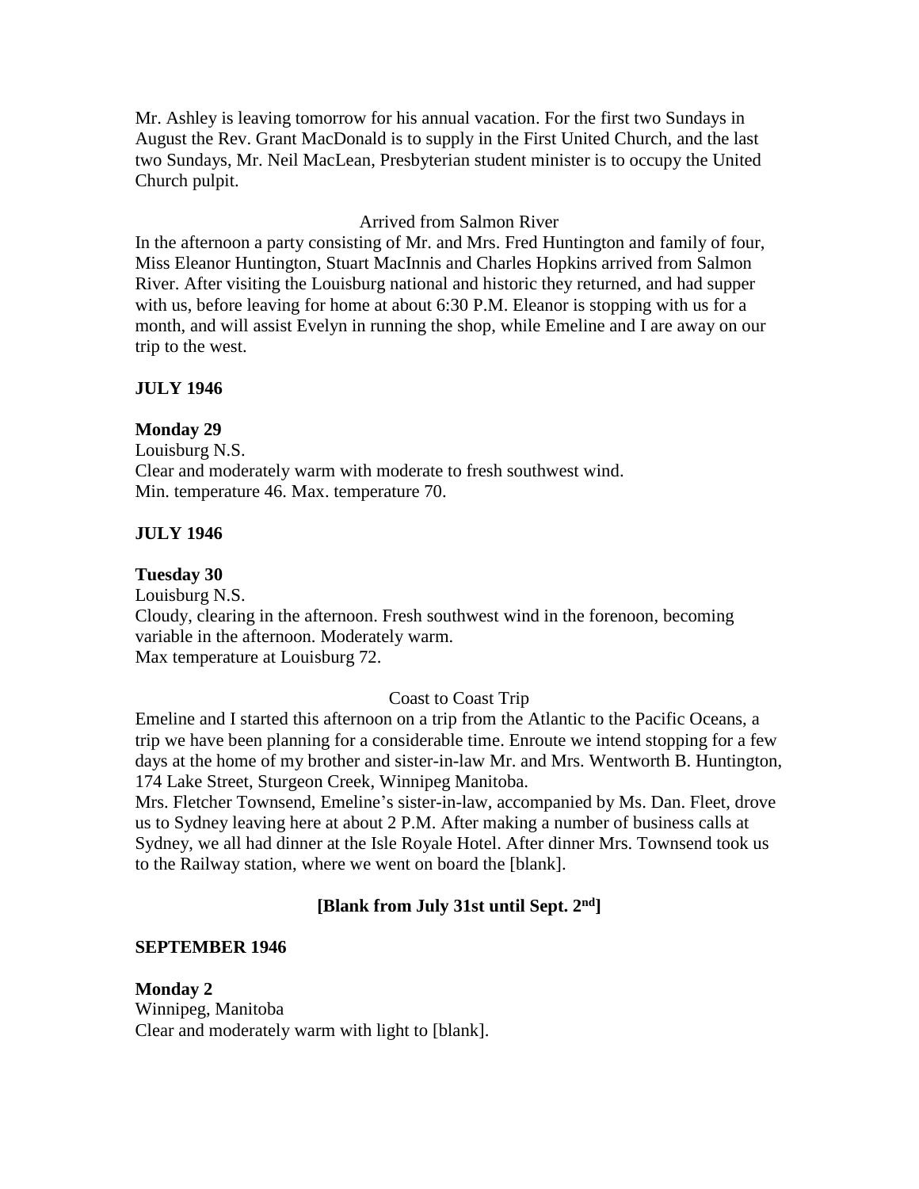Mr. Ashley is leaving tomorrow for his annual vacation. For the first two Sundays in August the Rev. Grant MacDonald is to supply in the First United Church, and the last two Sundays, Mr. Neil MacLean, Presbyterian student minister is to occupy the United Church pulpit.

Arrived from Salmon River

In the afternoon a party consisting of Mr. and Mrs. Fred Huntington and family of four, Miss Eleanor Huntington, Stuart MacInnis and Charles Hopkins arrived from Salmon River. After visiting the Louisburg national and historic they returned, and had supper with us, before leaving for home at about 6:30 P.M. Eleanor is stopping with us for a month, and will assist Evelyn in running the shop, while Emeline and I are away on our trip to the west.

**JULY 1946**

**Monday 29**

Louisburg N.S.

Clear and moderately warm with moderate to fresh southwest wind.

Min. temperature 46. Max. temperature 70.

**JULY 1946**

**Tuesday 30**

Louisburg N.S.

Cloudy, clearing in the afternoon. Fresh southwest wind in the forenoon, becoming variable in the afternoon. Moderately warm.

Max temperature at Louisburg 72.

Coast to Coast Trip

Emeline and I started this afternoon on a trip from the Atlantic to the Pacific Oceans, a trip we have been planning for a considerable time. Enroute we intend stopping for a few days at the home of my brother and sister-in-law Mr. and Mrs. Wentworth B. Huntington, 174 Lake Street, Sturgeon Creek, Winnipeg Manitoba.

Mrs. Fletcher Townsend, Emeline's sister-in-law, accompanied by Ms. Dan. Fleet, drove us to Sydney leaving here at about 2 P.M. After making a number of business calls at Sydney, we all had dinner at the Isle Royale Hotel. After dinner Mrs. Townsend took us to the Railway station, where we went on board the [blank].

**[Blank from July 31st until Sept. 2nd]**

**SEPTEMBER 1946**

**Monday 2**

Winnipeg, Manitoba

Clear and moderately warm with light to [blank].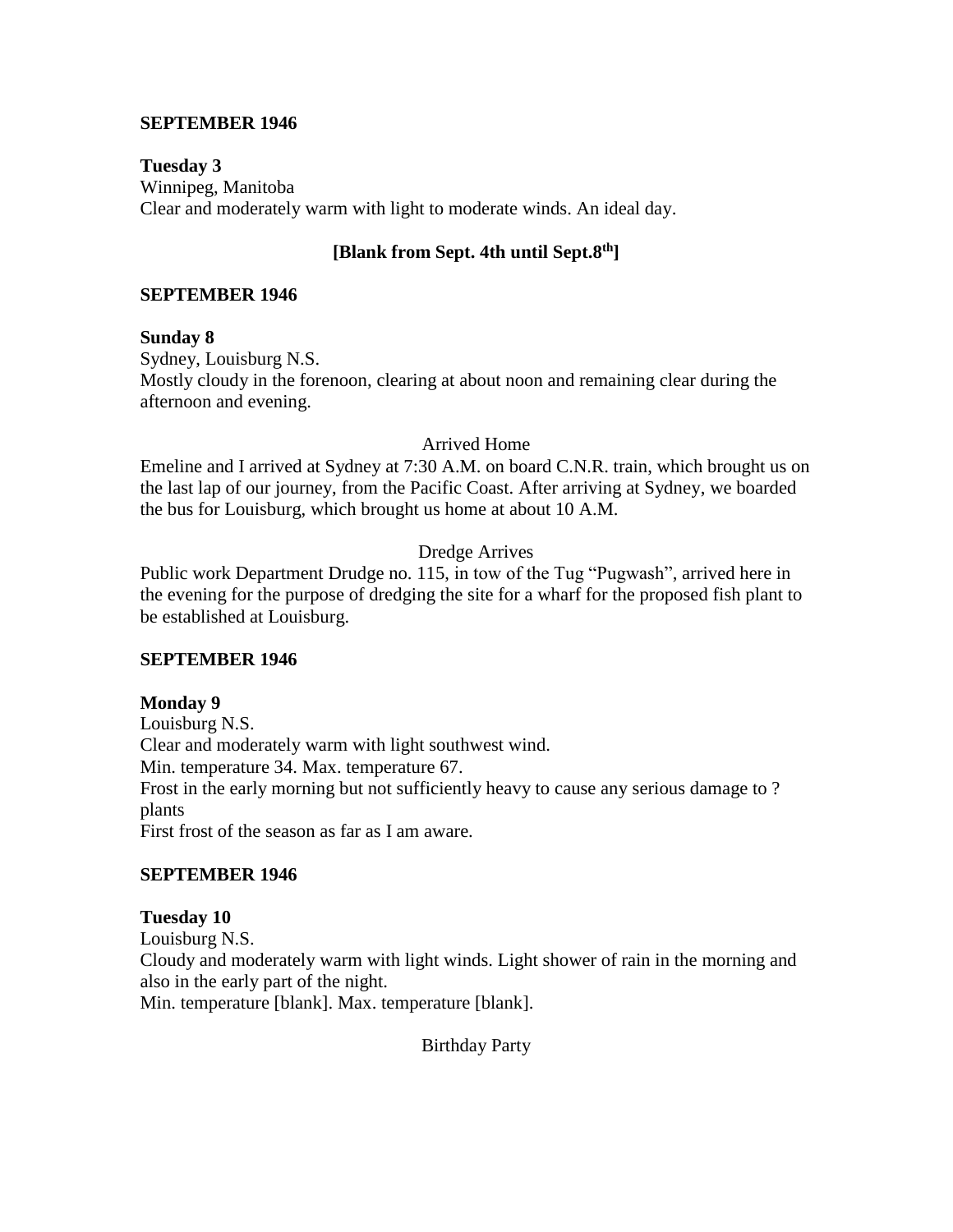**SEPTEMBER 1946**

**Tuesday 3**
Winnipeg, Manitoba
Clear and moderately warm with light to moderate winds. An ideal day.

**[Blank from Sept. 4th until Sept.8th]**

**SEPTEMBER 1946**

**Sunday 8**
Sydney, Louisburg N.S.
Mostly cloudy in the forenoon, clearing at about noon and remaining clear during the afternoon and evening.

Arrived Home

Emeline and I arrived at Sydney at 7:30 A.M. on board C.N.R. train, which brought us on the last lap of our journey, from the Pacific Coast. After arriving at Sydney, we boarded the bus for Louisburg, which brought us home at about 10 A.M.

Dredge Arrives

Public work Department Drudge no. 115, in tow of the Tug "Pugwash", arrived here in the evening for the purpose of dredging the site for a wharf for the proposed fish plant to be established at Louisburg.

**SEPTEMBER 1946**

**Monday 9**
Louisburg N.S.
Clear and moderately warm with light southwest wind.
Min. temperature 34. Max. temperature 67.
Frost in the early morning but not sufficiently heavy to cause any serious damage to ? plants
First frost of the season as far as I am aware.

**SEPTEMBER 1946**

**Tuesday 10**
Louisburg N.S.
Cloudy and moderately warm with light winds. Light shower of rain in the morning and also in the early part of the night.
Min. temperature [blank]. Max. temperature [blank].

Birthday Party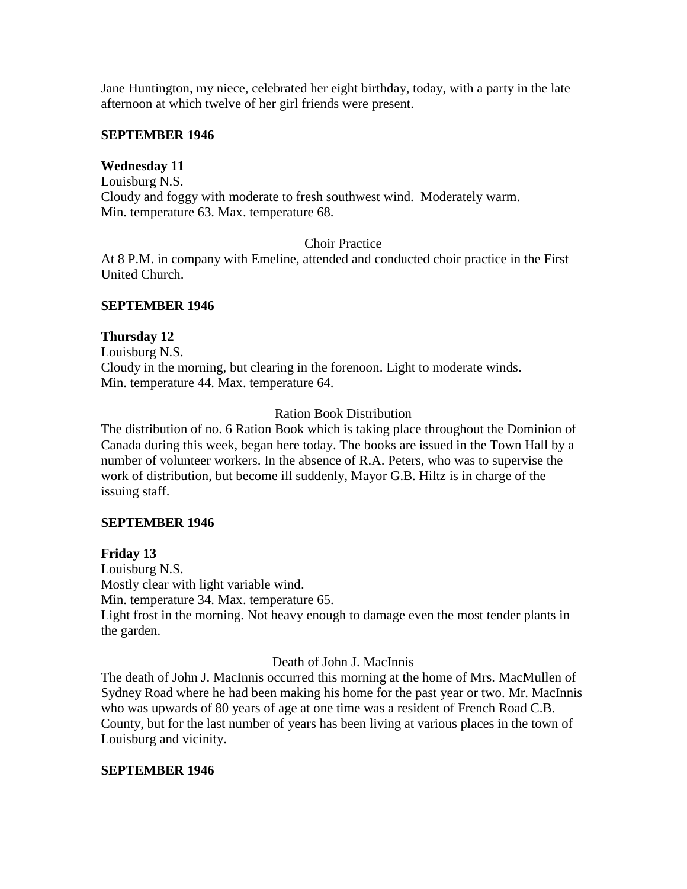Jane Huntington, my niece, celebrated her eight birthday, today, with a party in the late afternoon at which twelve of her girl friends were present.

**SEPTEMBER 1946**

**Wednesday 11**
Louisburg N.S.
Cloudy and foggy with moderate to fresh southwest wind. Moderately warm.
Min. temperature 63. Max. temperature 68.

Choir Practice

At 8 P.M. in company with Emeline, attended and conducted choir practice in the First United Church.

**SEPTEMBER 1946**

**Thursday 12**
Louisburg N.S.
Cloudy in the morning, but clearing in the forenoon. Light to moderate winds.
Min. temperature 44. Max. temperature 64.

Ration Book Distribution

The distribution of no. 6 Ration Book which is taking place throughout the Dominion of Canada during this week, began here today. The books are issued in the Town Hall by a number of volunteer workers. In the absence of R.A. Peters, who was to supervise the work of distribution, but become ill suddenly, Mayor G.B. Hiltz is in charge of the issuing staff.

**SEPTEMBER 1946**

**Friday 13**
Louisburg N.S.
Mostly clear with light variable wind.
Min. temperature 34. Max. temperature 65.
Light frost in the morning. Not heavy enough to damage even the most tender plants in the garden.

Death of John J. MacInnis

The death of John J. MacInnis occurred this morning at the home of Mrs. MacMullen of Sydney Road where he had been making his home for the past year or two. Mr. MacInnis who was upwards of 80 years of age at one time was a resident of French Road C.B. County, but for the last number of years has been living at various places in the town of Louisburg and vicinity.

**SEPTEMBER 1946**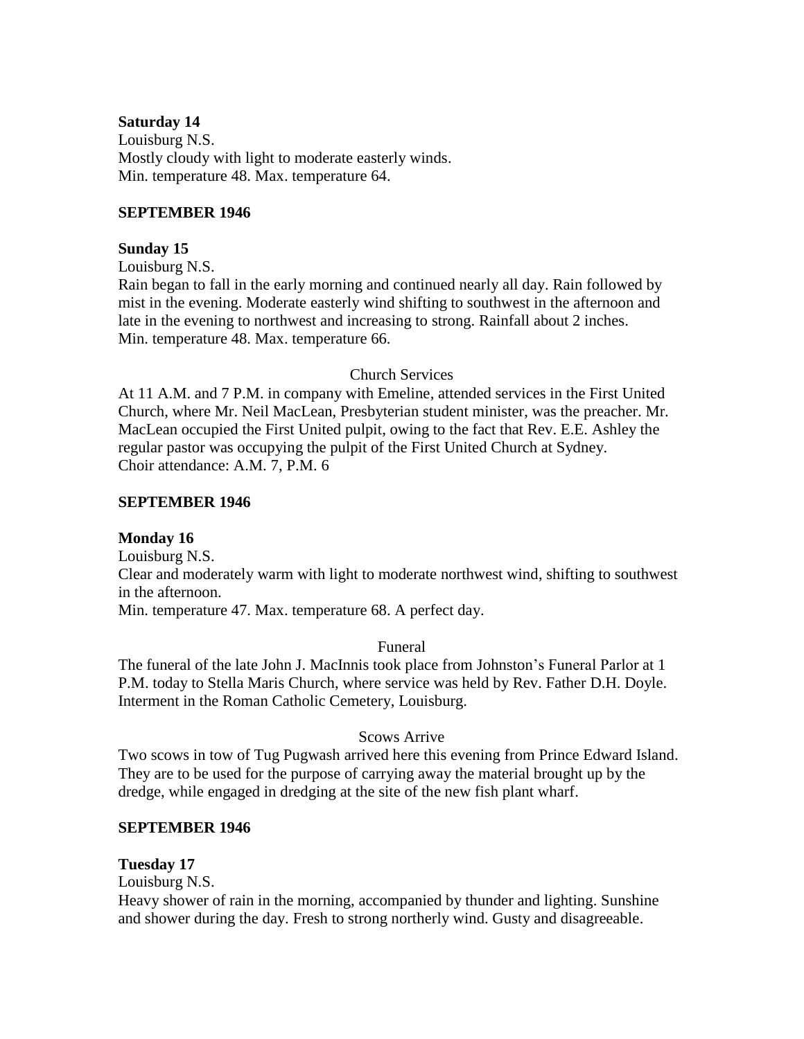**Saturday 14**
Louisburg N.S.
Mostly cloudy with light to moderate easterly winds.
Min. temperature 48. Max. temperature 64.

**SEPTEMBER 1946**

**Sunday 15**
Louisburg N.S.
Rain began to fall in the early morning and continued nearly all day. Rain followed by mist in the evening. Moderate easterly wind shifting to southwest in the afternoon and late in the evening to northwest and increasing to strong. Rainfall about 2 inches.
Min. temperature 48. Max. temperature 66.

Church Services

At 11 A.M. and 7 P.M. in company with Emeline, attended services in the First United Church, where Mr. Neil MacLean, Presbyterian student minister, was the preacher. Mr. MacLean occupied the First United pulpit, owing to the fact that Rev. E.E. Ashley the regular pastor was occupying the pulpit of the First United Church at Sydney.
Choir attendance: A.M. 7, P.M. 6

**SEPTEMBER 1946**

**Monday 16**
Louisburg N.S.
Clear and moderately warm with light to moderate northwest wind, shifting to southwest in the afternoon.
Min. temperature 47. Max. temperature 68. A perfect day.

Funeral

The funeral of the late John J. MacInnis took place from Johnston's Funeral Parlor at 1 P.M. today to Stella Maris Church, where service was held by Rev. Father D.H. Doyle. Interment in the Roman Catholic Cemetery, Louisburg.

Scows Arrive

Two scows in tow of Tug Pugwash arrived here this evening from Prince Edward Island. They are to be used for the purpose of carrying away the material brought up by the dredge, while engaged in dredging at the site of the new fish plant wharf.

**SEPTEMBER 1946**

**Tuesday 17**
Louisburg N.S.
Heavy shower of rain in the morning, accompanied by thunder and lighting. Sunshine and shower during the day. Fresh to strong northerly wind. Gusty and disagreeable.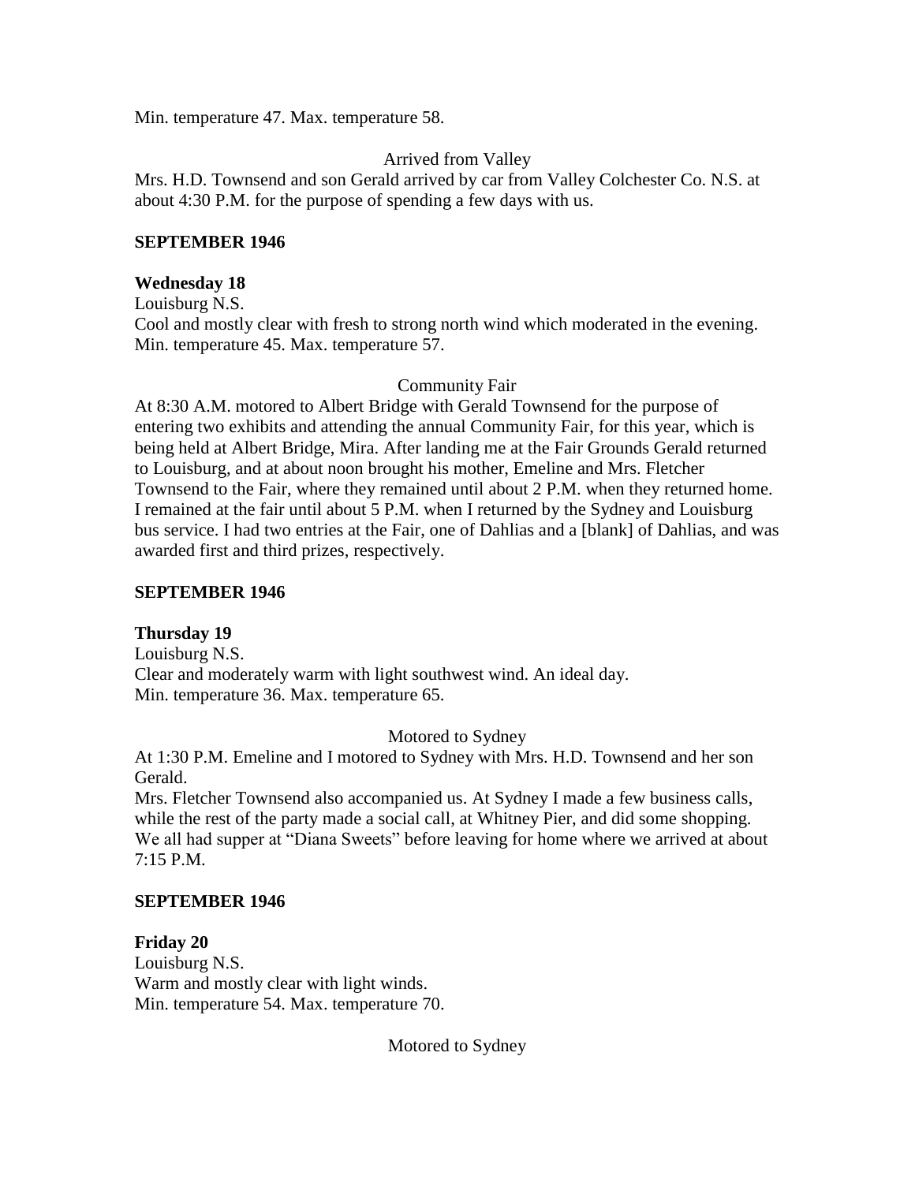Min. temperature 47. Max. temperature 58.

Arrived from Valley

Mrs. H.D. Townsend and son Gerald arrived by car from Valley Colchester Co. N.S. at about 4:30 P.M. for the purpose of spending a few days with us.

**SEPTEMBER 1946**

**Wednesday 18**

Louisburg N.S.
Cool and mostly clear with fresh to strong north wind which moderated in the evening.
Min. temperature 45. Max. temperature 57.

Community Fair

At 8:30 A.M. motored to Albert Bridge with Gerald Townsend for the purpose of entering two exhibits and attending the annual Community Fair, for this year, which is being held at Albert Bridge, Mira. After landing me at the Fair Grounds Gerald returned to Louisburg, and at about noon brought his mother, Emeline and Mrs. Fletcher Townsend to the Fair, where they remained until about 2 P.M. when they returned home. I remained at the fair until about 5 P.M. when I returned by the Sydney and Louisburg bus service. I had two entries at the Fair, one of Dahlias and a [blank] of Dahlias, and was awarded first and third prizes, respectively.

**SEPTEMBER 1946**

**Thursday 19**

Louisburg N.S.
Clear and moderately warm with light southwest wind. An ideal day.
Min. temperature 36. Max. temperature 65.

Motored to Sydney

At 1:30 P.M. Emeline and I motored to Sydney with Mrs. H.D. Townsend and her son Gerald.
Mrs. Fletcher Townsend also accompanied us. At Sydney I made a few business calls, while the rest of the party made a social call, at Whitney Pier, and did some shopping. We all had supper at "Diana Sweets" before leaving for home where we arrived at about 7:15 P.M.

**SEPTEMBER 1946**

**Friday 20**

Louisburg N.S.
Warm and mostly clear with light winds.
Min. temperature 54. Max. temperature 70.

Motored to Sydney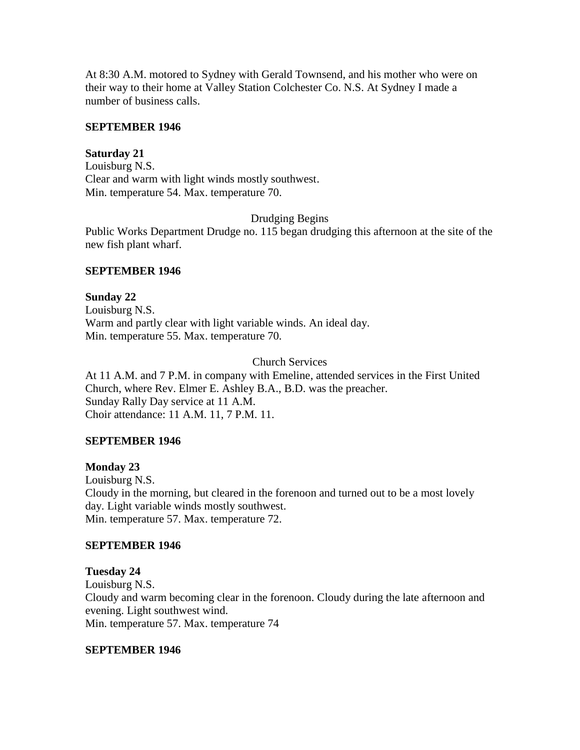At 8:30 A.M. motored to Sydney with Gerald Townsend, and his mother who were on their way to their home at Valley Station Colchester Co. N.S. At Sydney I made a number of business calls.

**SEPTEMBER 1946**

**Saturday 21**
Louisburg N.S.
Clear and warm with light winds mostly southwest.
Min. temperature 54. Max. temperature 70.

Drudging Begins

Public Works Department Drudge no. 115 began drudging this afternoon at the site of the new fish plant wharf.

**SEPTEMBER 1946**

**Sunday 22**
Louisburg N.S.
Warm and partly clear with light variable winds. An ideal day.
Min. temperature 55. Max. temperature 70.

Church Services

At 11 A.M. and 7 P.M. in company with Emeline, attended services in the First United Church, where Rev. Elmer E. Ashley B.A., B.D. was the preacher.
Sunday Rally Day service at 11 A.M.
Choir attendance: 11 A.M. 11, 7 P.M. 11.

**SEPTEMBER 1946**

**Monday 23**
Louisburg N.S.
Cloudy in the morning, but cleared in the forenoon and turned out to be a most lovely day. Light variable winds mostly southwest.
Min. temperature 57. Max. temperature 72.

**SEPTEMBER 1946**

**Tuesday 24**
Louisburg N.S.
Cloudy and warm becoming clear in the forenoon. Cloudy during the late afternoon and evening. Light southwest wind.
Min. temperature 57. Max. temperature 74

**SEPTEMBER 1946**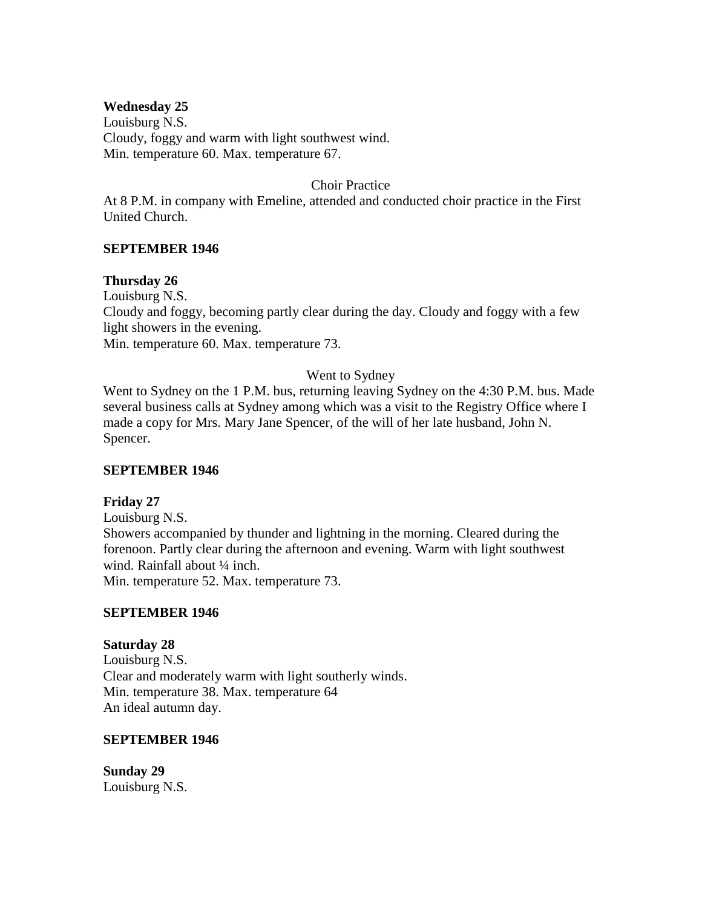**Wednesday 25**
Louisburg N.S.
Cloudy, foggy and warm with light southwest wind.
Min. temperature 60. Max. temperature 67.

Choir Practice

At 8 P.M. in company with Emeline, attended and conducted choir practice in the First United Church.

**SEPTEMBER 1946**

**Thursday 26**
Louisburg N.S.
Cloudy and foggy, becoming partly clear during the day. Cloudy and foggy with a few light showers in the evening.
Min. temperature 60. Max. temperature 73.

Went to Sydney

Went to Sydney on the 1 P.M. bus, returning leaving Sydney on the 4:30 P.M. bus. Made several business calls at Sydney among which was a visit to the Registry Office where I made a copy for Mrs. Mary Jane Spencer, of the will of her late husband, John N. Spencer.

**SEPTEMBER 1946**

**Friday 27**
Louisburg N.S.
Showers accompanied by thunder and lightning in the morning. Cleared during the forenoon. Partly clear during the afternoon and evening. Warm with light southwest wind. Rainfall about ¼ inch.
Min. temperature 52. Max. temperature 73.

**SEPTEMBER 1946**

**Saturday 28**
Louisburg N.S.
Clear and moderately warm with light southerly winds.
Min. temperature 38. Max. temperature 64
An ideal autumn day.

**SEPTEMBER 1946**

**Sunday 29**
Louisburg N.S.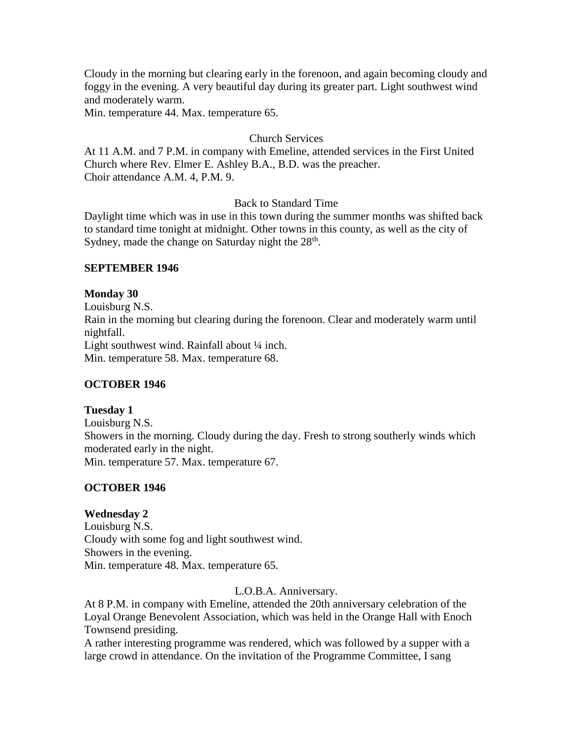Cloudy in the morning but clearing early in the forenoon, and again becoming cloudy and foggy in the evening. A very beautiful day during its greater part. Light southwest wind and moderately warm.
Min. temperature 44. Max. temperature 65.

Church Services

At 11 A.M. and 7 P.M. in company with Emeline, attended services in the First United Church where Rev. Elmer E. Ashley B.A., B.D. was the preacher.
Choir attendance A.M. 4, P.M. 9.

Back to Standard Time

Daylight time which was in use in this town during the summer months was shifted back to standard time tonight at midnight. Other towns in this county, as well as the city of Sydney, made the change on Saturday night the 28th.

**SEPTEMBER 1946**

**Monday 30**
Louisburg N.S.
Rain in the morning but clearing during the forenoon. Clear and moderately warm until nightfall.
Light southwest wind. Rainfall about ¼ inch.
Min. temperature 58. Max. temperature 68.

**OCTOBER 1946**

**Tuesday 1**
Louisburg N.S.
Showers in the morning. Cloudy during the day. Fresh to strong southerly winds which moderated early in the night.
Min. temperature 57. Max. temperature 67.

**OCTOBER 1946**

**Wednesday 2**
Louisburg N.S.
Cloudy with some fog and light southwest wind.
Showers in the evening.
Min. temperature 48. Max. temperature 65.

L.O.B.A. Anniversary.

At 8 P.M. in company with Emeline, attended the 20th anniversary celebration of the Loyal Orange Benevolent Association, which was held in the Orange Hall with Enoch Townsend presiding.
A rather interesting programme was rendered, which was followed by a supper with a large crowd in attendance. On the invitation of the Programme Committee, I sang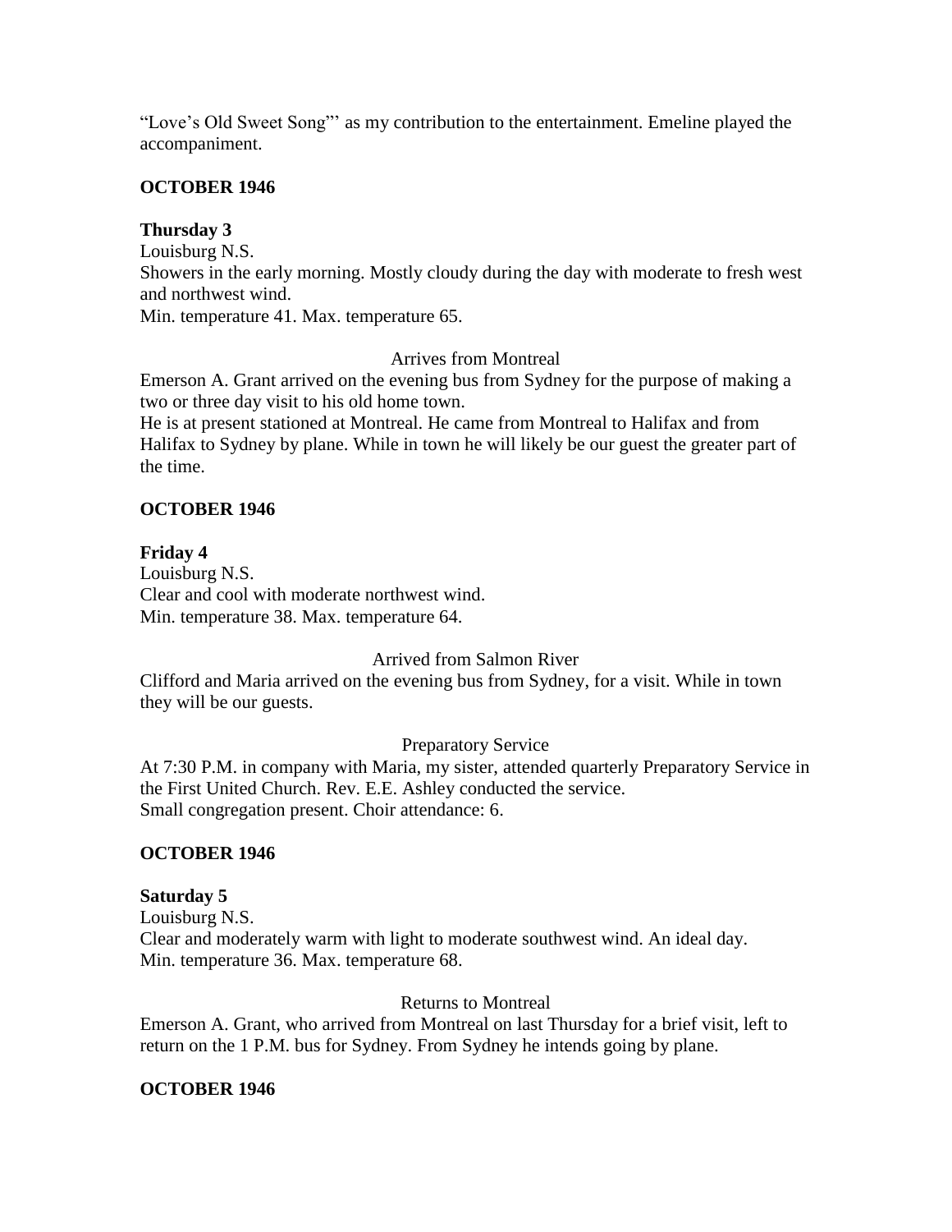"Love's Old Sweet Song"' as my contribution to the entertainment. Emeline played the accompaniment.

**OCTOBER 1946**

**Thursday 3**
Louisburg N.S.
Showers in the early morning. Mostly cloudy during the day with moderate to fresh west and northwest wind.
Min. temperature 41. Max. temperature 65.

Arrives from Montreal

Emerson A. Grant arrived on the evening bus from Sydney for the purpose of making a two or three day visit to his old home town.
He is at present stationed at Montreal. He came from Montreal to Halifax and from Halifax to Sydney by plane. While in town he will likely be our guest the greater part of the time.

**OCTOBER 1946**

**Friday 4**
Louisburg N.S.
Clear and cool with moderate northwest wind.
Min. temperature 38. Max. temperature 64.

Arrived from Salmon River

Clifford and Maria arrived on the evening bus from Sydney, for a visit. While in town they will be our guests.

Preparatory Service

At 7:30 P.M. in company with Maria, my sister, attended quarterly Preparatory Service in the First United Church. Rev. E.E. Ashley conducted the service.
Small congregation present. Choir attendance: 6.

**OCTOBER 1946**

**Saturday 5**
Louisburg N.S.
Clear and moderately warm with light to moderate southwest wind. An ideal day.
Min. temperature 36. Max. temperature 68.

Returns to Montreal

Emerson A. Grant, who arrived from Montreal on last Thursday for a brief visit, left to return on the 1 P.M. bus for Sydney. From Sydney he intends going by plane.

**OCTOBER 1946**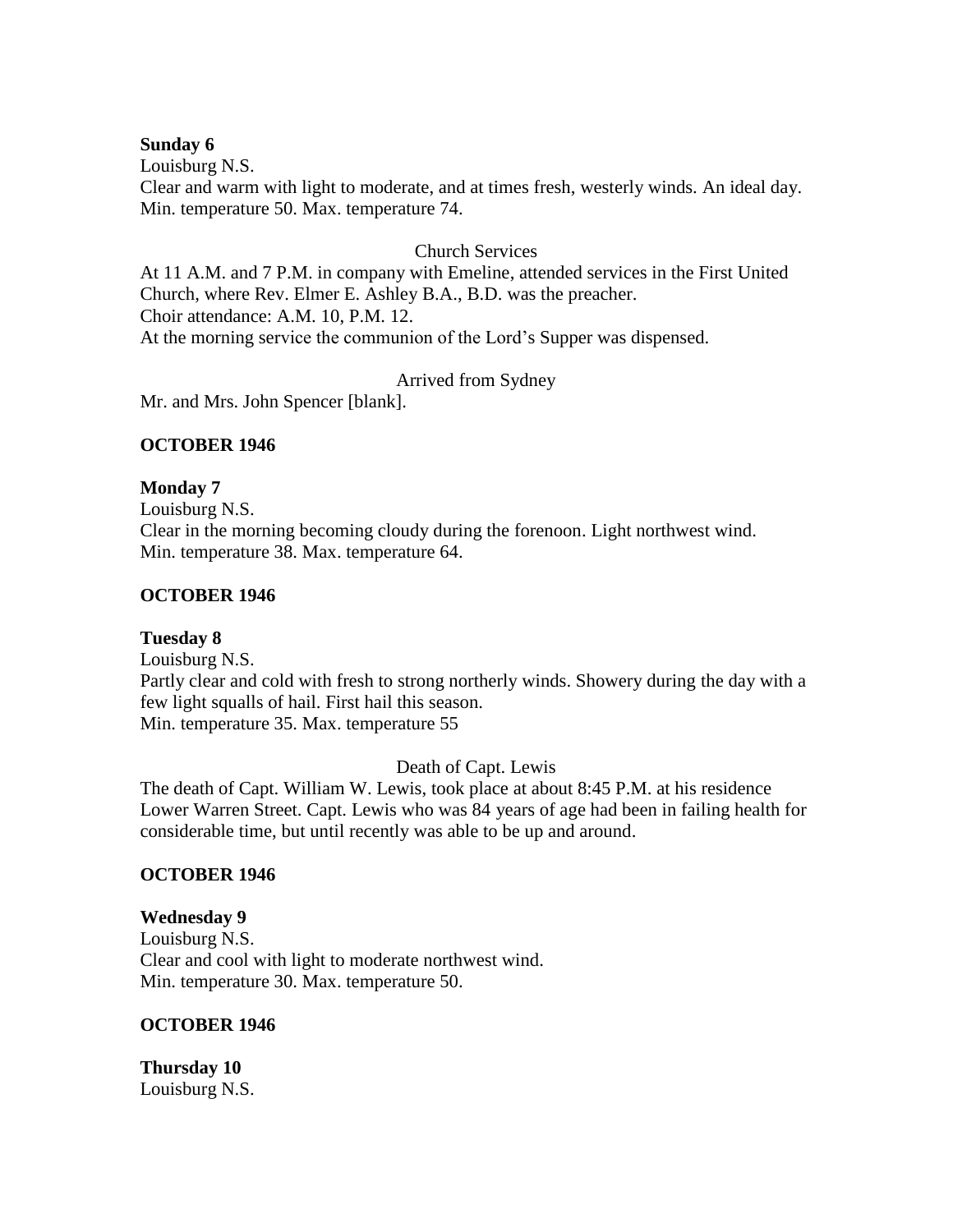**Sunday 6**
Louisburg N.S.
Clear and warm with light to moderate, and at times fresh, westerly winds. An ideal day.
Min. temperature 50. Max. temperature 74.

Church Services

At 11 A.M. and 7 P.M. in company with Emeline, attended services in the First United Church, where Rev. Elmer E. Ashley B.A., B.D. was the preacher.
Choir attendance: A.M. 10, P.M. 12.
At the morning service the communion of the Lord's Supper was dispensed.

Arrived from Sydney

Mr. and Mrs. John Spencer [blank].

**OCTOBER 1946**

**Monday 7**
Louisburg N.S.
Clear in the morning becoming cloudy during the forenoon. Light northwest wind.
Min. temperature 38. Max. temperature 64.

**OCTOBER 1946**

**Tuesday 8**
Louisburg N.S.
Partly clear and cold with fresh to strong northerly winds. Showery during the day with a few light squalls of hail. First hail this season.
Min. temperature 35. Max. temperature 55

Death of Capt. Lewis

The death of Capt. William W. Lewis, took place at about 8:45 P.M. at his residence Lower Warren Street. Capt. Lewis who was 84 years of age had been in failing health for considerable time, but until recently was able to be up and around.

**OCTOBER 1946**

**Wednesday 9**
Louisburg N.S.
Clear and cool with light to moderate northwest wind.
Min. temperature 30. Max. temperature 50.

**OCTOBER 1946**

**Thursday 10**
Louisburg N.S.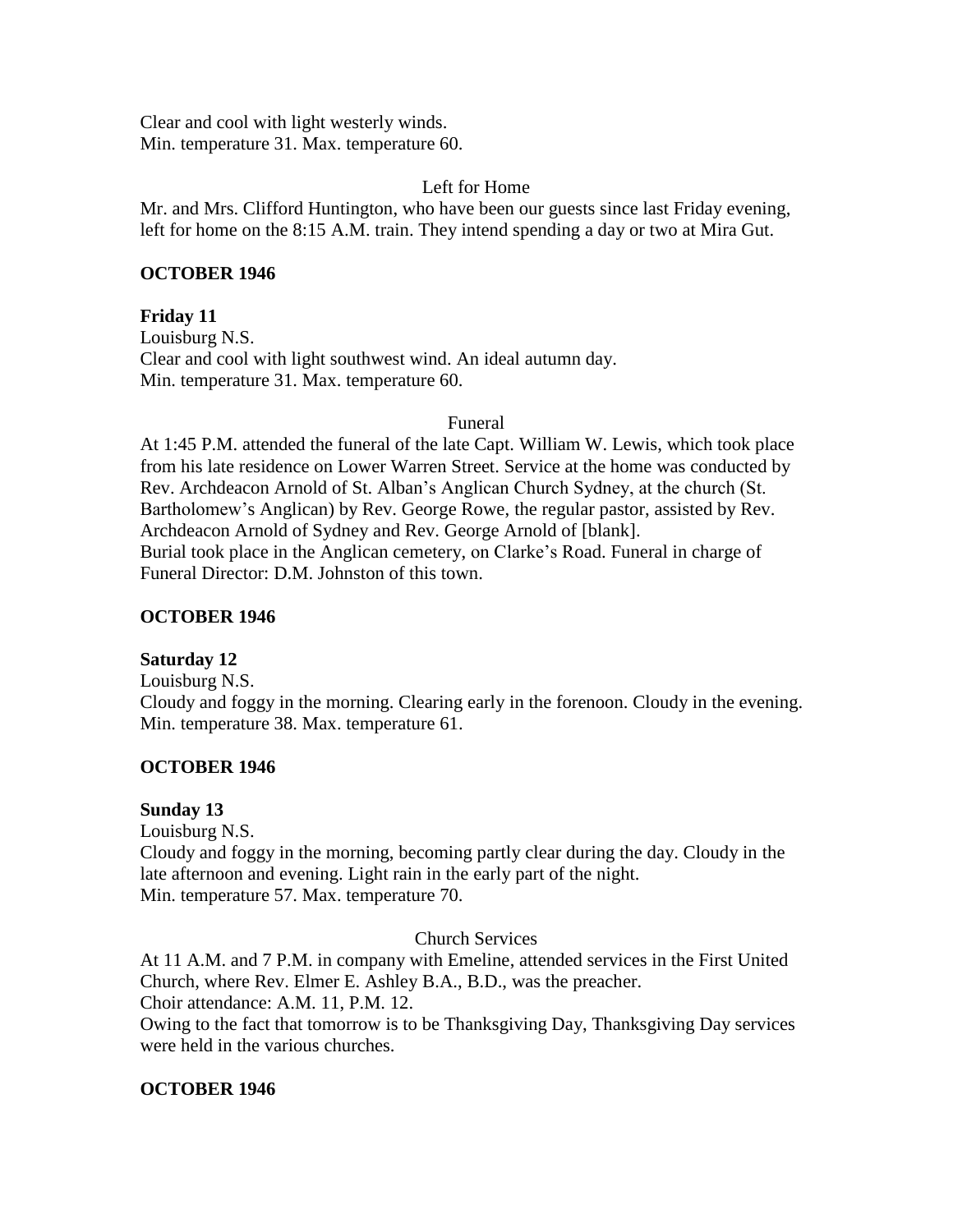Clear and cool with light westerly winds.
Min. temperature 31. Max. temperature 60.

Left for Home

Mr. and Mrs. Clifford Huntington, who have been our guests since last Friday evening, left for home on the 8:15 A.M. train. They intend spending a day or two at Mira Gut.

**OCTOBER 1946**

**Friday 11**

Louisburg N.S.
Clear and cool with light southwest wind. An ideal autumn day.
Min. temperature 31. Max. temperature 60.

Funeral

At 1:45 P.M. attended the funeral of the late Capt. William W. Lewis, which took place from his late residence on Lower Warren Street. Service at the home was conducted by Rev. Archdeacon Arnold of St. Alban's Anglican Church Sydney, at the church (St. Bartholomew's Anglican) by Rev. George Rowe, the regular pastor, assisted by Rev. Archdeacon Arnold of Sydney and Rev. George Arnold of [blank].
Burial took place in the Anglican cemetery, on Clarke's Road. Funeral in charge of Funeral Director: D.M. Johnston of this town.

**OCTOBER 1946**

**Saturday 12**

Louisburg N.S.
Cloudy and foggy in the morning. Clearing early in the forenoon. Cloudy in the evening.
Min. temperature 38. Max. temperature 61.

**OCTOBER 1946**

**Sunday 13**

Louisburg N.S.
Cloudy and foggy in the morning, becoming partly clear during the day. Cloudy in the late afternoon and evening. Light rain in the early part of the night.
Min. temperature 57. Max. temperature 70.

Church Services

At 11 A.M. and 7 P.M. in company with Emeline, attended services in the First United Church, where Rev. Elmer E. Ashley B.A., B.D., was the preacher.
Choir attendance: A.M. 11, P.M. 12.
Owing to the fact that tomorrow is to be Thanksgiving Day, Thanksgiving Day services were held in the various churches.

**OCTOBER 1946**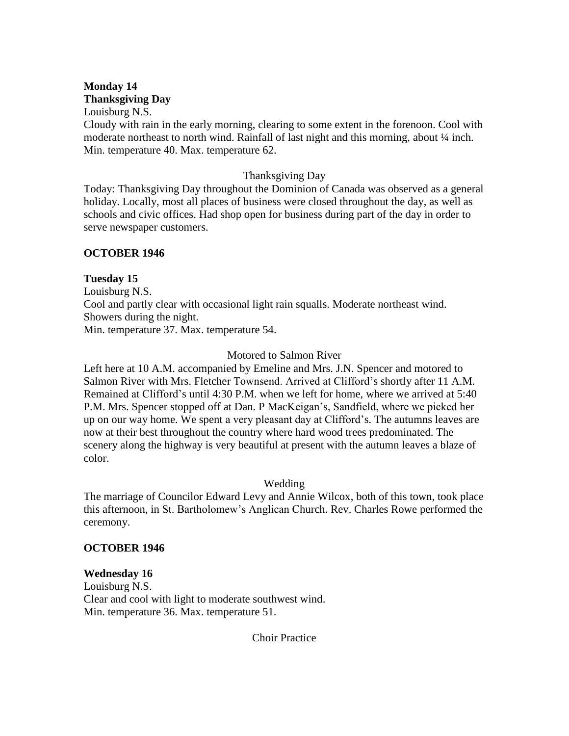**Monday 14**
**Thanksgiving Day**
Louisburg N.S.
Cloudy with rain in the early morning, clearing to some extent in the forenoon. Cool with moderate northeast to north wind. Rainfall of last night and this morning, about ¼ inch.
Min. temperature 40. Max. temperature 62.

Thanksgiving Day

Today: Thanksgiving Day throughout the Dominion of Canada was observed as a general holiday. Locally, most all places of business were closed throughout the day, as well as schools and civic offices. Had shop open for business during part of the day in order to serve newspaper customers.

**OCTOBER 1946**

**Tuesday 15**
Louisburg N.S.
Cool and partly clear with occasional light rain squalls. Moderate northeast wind. Showers during the night.
Min. temperature 37. Max. temperature 54.

Motored to Salmon River

Left here at 10 A.M. accompanied by Emeline and Mrs. J.N. Spencer and motored to Salmon River with Mrs. Fletcher Townsend. Arrived at Clifford's shortly after 11 A.M. Remained at Clifford's until 4:30 P.M. when we left for home, where we arrived at 5:40 P.M. Mrs. Spencer stopped off at Dan. P MacKeigan's, Sandfield, where we picked her up on our way home. We spent a very pleasant day at Clifford's. The autumns leaves are now at their best throughout the country where hard wood trees predominated. The scenery along the highway is very beautiful at present with the autumn leaves a blaze of color.

Wedding

The marriage of Councilor Edward Levy and Annie Wilcox, both of this town, took place this afternoon, in St. Bartholomew's Anglican Church. Rev. Charles Rowe performed the ceremony.

**OCTOBER 1946**

**Wednesday 16**
Louisburg N.S.
Clear and cool with light to moderate southwest wind.
Min. temperature 36. Max. temperature 51.

Choir Practice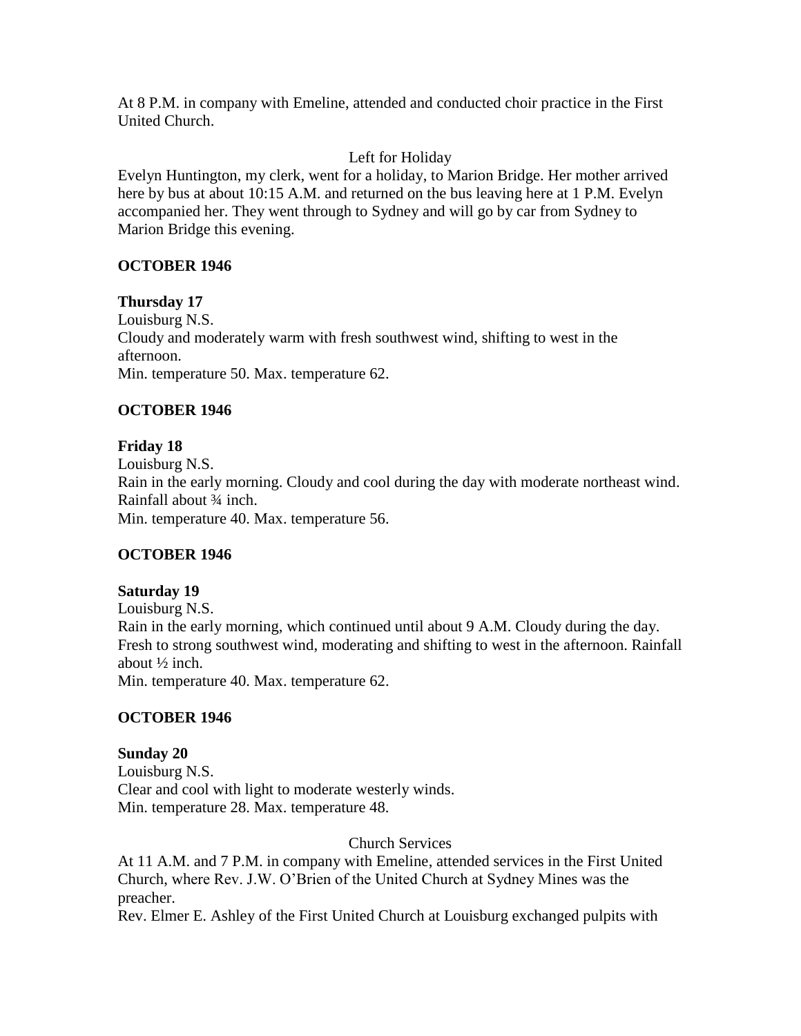At 8 P.M. in company with Emeline, attended and conducted choir practice in the First United Church.

Left for Holiday

Evelyn Huntington, my clerk, went for a holiday, to Marion Bridge. Her mother arrived here by bus at about 10:15 A.M. and returned on the bus leaving here at 1 P.M. Evelyn accompanied her. They went through to Sydney and will go by car from Sydney to Marion Bridge this evening.

**OCTOBER 1946**

**Thursday 17**
Louisburg N.S.
Cloudy and moderately warm with fresh southwest wind, shifting to west in the afternoon.
Min. temperature 50. Max. temperature 62.

**OCTOBER 1946**

**Friday 18**
Louisburg N.S.
Rain in the early morning. Cloudy and cool during the day with moderate northeast wind. Rainfall about ¾ inch.
Min. temperature 40. Max. temperature 56.

**OCTOBER 1946**

**Saturday 19**
Louisburg N.S.
Rain in the early morning, which continued until about 9 A.M. Cloudy during the day. Fresh to strong southwest wind, moderating and shifting to west in the afternoon. Rainfall about ½ inch.
Min. temperature 40. Max. temperature 62.

**OCTOBER 1946**

**Sunday 20**
Louisburg N.S.
Clear and cool with light to moderate westerly winds.
Min. temperature 28. Max. temperature 48.

Church Services

At 11 A.M. and 7 P.M. in company with Emeline, attended services in the First United Church, where Rev. J.W. O'Brien of the United Church at Sydney Mines was the preacher.
Rev. Elmer E. Ashley of the First United Church at Louisburg exchanged pulpits with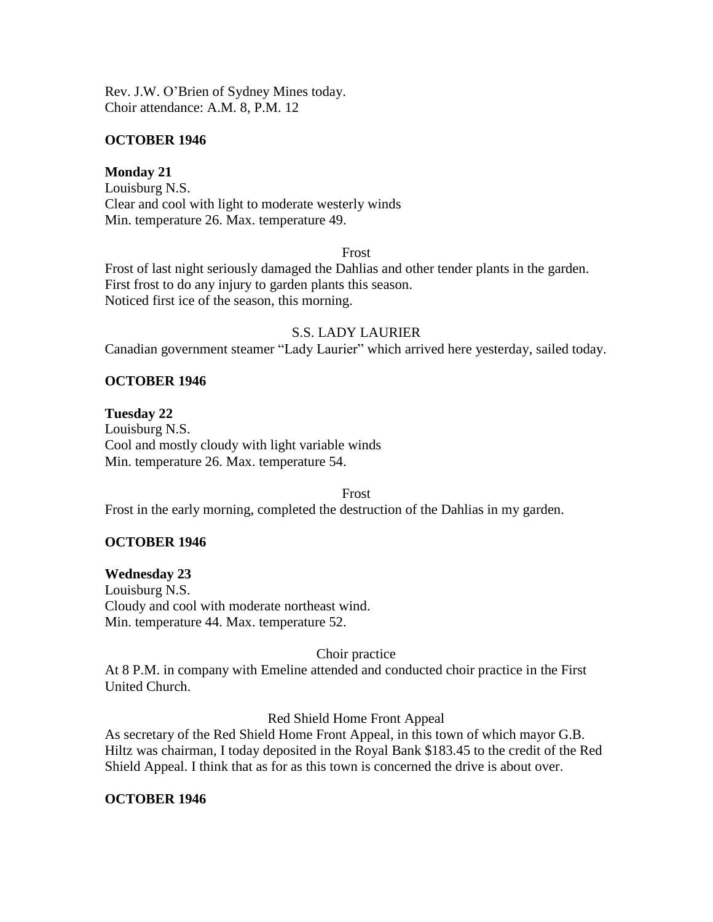Rev. J.W. O'Brien of Sydney Mines today.
Choir attendance: A.M. 8, P.M. 12

**OCTOBER 1946**

**Monday 21**
Louisburg N.S.
Clear and cool with light to moderate westerly winds
Min. temperature 26. Max. temperature 49.

Frost

Frost of last night seriously damaged the Dahlias and other tender plants in the garden.
First frost to do any injury to garden plants this season.
Noticed first ice of the season, this morning.

S.S. LADY LAURIER

Canadian government steamer "Lady Laurier" which arrived here yesterday, sailed today.

**OCTOBER 1946**

**Tuesday 22**
Louisburg N.S.
Cool and mostly cloudy with light variable winds
Min. temperature 26. Max. temperature 54.

Frost

Frost in the early morning, completed the destruction of the Dahlias in my garden.

**OCTOBER 1946**

**Wednesday 23**
Louisburg N.S.
Cloudy and cool with moderate northeast wind.
Min. temperature 44. Max. temperature 52.

Choir practice

At 8 P.M. in company with Emeline attended and conducted choir practice in the First United Church.

Red Shield Home Front Appeal

As secretary of the Red Shield Home Front Appeal, in this town of which mayor G.B. Hiltz was chairman, I today deposited in the Royal Bank $183.45 to the credit of the Red Shield Appeal. I think that as for as this town is concerned the drive is about over.

**OCTOBER 1946**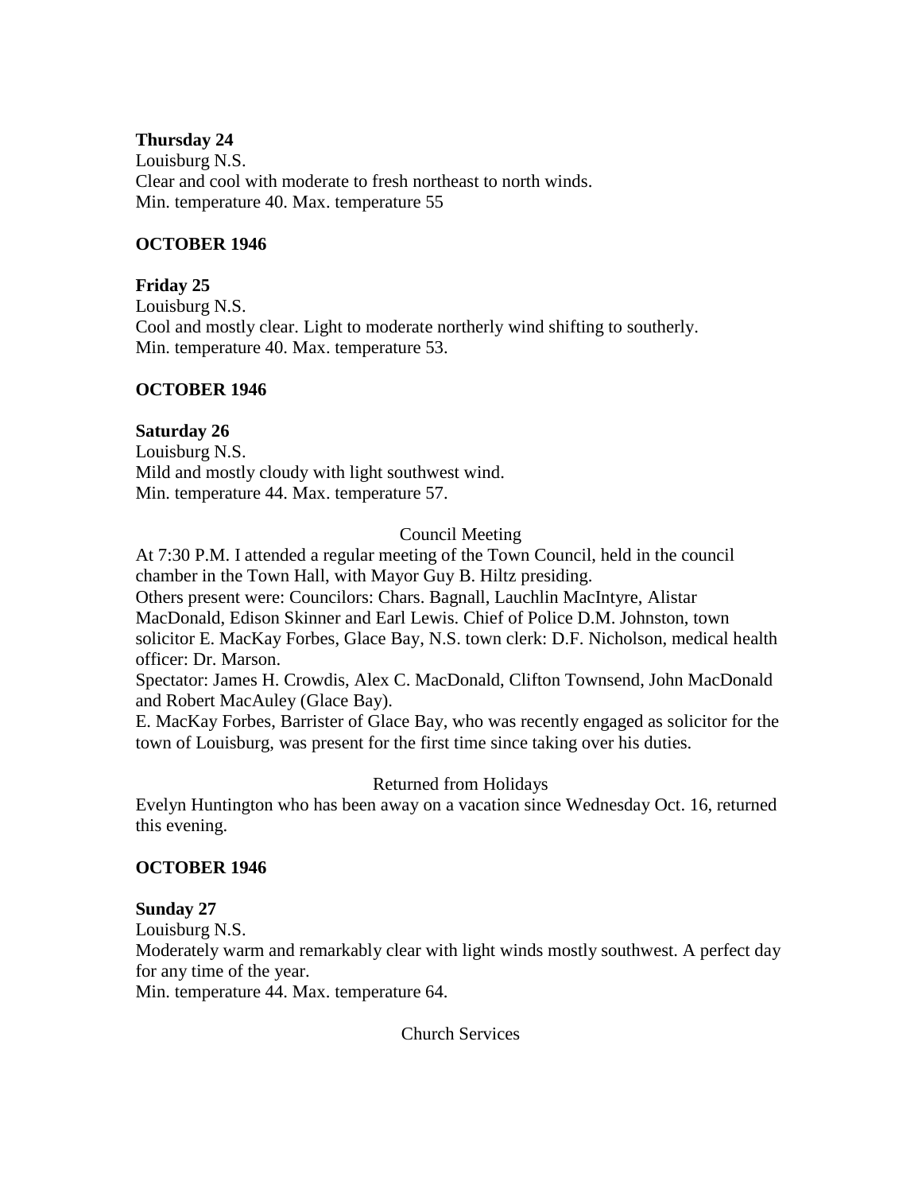**Thursday 24**
Louisburg N.S.
Clear and cool with moderate to fresh northeast to north winds.
Min. temperature 40. Max. temperature 55

**OCTOBER 1946**

**Friday 25**
Louisburg N.S.
Cool and mostly clear. Light to moderate northerly wind shifting to southerly.
Min. temperature 40. Max. temperature 53.

**OCTOBER 1946**

**Saturday 26**
Louisburg N.S.
Mild and mostly cloudy with light southwest wind.
Min. temperature 44. Max. temperature 57.

Council Meeting

At 7:30 P.M. I attended a regular meeting of the Town Council, held in the council chamber in the Town Hall, with Mayor Guy B. Hiltz presiding.
Others present were: Councilors: Chars. Bagnall, Lauchlin MacIntyre, Alistar MacDonald, Edison Skinner and Earl Lewis. Chief of Police D.M. Johnston, town solicitor E. MacKay Forbes, Glace Bay, N.S. town clerk: D.F. Nicholson, medical health officer: Dr. Marson.
Spectator: James H. Crowdis, Alex C. MacDonald, Clifton Townsend, John MacDonald and Robert MacAuley (Glace Bay).
E. MacKay Forbes, Barrister of Glace Bay, who was recently engaged as solicitor for the town of Louisburg, was present for the first time since taking over his duties.

Returned from Holidays

Evelyn Huntington who has been away on a vacation since Wednesday Oct. 16, returned this evening.

**OCTOBER 1946**

**Sunday 27**
Louisburg N.S.
Moderately warm and remarkably clear with light winds mostly southwest. A perfect day for any time of the year.
Min. temperature 44. Max. temperature 64.

Church Services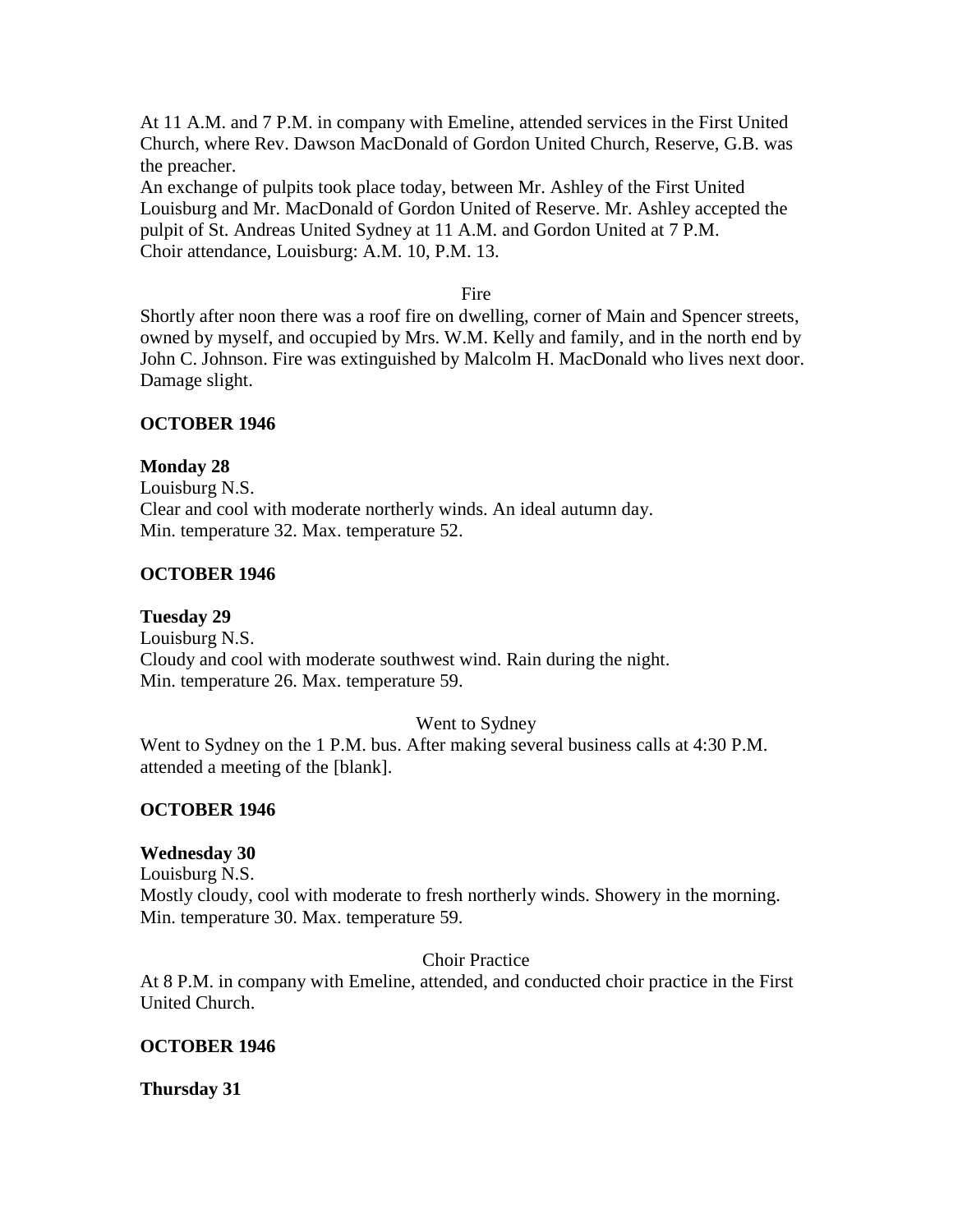At 11 A.M. and 7 P.M. in company with Emeline, attended services in the First United Church, where Rev. Dawson MacDonald of Gordon United Church, Reserve, G.B. was the preacher.
An exchange of pulpits took place today, between Mr. Ashley of the First United Louisburg and Mr. MacDonald of Gordon United of Reserve. Mr. Ashley accepted the pulpit of St. Andreas United Sydney at 11 A.M. and Gordon United at 7 P.M.
Choir attendance, Louisburg: A.M. 10, P.M. 13.

Fire

Shortly after noon there was a roof fire on dwelling, corner of Main and Spencer streets, owned by myself, and occupied by Mrs. W.M. Kelly and family, and in the north end by John C. Johnson. Fire was extinguished by Malcolm H. MacDonald who lives next door. Damage slight.

**OCTOBER 1946**

**Monday 28**
Louisburg N.S.
Clear and cool with moderate northerly winds. An ideal autumn day.
Min. temperature 32. Max. temperature 52.

**OCTOBER 1946**

**Tuesday 29**
Louisburg N.S.
Cloudy and cool with moderate southwest wind. Rain during the night.
Min. temperature 26. Max. temperature 59.

Went to Sydney

Went to Sydney on the 1 P.M. bus. After making several business calls at 4:30 P.M. attended a meeting of the [blank].

**OCTOBER 1946**

**Wednesday 30**
Louisburg N.S.
Mostly cloudy, cool with moderate to fresh northerly winds. Showery in the morning.
Min. temperature 30. Max. temperature 59.

Choir Practice

At 8 P.M. in company with Emeline, attended, and conducted choir practice in the First United Church.

**OCTOBER 1946**

**Thursday 31**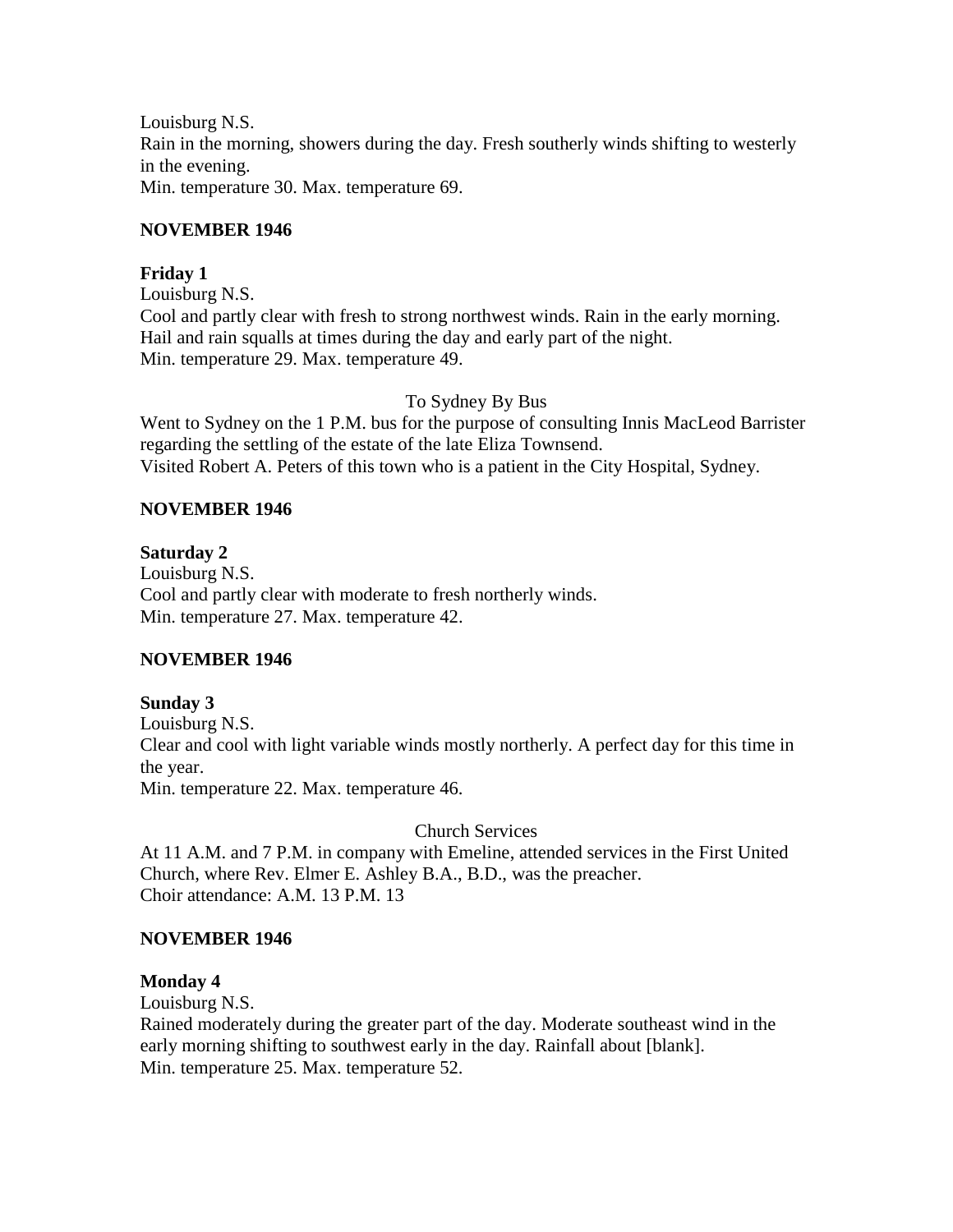Louisburg N.S.
Rain in the morning, showers during the day. Fresh southerly winds shifting to westerly in the evening.
Min. temperature 30. Max. temperature 69.

**NOVEMBER 1946**

**Friday 1**
Louisburg N.S.
Cool and partly clear with fresh to strong northwest winds. Rain in the early morning. Hail and rain squalls at times during the day and early part of the night.
Min. temperature 29. Max. temperature 49.

To Sydney By Bus

Went to Sydney on the 1 P.M. bus for the purpose of consulting Innis MacLeod Barrister regarding the settling of the estate of the late Eliza Townsend.
Visited Robert A. Peters of this town who is a patient in the City Hospital, Sydney.

**NOVEMBER 1946**

**Saturday 2**
Louisburg N.S.
Cool and partly clear with moderate to fresh northerly winds.
Min. temperature 27. Max. temperature 42.

**NOVEMBER 1946**

**Sunday 3**
Louisburg N.S.
Clear and cool with light variable winds mostly northerly. A perfect day for this time in the year.
Min. temperature 22. Max. temperature 46.

Church Services

At 11 A.M. and 7 P.M. in company with Emeline, attended services in the First United Church, where Rev. Elmer E. Ashley B.A., B.D., was the preacher.
Choir attendance: A.M. 13 P.M. 13

**NOVEMBER 1946**

**Monday 4**
Louisburg N.S.
Rained moderately during the greater part of the day. Moderate southeast wind in the early morning shifting to southwest early in the day. Rainfall about [blank].
Min. temperature 25. Max. temperature 52.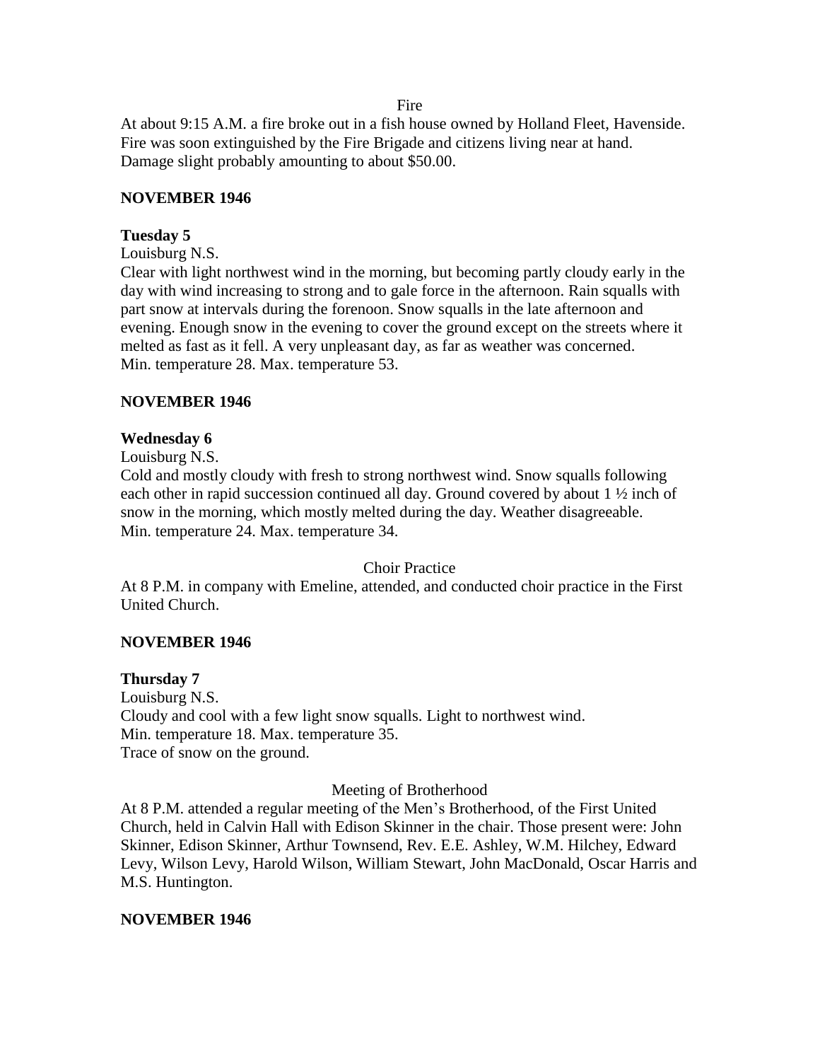Fire

At about 9:15 A.M. a fire broke out in a fish house owned by Holland Fleet, Havenside. Fire was soon extinguished by the Fire Brigade and citizens living near at hand. Damage slight probably amounting to about $50.00.

**NOVEMBER 1946**

**Tuesday 5**

Louisburg N.S.

Clear with light northwest wind in the morning, but becoming partly cloudy early in the day with wind increasing to strong and to gale force in the afternoon. Rain squalls with part snow at intervals during the forenoon. Snow squalls in the late afternoon and evening. Enough snow in the evening to cover the ground except on the streets where it melted as fast as it fell. A very unpleasant day, as far as weather was concerned.
Min. temperature 28. Max. temperature 53.

**NOVEMBER 1946**

**Wednesday 6**

Louisburg N.S.

Cold and mostly cloudy with fresh to strong northwest wind. Snow squalls following each other in rapid succession continued all day. Ground covered by about 1 ½ inch of snow in the morning, which mostly melted during the day. Weather disagreeable.
Min. temperature 24. Max. temperature 34.

Choir Practice

At 8 P.M. in company with Emeline, attended, and conducted choir practice in the First United Church.

**NOVEMBER 1946**

**Thursday 7**

Louisburg N.S.

Cloudy and cool with a few light snow squalls. Light to northwest wind.
Min. temperature 18. Max. temperature 35.
Trace of snow on the ground.

Meeting of Brotherhood

At 8 P.M. attended a regular meeting of the Men's Brotherhood, of the First United Church, held in Calvin Hall with Edison Skinner in the chair. Those present were: John Skinner, Edison Skinner, Arthur Townsend, Rev. E.E. Ashley, W.M. Hilchey, Edward Levy, Wilson Levy, Harold Wilson, William Stewart, John MacDonald, Oscar Harris and M.S. Huntington.

**NOVEMBER 1946**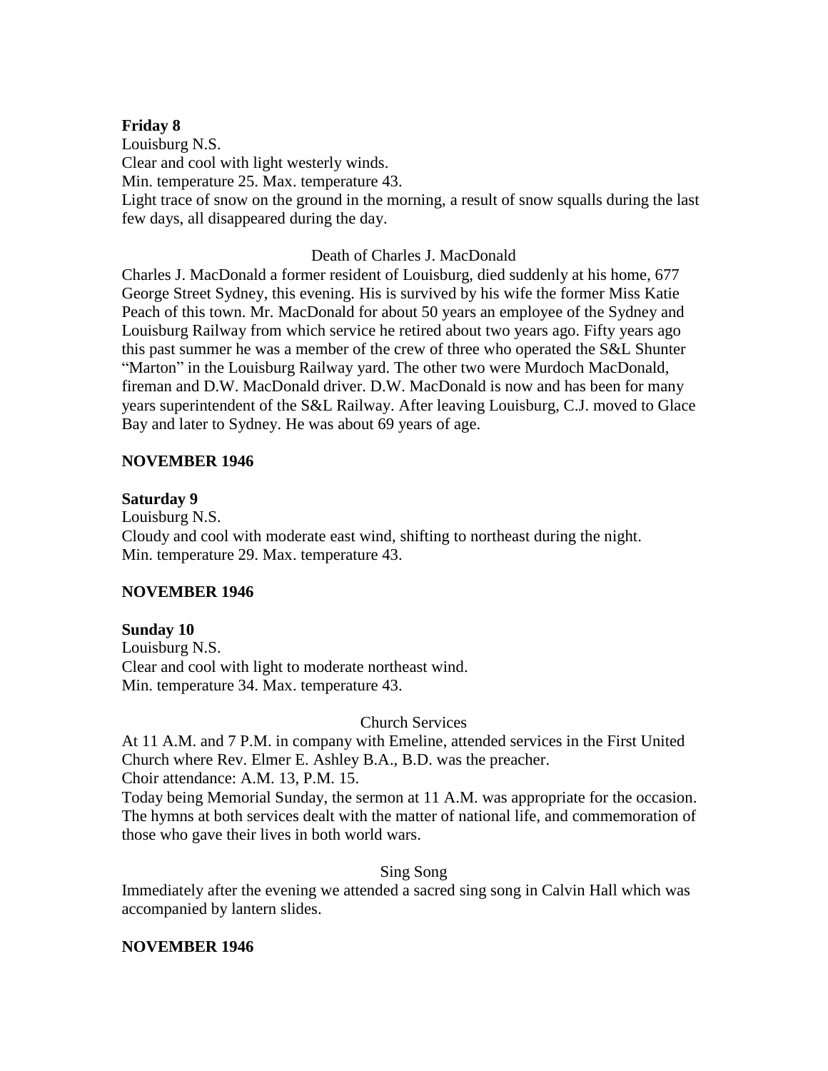**Friday 8**
Louisburg N.S.
Clear and cool with light westerly winds.
Min. temperature 25. Max. temperature 43.
Light trace of snow on the ground in the morning, a result of snow squalls during the last few days, all disappeared during the day.

Death of Charles J. MacDonald

Charles J. MacDonald a former resident of Louisburg, died suddenly at his home, 677 George Street Sydney, this evening. His is survived by his wife the former Miss Katie Peach of this town. Mr. MacDonald for about 50 years an employee of the Sydney and Louisburg Railway from which service he retired about two years ago. Fifty years ago this past summer he was a member of the crew of three who operated the S&L Shunter "Marton" in the Louisburg Railway yard. The other two were Murdoch MacDonald, fireman and D.W. MacDonald driver. D.W. MacDonald is now and has been for many years superintendent of the S&L Railway. After leaving Louisburg, C.J. moved to Glace Bay and later to Sydney. He was about 69 years of age.

**NOVEMBER 1946**

**Saturday 9**
Louisburg N.S.
Cloudy and cool with moderate east wind, shifting to northeast during the night.
Min. temperature 29. Max. temperature 43.

**NOVEMBER 1946**

**Sunday 10**
Louisburg N.S.
Clear and cool with light to moderate northeast wind.
Min. temperature 34. Max. temperature 43.

Church Services

At 11 A.M. and 7 P.M. in company with Emeline, attended services in the First United Church where Rev. Elmer E. Ashley B.A., B.D. was the preacher.
Choir attendance: A.M. 13, P.M. 15.
Today being Memorial Sunday, the sermon at 11 A.M. was appropriate for the occasion. The hymns at both services dealt with the matter of national life, and commemoration of those who gave their lives in both world wars.

Sing Song

Immediately after the evening we attended a sacred sing song in Calvin Hall which was accompanied by lantern slides.

**NOVEMBER 1946**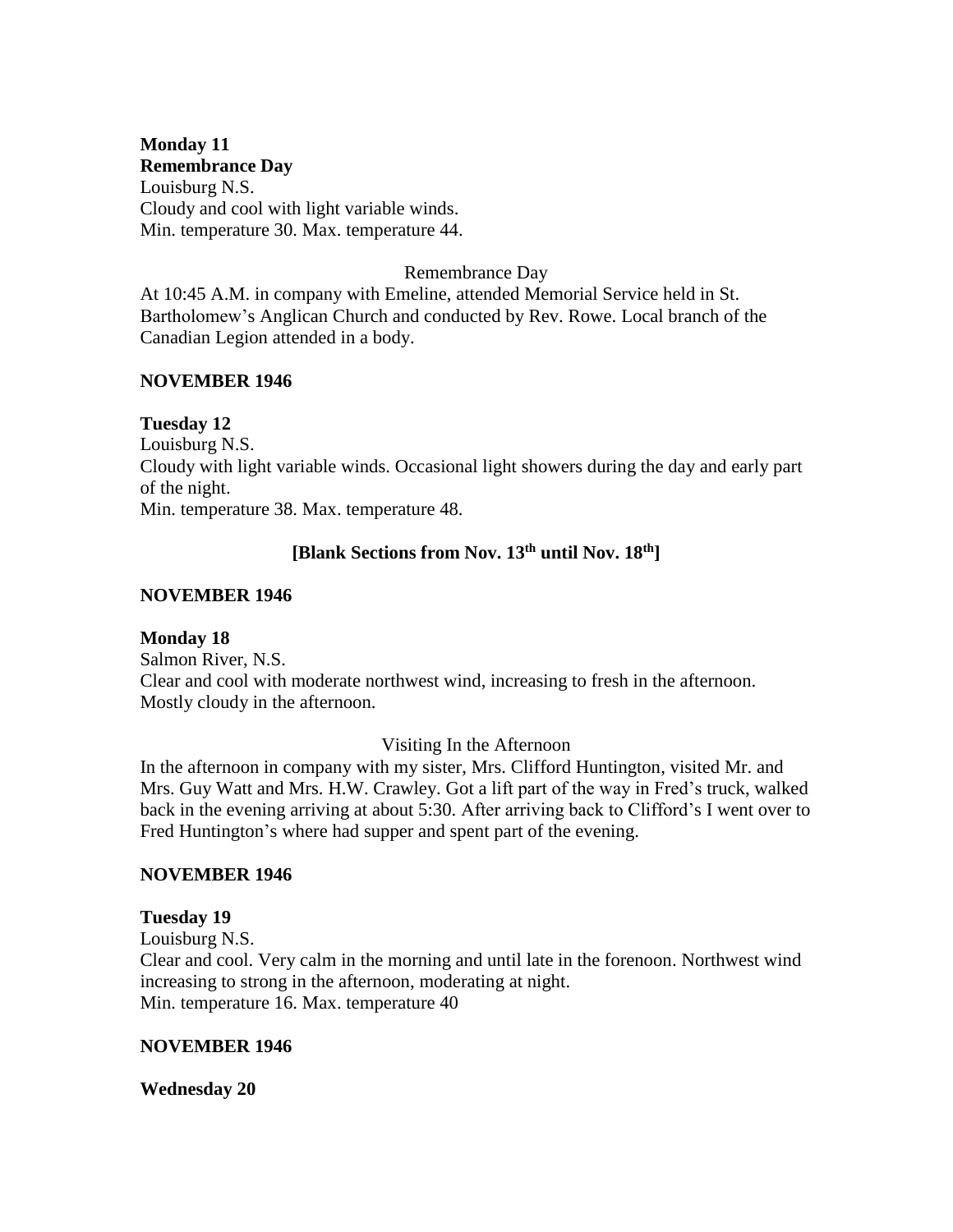**Monday 11**
**Remembrance Day**
Louisburg N.S.
Cloudy and cool with light variable winds.
Min. temperature 30. Max. temperature 44.

Remembrance Day

At 10:45 A.M. in company with Emeline, attended Memorial Service held in St. Bartholomew's Anglican Church and conducted by Rev. Rowe. Local branch of the Canadian Legion attended in a body.

**NOVEMBER 1946**

**Tuesday 12**
Louisburg N.S.
Cloudy with light variable winds. Occasional light showers during the day and early part of the night.
Min. temperature 38. Max. temperature 48.

**[Blank Sections from Nov. 13th until Nov. 18th]**

**NOVEMBER 1946**

**Monday 18**
Salmon River, N.S.
Clear and cool with moderate northwest wind, increasing to fresh in the afternoon. Mostly cloudy in the afternoon.

Visiting In the Afternoon

In the afternoon in company with my sister, Mrs. Clifford Huntington, visited Mr. and Mrs. Guy Watt and Mrs. H.W. Crawley. Got a lift part of the way in Fred's truck, walked back in the evening arriving at about 5:30. After arriving back to Clifford's I went over to Fred Huntington's where had supper and spent part of the evening.

**NOVEMBER 1946**

**Tuesday 19**
Louisburg N.S.
Clear and cool. Very calm in the morning and until late in the forenoon. Northwest wind increasing to strong in the afternoon, moderating at night.
Min. temperature 16. Max. temperature 40

**NOVEMBER 1946**

**Wednesday 20**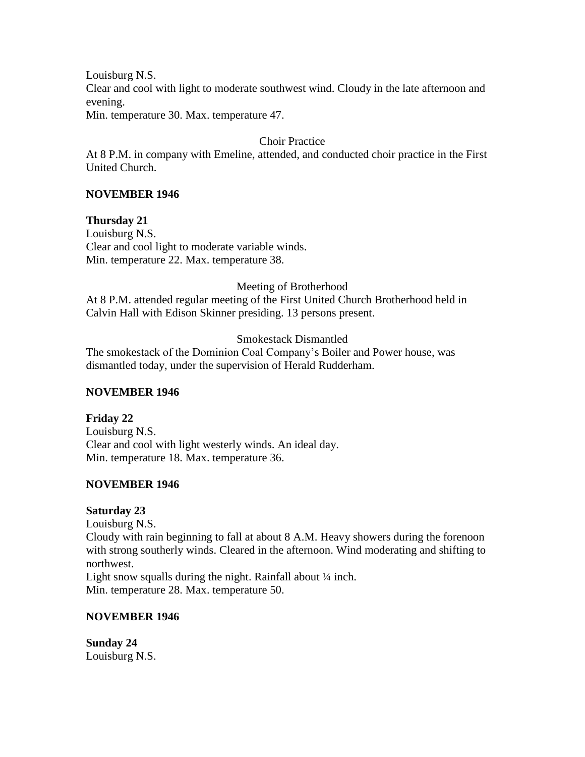Louisburg N.S.
Clear and cool with light to moderate southwest wind. Cloudy in the late afternoon and evening.
Min. temperature 30. Max. temperature 47.

Choir Practice

At 8 P.M. in company with Emeline, attended, and conducted choir practice in the First United Church.

**NOVEMBER 1946**

**Thursday 21**
Louisburg N.S.
Clear and cool light to moderate variable winds.
Min. temperature 22. Max. temperature 38.

Meeting of Brotherhood

At 8 P.M. attended regular meeting of the First United Church Brotherhood held in Calvin Hall with Edison Skinner presiding. 13 persons present.

Smokestack Dismantled

The smokestack of the Dominion Coal Company's Boiler and Power house, was dismantled today, under the supervision of Herald Rudderham.

**NOVEMBER 1946**

**Friday 22**
Louisburg N.S.
Clear and cool with light westerly winds. An ideal day.
Min. temperature 18. Max. temperature 36.

**NOVEMBER 1946**

**Saturday 23**
Louisburg N.S.
Cloudy with rain beginning to fall at about 8 A.M. Heavy showers during the forenoon with strong southerly winds. Cleared in the afternoon. Wind moderating and shifting to northwest.
Light snow squalls during the night. Rainfall about ¼ inch.
Min. temperature 28. Max. temperature 50.

**NOVEMBER 1946**

**Sunday 24**
Louisburg N.S.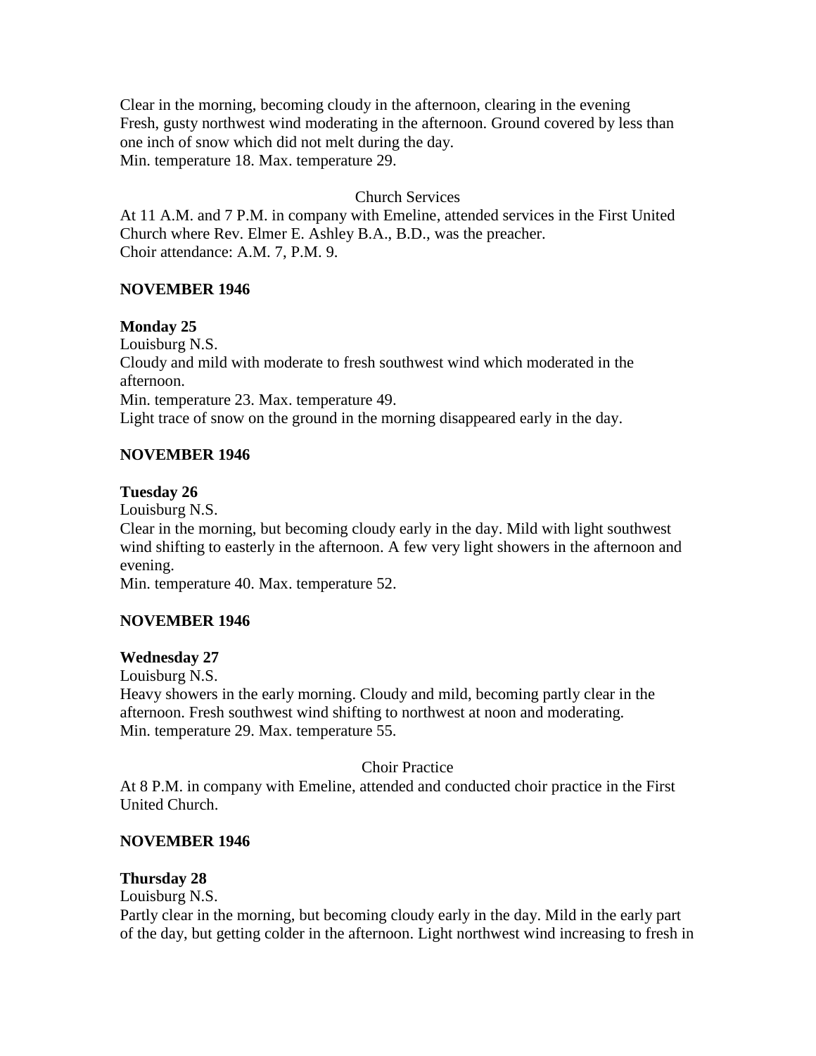Clear in the morning, becoming cloudy in the afternoon, clearing in the evening
Fresh, gusty northwest wind moderating in the afternoon. Ground covered by less than one inch of snow which did not melt during the day.
Min. temperature 18. Max. temperature 29.

Church Services

At 11 A.M. and 7 P.M. in company with Emeline, attended services in the First United Church where Rev. Elmer E. Ashley B.A., B.D., was the preacher.
Choir attendance: A.M. 7, P.M. 9.

**NOVEMBER 1946**

**Monday 25**
Louisburg N.S.
Cloudy and mild with moderate to fresh southwest wind which moderated in the afternoon.
Min. temperature 23. Max. temperature 49.
Light trace of snow on the ground in the morning disappeared early in the day.

**NOVEMBER 1946**

**Tuesday 26**
Louisburg N.S.
Clear in the morning, but becoming cloudy early in the day. Mild with light southwest wind shifting to easterly in the afternoon. A few very light showers in the afternoon and evening.
Min. temperature 40. Max. temperature 52.

**NOVEMBER 1946**

**Wednesday 27**
Louisburg N.S.
Heavy showers in the early morning. Cloudy and mild, becoming partly clear in the afternoon. Fresh southwest wind shifting to northwest at noon and moderating.
Min. temperature 29. Max. temperature 55.

Choir Practice

At 8 P.M. in company with Emeline, attended and conducted choir practice in the First United Church.

**NOVEMBER 1946**

**Thursday 28**
Louisburg N.S.
Partly clear in the morning, but becoming cloudy early in the day. Mild in the early part of the day, but getting colder in the afternoon. Light northwest wind increasing to fresh in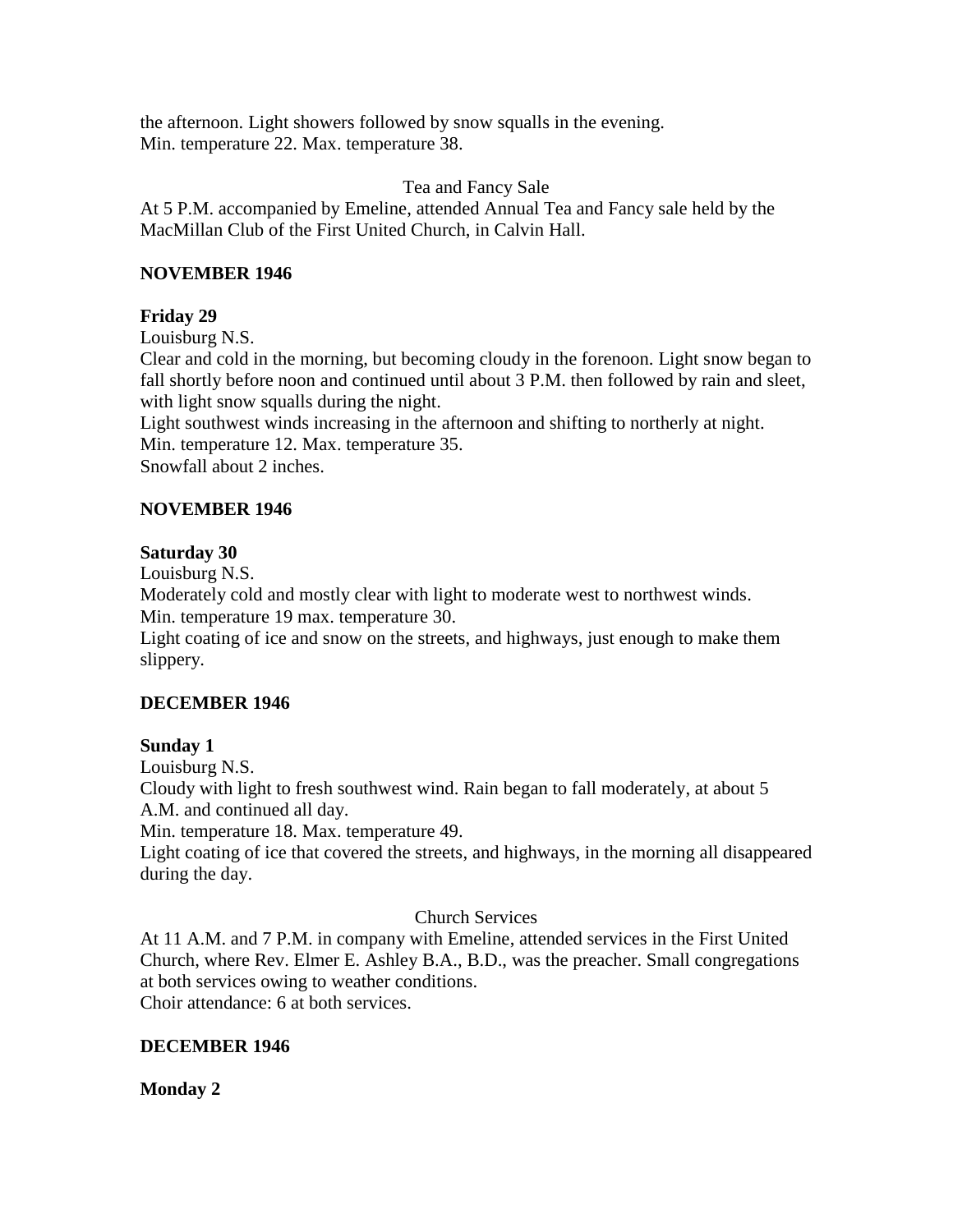the afternoon. Light showers followed by snow squalls in the evening.
Min. temperature 22. Max. temperature 38.

Tea and Fancy Sale

At 5 P.M. accompanied by Emeline, attended Annual Tea and Fancy sale held by the MacMillan Club of the First United Church, in Calvin Hall.

**NOVEMBER 1946**

**Friday 29**

Louisburg N.S.
Clear and cold in the morning, but becoming cloudy in the forenoon. Light snow began to fall shortly before noon and continued until about 3 P.M. then followed by rain and sleet, with light snow squalls during the night.
Light southwest winds increasing in the afternoon and shifting to northerly at night.
Min. temperature 12. Max. temperature 35.
Snowfall about 2 inches.

**NOVEMBER 1946**

**Saturday 30**

Louisburg N.S.
Moderately cold and mostly clear with light to moderate west to northwest winds.
Min. temperature 19 max. temperature 30.
Light coating of ice and snow on the streets, and highways, just enough to make them slippery.

**DECEMBER 1946**

**Sunday 1**

Louisburg N.S.
Cloudy with light to fresh southwest wind. Rain began to fall moderately, at about 5 A.M. and continued all day.
Min. temperature 18. Max. temperature 49.
Light coating of ice that covered the streets, and highways, in the morning all disappeared during the day.

Church Services

At 11 A.M. and 7 P.M. in company with Emeline, attended services in the First United Church, where Rev. Elmer E. Ashley B.A., B.D., was the preacher. Small congregations at both services owing to weather conditions.
Choir attendance: 6 at both services.

**DECEMBER 1946**

**Monday 2**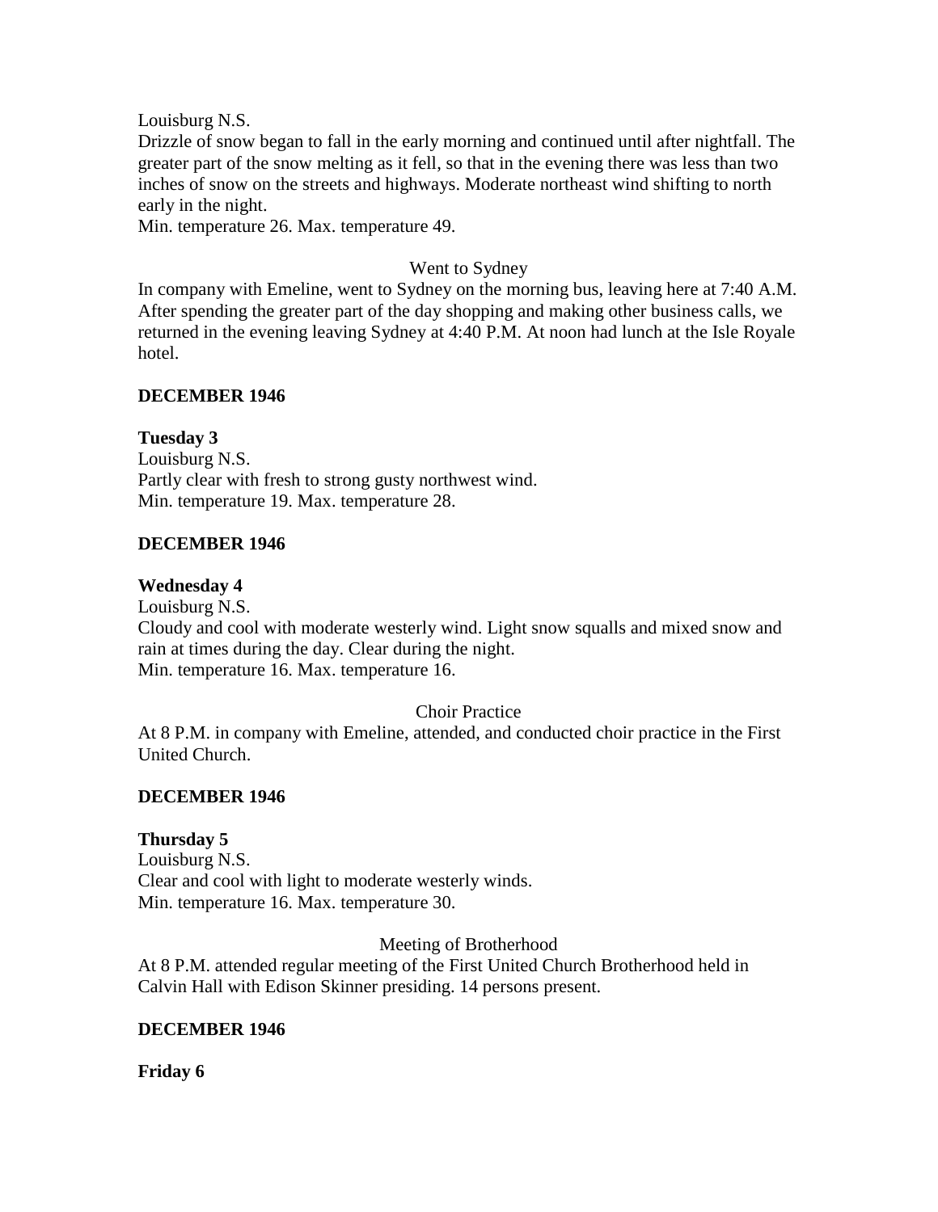Louisburg N.S.
Drizzle of snow began to fall in the early morning and continued until after nightfall. The greater part of the snow melting as it fell, so that in the evening there was less than two inches of snow on the streets and highways. Moderate northeast wind shifting to north early in the night.
Min. temperature 26. Max. temperature 49.

Went to Sydney

In company with Emeline, went to Sydney on the morning bus, leaving here at 7:40 A.M. After spending the greater part of the day shopping and making other business calls, we returned in the evening leaving Sydney at 4:40 P.M. At noon had lunch at the Isle Royale hotel.

**DECEMBER 1946**

**Tuesday 3**
Louisburg N.S.
Partly clear with fresh to strong gusty northwest wind.
Min. temperature 19. Max. temperature 28.

**DECEMBER 1946**

**Wednesday 4**
Louisburg N.S.
Cloudy and cool with moderate westerly wind. Light snow squalls and mixed snow and rain at times during the day. Clear during the night.
Min. temperature 16. Max. temperature 16.

Choir Practice

At 8 P.M. in company with Emeline, attended, and conducted choir practice in the First United Church.

**DECEMBER 1946**

**Thursday 5**
Louisburg N.S.
Clear and cool with light to moderate westerly winds.
Min. temperature 16. Max. temperature 30.

Meeting of Brotherhood

At 8 P.M. attended regular meeting of the First United Church Brotherhood held in Calvin Hall with Edison Skinner presiding. 14 persons present.

**DECEMBER 1946**

**Friday 6**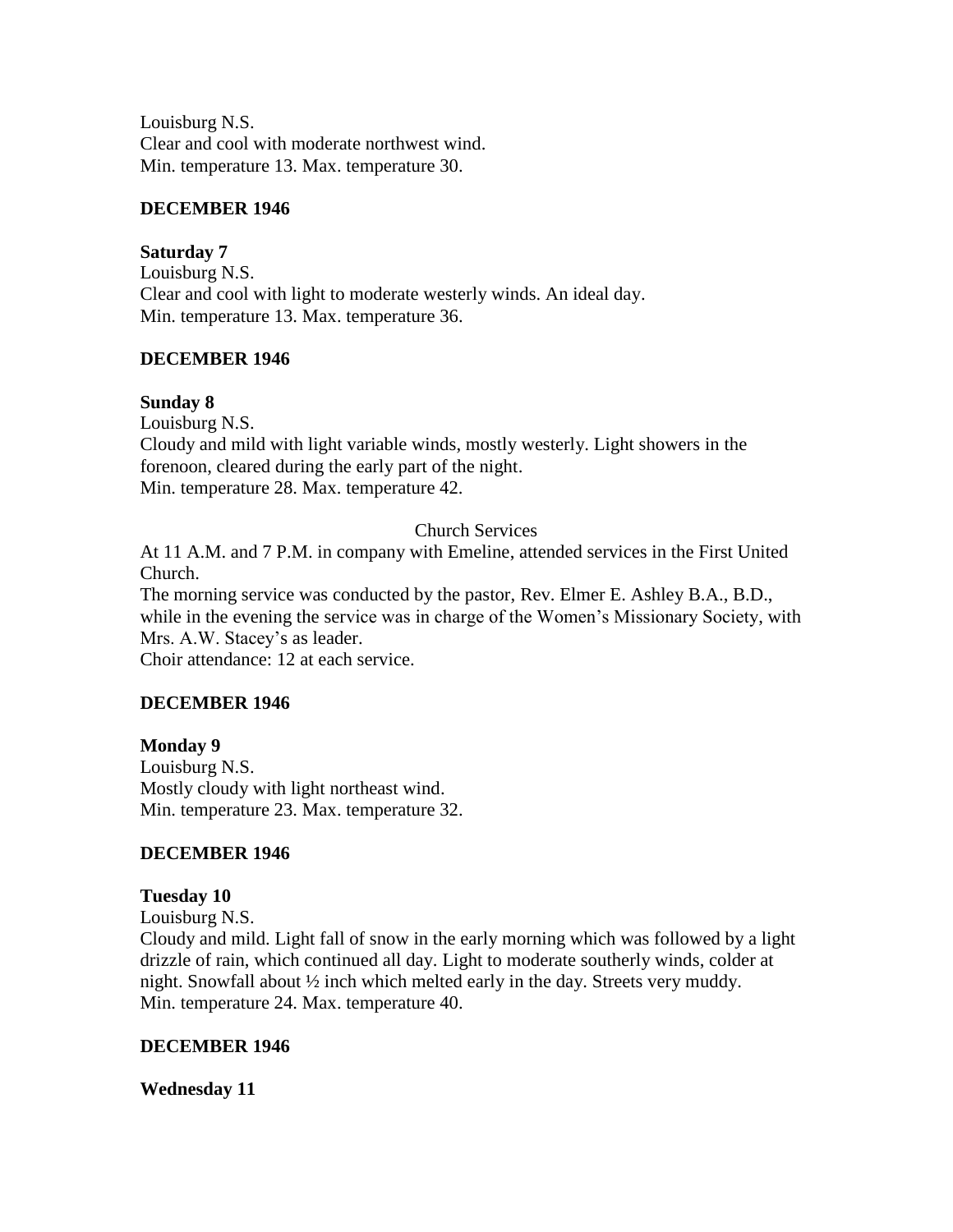Louisburg N.S.
Clear and cool with moderate northwest wind.
Min. temperature 13. Max. temperature 30.

**DECEMBER 1946**

**Saturday 7**
Louisburg N.S.
Clear and cool with light to moderate westerly winds. An ideal day.
Min. temperature 13. Max. temperature 36.

**DECEMBER 1946**

**Sunday 8**
Louisburg N.S.
Cloudy and mild with light variable winds, mostly westerly. Light showers in the forenoon, cleared during the early part of the night.
Min. temperature 28. Max. temperature 42.

Church Services

At 11 A.M. and 7 P.M. in company with Emeline, attended services in the First United Church.
The morning service was conducted by the pastor, Rev. Elmer E. Ashley B.A., B.D., while in the evening the service was in charge of the Women's Missionary Society, with Mrs. A.W. Stacey's as leader.
Choir attendance: 12 at each service.

**DECEMBER 1946**

**Monday 9**
Louisburg N.S.
Mostly cloudy with light northeast wind.
Min. temperature 23. Max. temperature 32.

**DECEMBER 1946**

**Tuesday 10**
Louisburg N.S.
Cloudy and mild. Light fall of snow in the early morning which was followed by a light drizzle of rain, which continued all day. Light to moderate southerly winds, colder at night. Snowfall about ½ inch which melted early in the day. Streets very muddy.
Min. temperature 24. Max. temperature 40.

**DECEMBER 1946**

**Wednesday 11**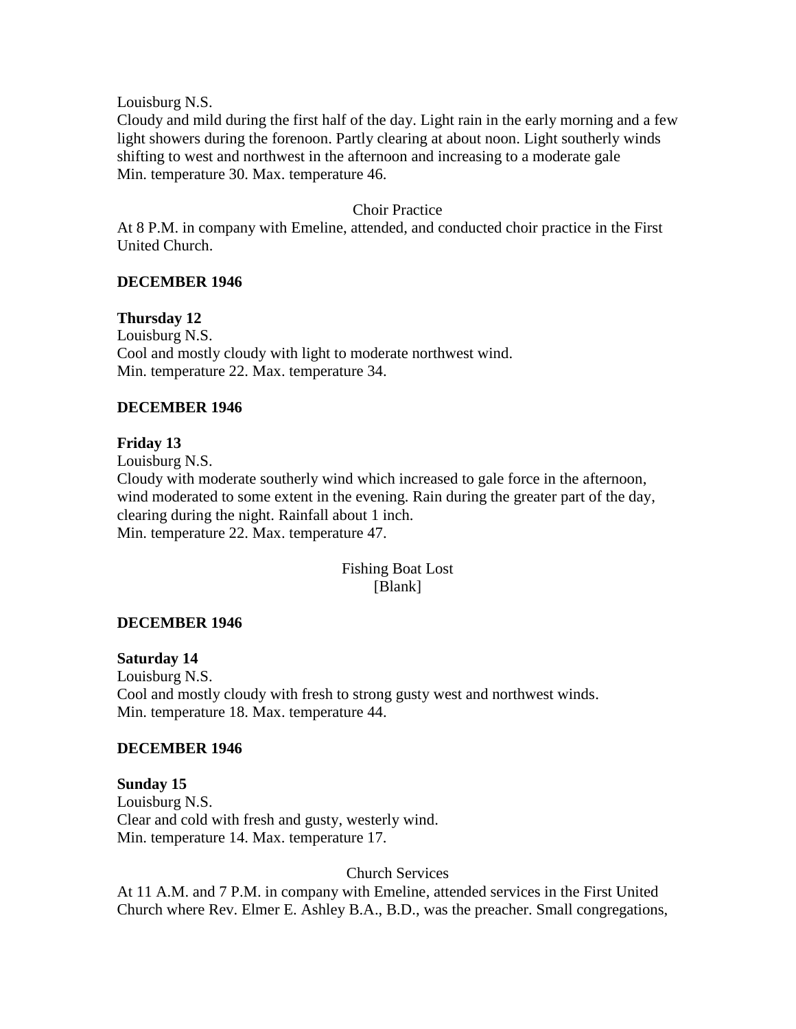Louisburg N.S.
Cloudy and mild during the first half of the day. Light rain in the early morning and a few light showers during the forenoon. Partly clearing at about noon. Light southerly winds shifting to west and northwest in the afternoon and increasing to a moderate gale
Min. temperature 30. Max. temperature 46.

Choir Practice

At 8 P.M. in company with Emeline, attended, and conducted choir practice in the First United Church.

**DECEMBER 1946**

**Thursday 12**
Louisburg N.S.
Cool and mostly cloudy with light to moderate northwest wind.
Min. temperature 22. Max. temperature 34.

**DECEMBER 1946**

**Friday 13**
Louisburg N.S.
Cloudy with moderate southerly wind which increased to gale force in the afternoon, wind moderated to some extent in the evening. Rain during the greater part of the day, clearing during the night. Rainfall about 1 inch.
Min. temperature 22. Max. temperature 47.

Fishing Boat Lost
[Blank]

**DECEMBER 1946**

**Saturday 14**
Louisburg N.S.
Cool and mostly cloudy with fresh to strong gusty west and northwest winds.
Min. temperature 18. Max. temperature 44.

**DECEMBER 1946**

**Sunday 15**
Louisburg N.S.
Clear and cold with fresh and gusty, westerly wind.
Min. temperature 14. Max. temperature 17.

Church Services

At 11 A.M. and 7 P.M. in company with Emeline, attended services in the First United Church where Rev. Elmer E. Ashley B.A., B.D., was the preacher. Small congregations,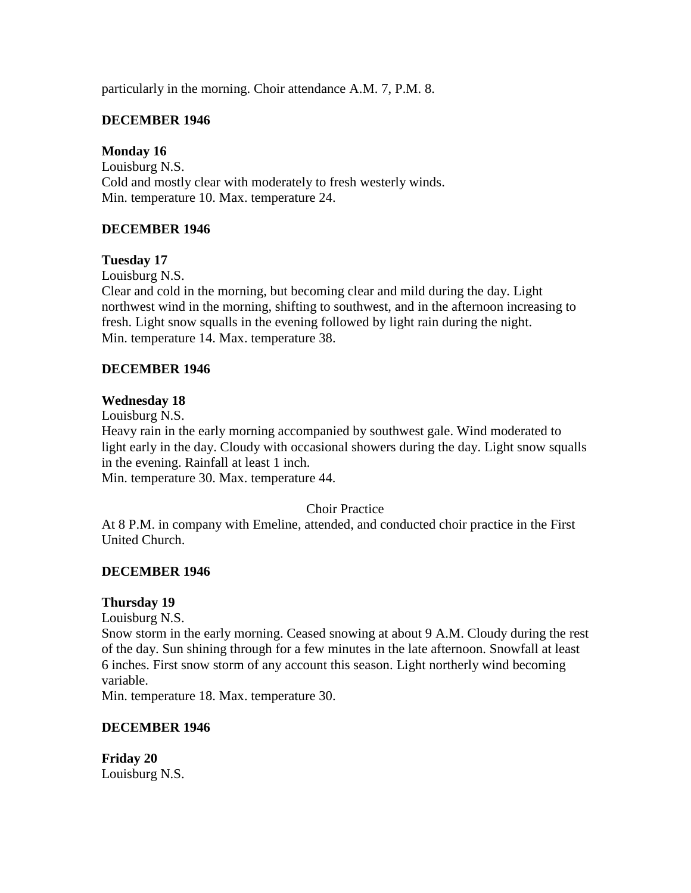particularly in the morning. Choir attendance A.M. 7, P.M. 8.

**DECEMBER 1946**

**Monday 16**
Louisburg N.S.
Cold and mostly clear with moderately to fresh westerly winds.
Min. temperature 10. Max. temperature 24.

**DECEMBER 1946**

**Tuesday 17**
Louisburg N.S.
Clear and cold in the morning, but becoming clear and mild during the day. Light northwest wind in the morning, shifting to southwest, and in the afternoon increasing to fresh. Light snow squalls in the evening followed by light rain during the night.
Min. temperature 14. Max. temperature 38.

**DECEMBER 1946**

**Wednesday 18**
Louisburg N.S.
Heavy rain in the early morning accompanied by southwest gale. Wind moderated to light early in the day. Cloudy with occasional showers during the day. Light snow squalls in the evening. Rainfall at least 1 inch.
Min. temperature 30. Max. temperature 44.

Choir Practice

At 8 P.M. in company with Emeline, attended, and conducted choir practice in the First United Church.

**DECEMBER 1946**

**Thursday 19**
Louisburg N.S.
Snow storm in the early morning. Ceased snowing at about 9 A.M. Cloudy during the rest of the day. Sun shining through for a few minutes in the late afternoon. Snowfall at least 6 inches. First snow storm of any account this season. Light northerly wind becoming variable.
Min. temperature 18. Max. temperature 30.

**DECEMBER 1946**

**Friday 20**
Louisburg N.S.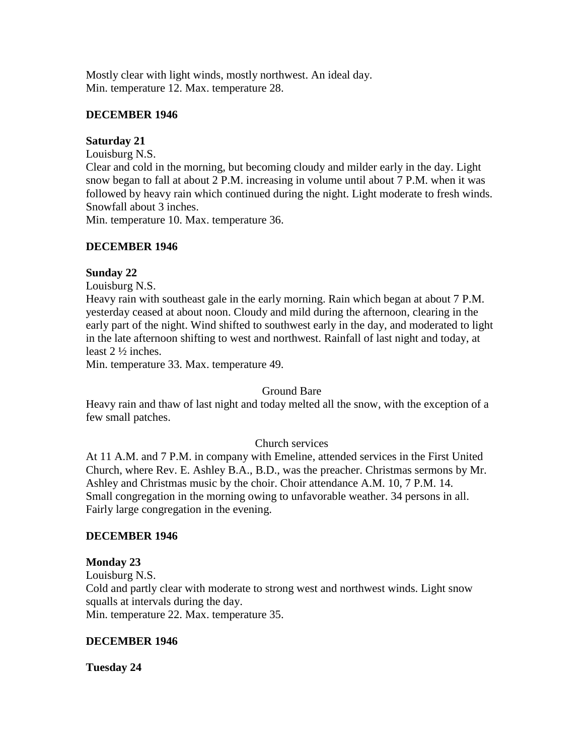Mostly clear with light winds, mostly northwest. An ideal day.
Min. temperature 12. Max. temperature 28.

**DECEMBER 1946**

**Saturday 21**

Louisburg N.S.
Clear and cold in the morning, but becoming cloudy and milder early in the day. Light snow began to fall at about 2 P.M. increasing in volume until about 7 P.M. when it was followed by heavy rain which continued during the night. Light moderate to fresh winds. Snowfall about 3 inches.
Min. temperature 10. Max. temperature 36.

**DECEMBER 1946**

**Sunday 22**

Louisburg N.S.
Heavy rain with southeast gale in the early morning. Rain which began at about 7 P.M. yesterday ceased at about noon. Cloudy and mild during the afternoon, clearing in the early part of the night. Wind shifted to southwest early in the day, and moderated to light in the late afternoon shifting to west and northwest. Rainfall of last night and today, at least 2 ½ inches.
Min. temperature 33. Max. temperature 49.

Ground Bare

Heavy rain and thaw of last night and today melted all the snow, with the exception of a few small patches.

Church services

At 11 A.M. and 7 P.M. in company with Emeline, attended services in the First United Church, where Rev. E. Ashley B.A., B.D., was the preacher. Christmas sermons by Mr. Ashley and Christmas music by the choir. Choir attendance A.M. 10, 7 P.M. 14. Small congregation in the morning owing to unfavorable weather. 34 persons in all. Fairly large congregation in the evening.

**DECEMBER 1946**

**Monday 23**

Louisburg N.S.
Cold and partly clear with moderate to strong west and northwest winds. Light snow squalls at intervals during the day.
Min. temperature 22. Max. temperature 35.

**DECEMBER 1946**

**Tuesday 24**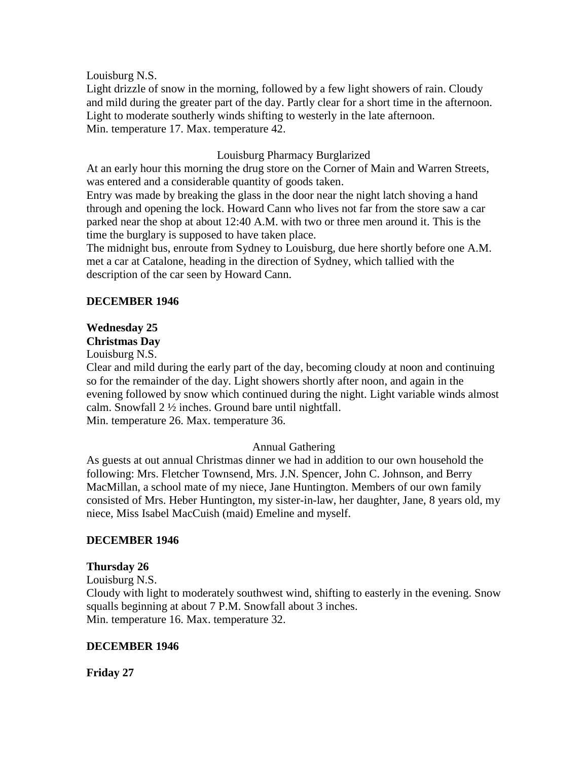Louisburg N.S.

Light drizzle of snow in the morning, followed by a few light showers of rain. Cloudy and mild during the greater part of the day. Partly clear for a short time in the afternoon. Light to moderate southerly winds shifting to westerly in the late afternoon.

Min. temperature 17. Max. temperature 42.

Louisburg Pharmacy Burglarized

At an early hour this morning the drug store on the Corner of Main and Warren Streets, was entered and a considerable quantity of goods taken.

Entry was made by breaking the glass in the door near the night latch shoving a hand through and opening the lock. Howard Cann who lives not far from the store saw a car parked near the shop at about 12:40 A.M. with two or three men around it. This is the time the burglary is supposed to have taken place.

The midnight bus, enroute from Sydney to Louisburg, due here shortly before one A.M. met a car at Catalone, heading in the direction of Sydney, which tallied with the description of the car seen by Howard Cann.

**DECEMBER 1946**

**Wednesday 25**
**Christmas Day**

Louisburg N.S.

Clear and mild during the early part of the day, becoming cloudy at noon and continuing so for the remainder of the day. Light showers shortly after noon, and again in the evening followed by snow which continued during the night. Light variable winds almost calm. Snowfall 2 ½ inches. Ground bare until nightfall.

Min. temperature 26. Max. temperature 36.

Annual Gathering

As guests at out annual Christmas dinner we had in addition to our own household the following: Mrs. Fletcher Townsend, Mrs. J.N. Spencer, John C. Johnson, and Berry MacMillan, a school mate of my niece, Jane Huntington. Members of our own family consisted of Mrs. Heber Huntington, my sister-in-law, her daughter, Jane, 8 years old, my niece, Miss Isabel MacCuish (maid) Emeline and myself.

**DECEMBER 1946**

**Thursday 26**

Louisburg N.S.

Cloudy with light to moderately southwest wind, shifting to easterly in the evening. Snow squalls beginning at about 7 P.M. Snowfall about 3 inches.

Min. temperature 16. Max. temperature 32.

**DECEMBER 1946**

**Friday 27**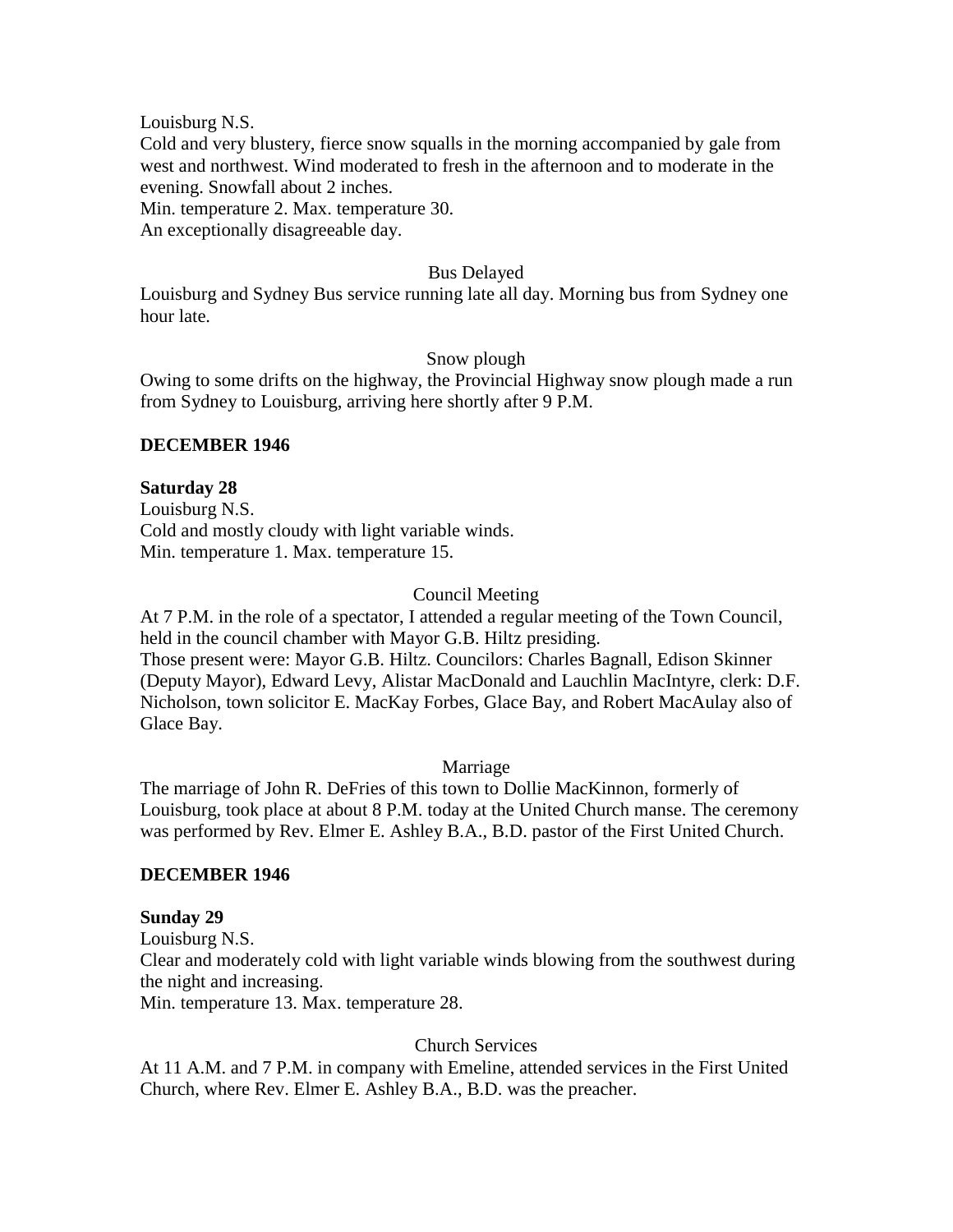Louisburg N.S.
Cold and very blustery, fierce snow squalls in the morning accompanied by gale from west and northwest. Wind moderated to fresh in the afternoon and to moderate in the evening. Snowfall about 2 inches.
Min. temperature 2. Max. temperature 30.
An exceptionally disagreeable day.

Bus Delayed

Louisburg and Sydney Bus service running late all day. Morning bus from Sydney one hour late.

Snow plough

Owing to some drifts on the highway, the Provincial Highway snow plough made a run from Sydney to Louisburg, arriving here shortly after 9 P.M.

**DECEMBER 1946**

**Saturday 28**
Louisburg N.S.
Cold and mostly cloudy with light variable winds.
Min. temperature 1. Max. temperature 15.

Council Meeting

At 7 P.M. in the role of a spectator, I attended a regular meeting of the Town Council, held in the council chamber with Mayor G.B. Hiltz presiding.
Those present were: Mayor G.B. Hiltz. Councilors: Charles Bagnall, Edison Skinner (Deputy Mayor), Edward Levy, Alistar MacDonald and Lauchlin MacIntyre, clerk: D.F. Nicholson, town solicitor E. MacKay Forbes, Glace Bay, and Robert MacAulay also of Glace Bay.

Marriage

The marriage of John R. DeFries of this town to Dollie MacKinnon, formerly of Louisburg, took place at about 8 P.M. today at the United Church manse. The ceremony was performed by Rev. Elmer E. Ashley B.A., B.D. pastor of the First United Church.

**DECEMBER 1946**

**Sunday 29**
Louisburg N.S.
Clear and moderately cold with light variable winds blowing from the southwest during the night and increasing.
Min. temperature 13. Max. temperature 28.

Church Services

At 11 A.M. and 7 P.M. in company with Emeline, attended services in the First United Church, where Rev. Elmer E. Ashley B.A., B.D. was the preacher.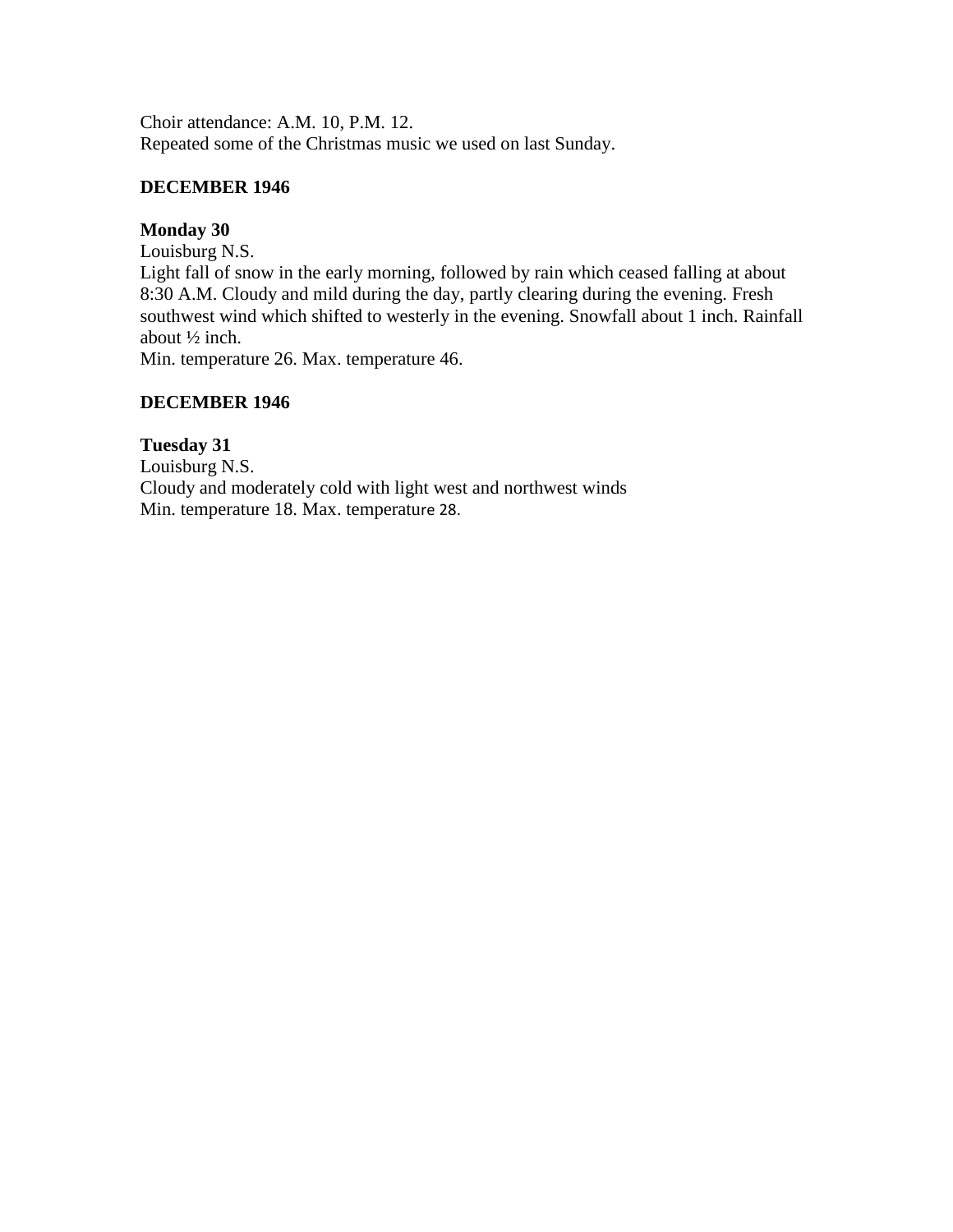Choir attendance: A.M. 10, P.M. 12.
Repeated some of the Christmas music we used on last Sunday.

**DECEMBER 1946**

**Monday 30**
Louisburg N.S.
Light fall of snow in the early morning, followed by rain which ceased falling at about 8:30 A.M. Cloudy and mild during the day, partly clearing during the evening. Fresh southwest wind which shifted to westerly in the evening. Snowfall about 1 inch. Rainfall about ½ inch.
Min. temperature 26. Max. temperature 46.

**DECEMBER 1946**

**Tuesday 31**
Louisburg N.S.
Cloudy and moderately cold with light west and northwest winds
Min. temperature 18. Max. temperature 28.